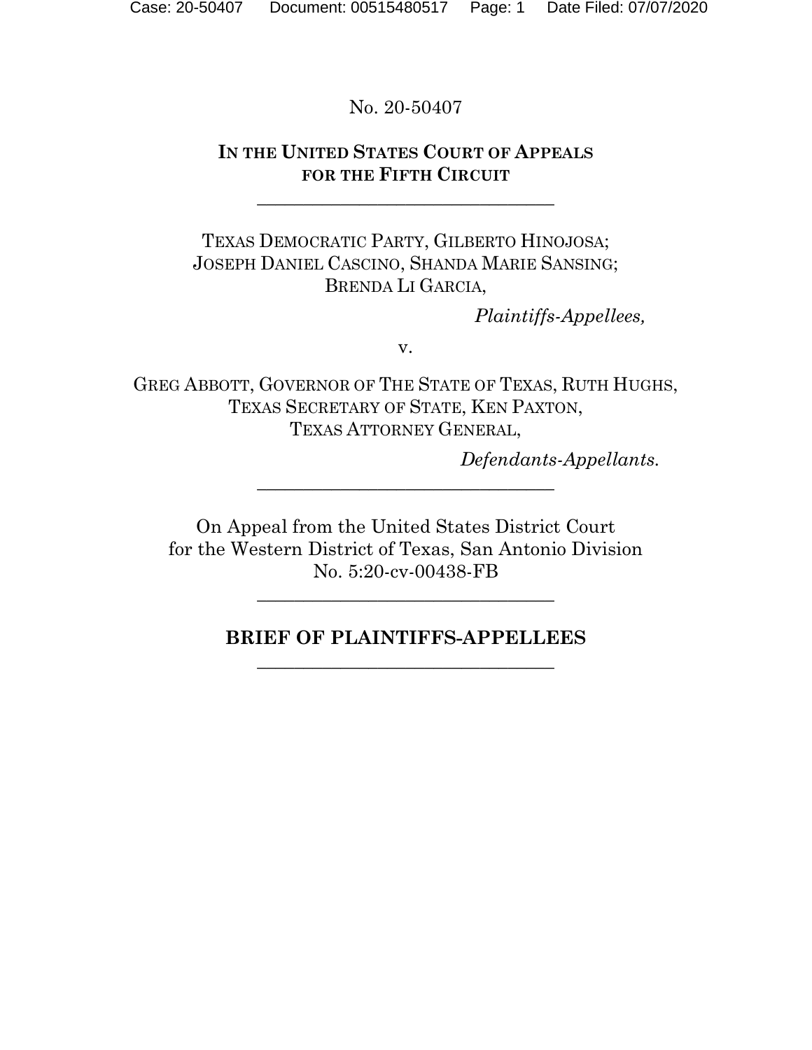No. 20-50407

**IN THE UNITED STATES COURT OF APPEALS FOR THE FIFTH CIRCUIT**

---

TEXAS DEMOCRATIC PARTY, GILBERTO HINOJOSA; JOSEPH DANIEL CASCINO, SHANDA MARIE SANSING; BRENDA LI GARCIA,

*Plaintiffs-Appellees,*

v.

GREG ABBOTT, GOVERNOR OF THE STATE OF TEXAS, RUTH HUGHS, TEXAS SECRETARY OF STATE, KEN PAXTON, TEXAS ATTORNEY GENERAL,

*Defendants-Appellants.*

---

On Appeal from the United States District Court for the Western District of Texas, San Antonio Division No. 5:20-cv-00438-FB

---

**BRIEF OF PLAINTIFFS-APPELLEES**

---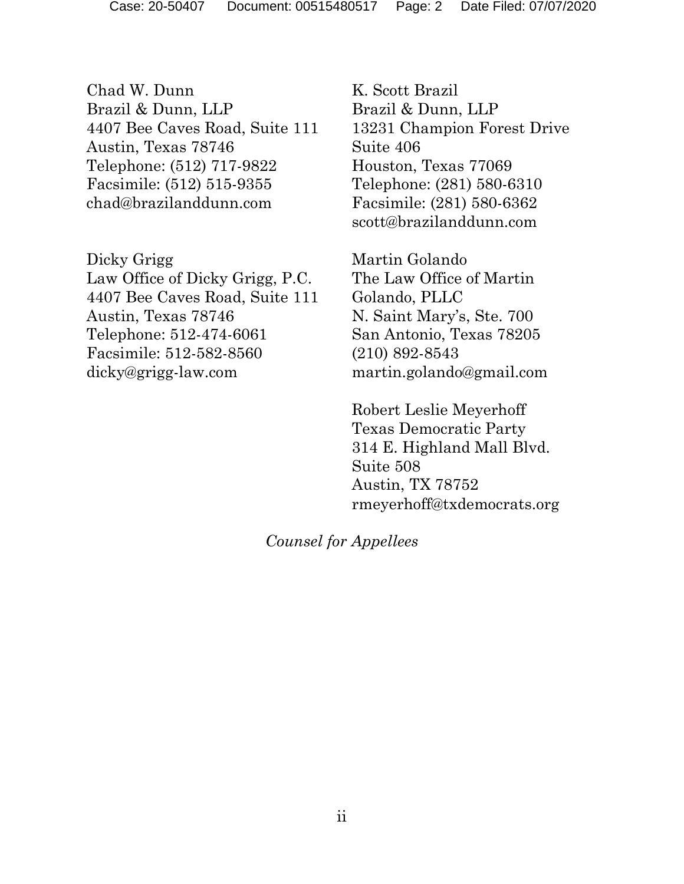Chad W. Dunn
Brazil & Dunn, LLP
4407 Bee Caves Road, Suite 111
Austin, Texas 78746
Telephone: (512) 717-9822
Facsimile: (512) 515-9355
chad@brazilanddunn.com

K. Scott Brazil
Brazil & Dunn, LLP
13231 Champion Forest Drive
Suite 406
Houston, Texas 77069
Telephone: (281) 580-6310
Facsimile: (281) 580-6362
scott@brazilanddunn.com

Dicky Grigg
Law Office of Dicky Grigg, P.C.
4407 Bee Caves Road, Suite 111
Austin, Texas 78746
Telephone: 512-474-6061
Facsimile: 512-582-8560
dicky@grigg-law.com

Martin Golando
The Law Office of Martin Golando, PLLC
N. Saint Mary's, Ste. 700
San Antonio, Texas 78205
(210) 892-8543
martin.golando@gmail.com

Robert Leslie Meyerhoff
Texas Democratic Party
314 E. Highland Mall Blvd.
Suite 508
Austin, TX 78752
rmeyerhoff@txdemocrats.org

*Counsel for Appellees*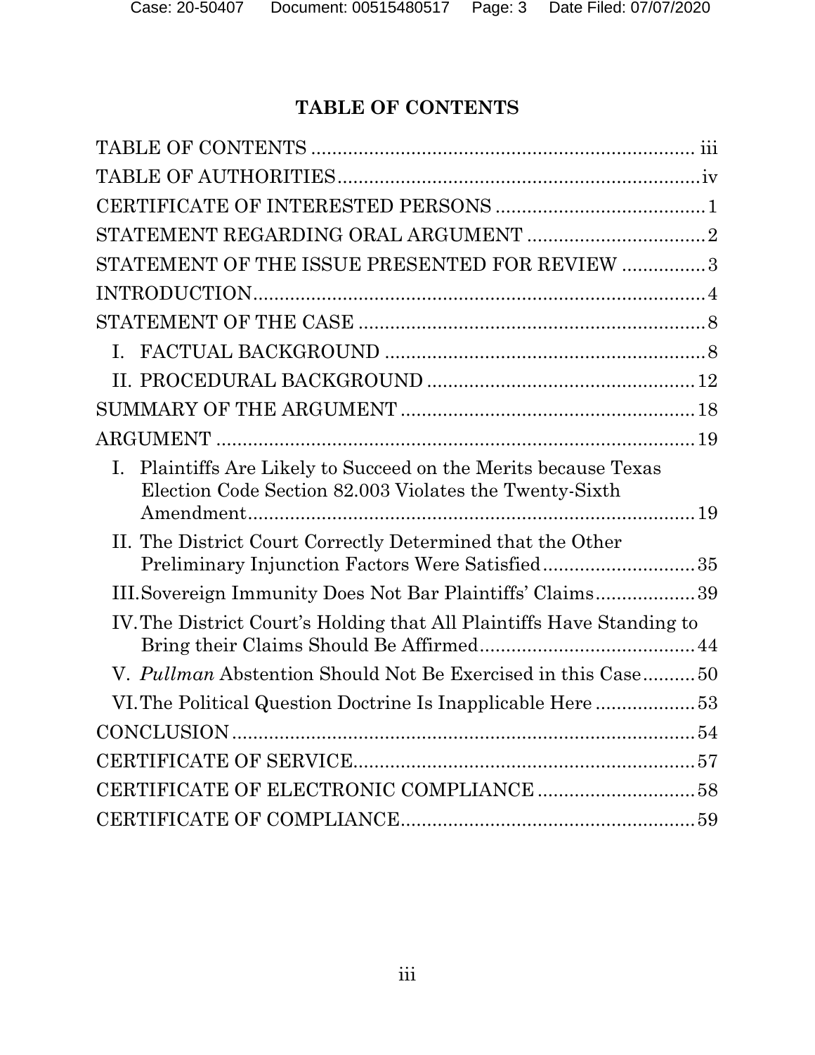# TABLE OF CONTENTS

| | |
|---|---|
| TABLE OF CONTENTS | iii |
| TABLE OF AUTHORITIES | iv |
| CERTIFICATE OF INTERESTED PERSONS | 1 |
| STATEMENT REGARDING ORAL ARGUMENT | 2 |
| STATEMENT OF THE ISSUE PRESENTED FOR REVIEW | 3 |
| INTRODUCTION | 4 |
| STATEMENT OF THE CASE | 8 |
| I. FACTUAL BACKGROUND | 8 |
| II. PROCEDURAL BACKGROUND | 12 |
| SUMMARY OF THE ARGUMENT | 18 |
| ARGUMENT | 19 |
| I. Plaintiffs Are Likely to Succeed on the Merits because Texas Election Code Section 82.003 Violates the Twenty-Sixth Amendment | 19 |
| II. The District Court Correctly Determined that the Other Preliminary Injunction Factors Were Satisfied | 35 |
| III. Sovereign Immunity Does Not Bar Plaintiffs' Claims | 39 |
| IV. The District Court's Holding that All Plaintiffs Have Standing to Bring their Claims Should Be Affirmed | 44 |
| V. *Pullman* Abstention Should Not Be Exercised in this Case | 50 |
| VI. The Political Question Doctrine Is Inapplicable Here | 53 |
| CONCLUSION | 54 |
| CERTIFICATE OF SERVICE | 57 |
| CERTIFICATE OF ELECTRONIC COMPLIANCE | 58 |
| CERTIFICATE OF COMPLIANCE | 59 |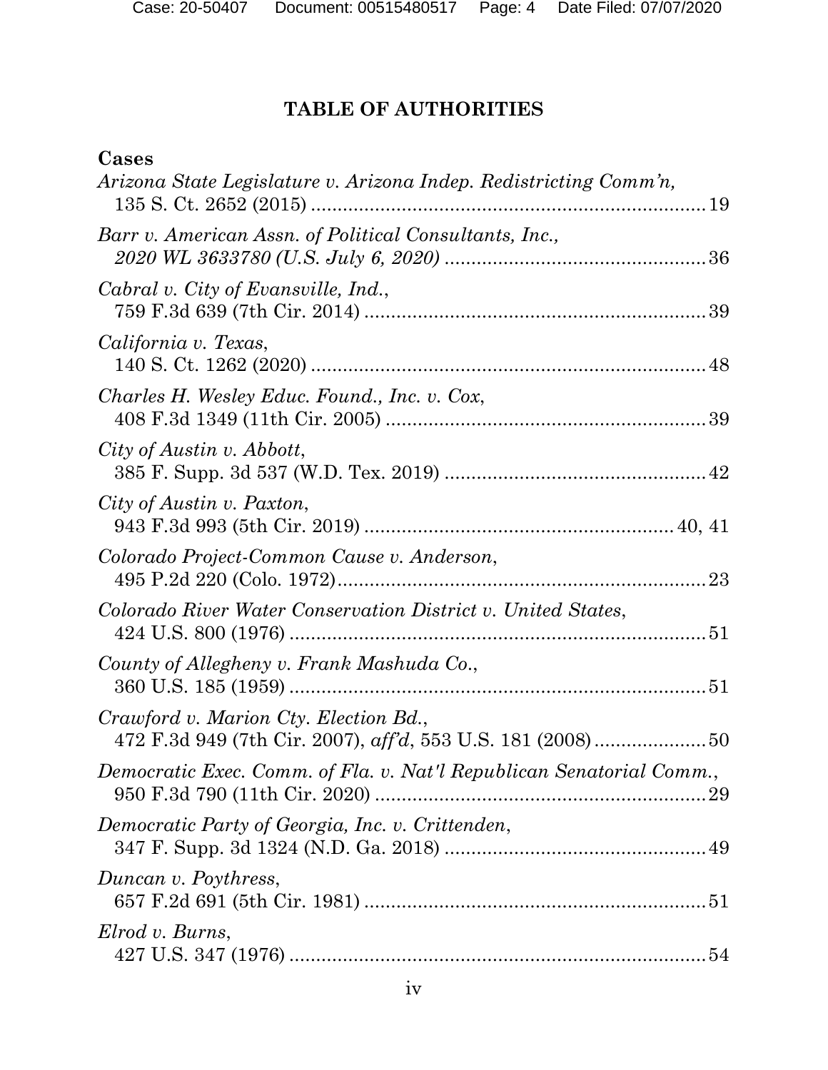# TABLE OF AUTHORITIES

**Cases**

*Arizona State Legislature v. Arizona Indep. Redistricting Comm'n*, 135 S. Ct. 2652 (2015) .......... 19

*Barr v. American Assn. of Political Consultants, Inc.*, *2020 WL 3633780 (U.S. July 6, 2020)* .......... 36

*Cabral v. City of Evansville, Ind.*, 759 F.3d 639 (7th Cir. 2014) .......... 39

*California v. Texas*, 140 S. Ct. 1262 (2020) .......... 48

*Charles H. Wesley Educ. Found., Inc. v. Cox*, 408 F.3d 1349 (11th Cir. 2005) .......... 39

*City of Austin v. Abbott*, 385 F. Supp. 3d 537 (W.D. Tex. 2019) .......... 42

*City of Austin v. Paxton*, 943 F.3d 993 (5th Cir. 2019) .......... 40, 41

*Colorado Project-Common Cause v. Anderson*, 495 P.2d 220 (Colo. 1972) .......... 23

*Colorado River Water Conservation District v. United States*, 424 U.S. 800 (1976) .......... 51

*County of Allegheny v. Frank Mashuda Co.*, 360 U.S. 185 (1959) .......... 51

*Crawford v. Marion Cty. Election Bd.*, 472 F.3d 949 (7th Cir. 2007), *aff'd*, 553 U.S. 181 (2008) .......... 50

*Democratic Exec. Comm. of Fla. v. Nat'l Republican Senatorial Comm.*, 950 F.3d 790 (11th Cir. 2020) .......... 29

*Democratic Party of Georgia, Inc. v. Crittenden*, 347 F. Supp. 3d 1324 (N.D. Ga. 2018) .......... 49

*Duncan v. Poythress*, 657 F.2d 691 (5th Cir. 1981) .......... 51

*Elrod v. Burns*, 427 U.S. 347 (1976) .......... 54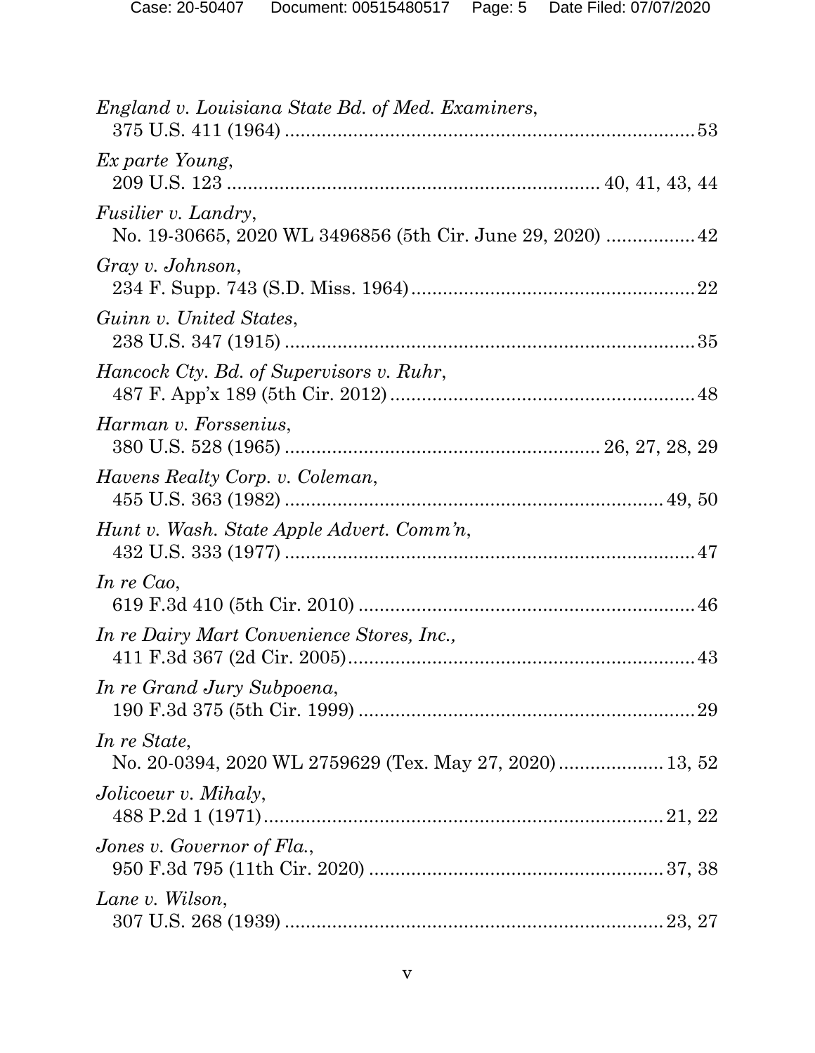*England v. Louisiana State Bd. of Med. Examiners*,
375 U.S. 411 (1964) ............................................................................ 53

*Ex parte Young*,
209 U.S. 123 .................................................................... 40, 41, 43, 44

*Fusilier v. Landry*,
No. 19-30665, 2020 WL 3496856 (5th Cir. June 29, 2020) ................ 42

*Gray v. Johnson*,
234 F. Supp. 743 (S.D. Miss. 1964) ..................................................... 22

*Guinn v. United States*,
238 U.S. 347 (1915) ............................................................................ 35

*Hancock Cty. Bd. of Supervisors v. Ruhr*,
487 F. App'x 189 (5th Cir. 2012) ......................................................... 48

*Harman v. Forssenius*,
380 U.S. 528 (1965) .......................................................... 26, 27, 28, 29

*Havens Realty Corp. v. Coleman*,
455 U.S. 363 (1982) ...................................................................... 49, 50

*Hunt v. Wash. State Apple Advert. Comm'n*,
432 U.S. 333 (1977) ............................................................................ 47

*In re Cao*,
619 F.3d 410 (5th Cir. 2010) ............................................................... 46

*In re Dairy Mart Convenience Stores, Inc.*,
411 F.3d 367 (2d Cir. 2005) ................................................................. 43

*In re Grand Jury Subpoena*,
190 F.3d 375 (5th Cir. 1999) ............................................................... 29

*In re State*,
No. 20-0394, 2020 WL 2759629 (Tex. May 27, 2020) ................... 13, 52

*Jolicoeur v. Mihaly*,
488 P.2d 1 (1971) .......................................................................... 21, 22

*Jones v. Governor of Fla.*,
950 F.3d 795 (11th Cir. 2020) ....................................................... 37, 38

*Lane v. Wilson*,
307 U.S. 268 (1939) ...................................................................... 23, 27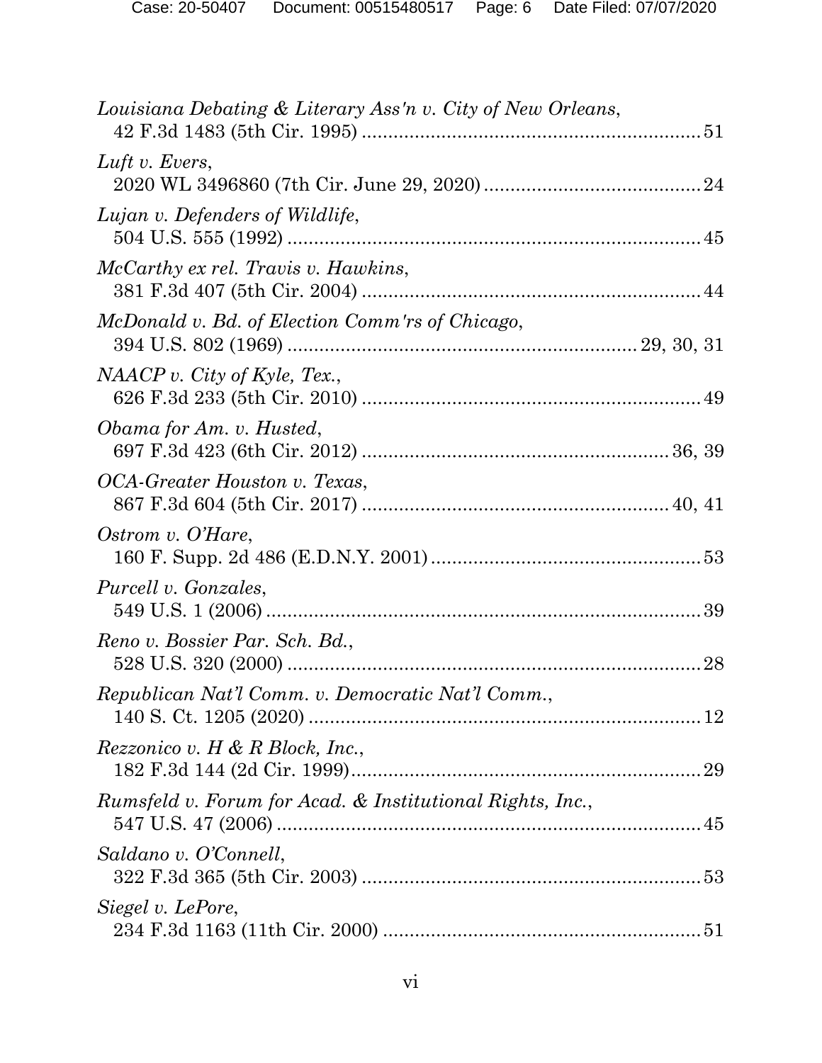*Louisiana Debating & Literary Ass'n v. City of New Orleans*,
42 F.3d 1483 (5th Cir. 1995) .............................................................. 51

*Luft v. Evers*,
2020 WL 3496860 (7th Cir. June 29, 2020) ........................................ 24

*Lujan v. Defenders of Wildlife*,
504 U.S. 555 (1992) ............................................................................ 45

*McCarthy ex rel. Travis v. Hawkins*,
381 F.3d 407 (5th Cir. 2004) .............................................................. 44

*McDonald v. Bd. of Election Comm'rs of Chicago*,
394 U.S. 802 (1969) .............................................................. 29, 30, 31

*NAACP v. City of Kyle, Tex.*,
626 F.3d 233 (5th Cir. 2010) .............................................................. 49

*Obama for Am. v. Husted*,
697 F.3d 423 (6th Cir. 2012) ........................................................ 36, 39

*OCA-Greater Houston v. Texas*,
867 F.3d 604 (5th Cir. 2017) ........................................................ 40, 41

*Ostrom v. O'Hare*,
160 F. Supp. 2d 486 (E.D.N.Y. 2001) .................................................. 53

*Purcell v. Gonzales*,
549 U.S. 1 (2006) ................................................................................ 39

*Reno v. Bossier Par. Sch. Bd.*,
528 U.S. 320 (2000) ............................................................................ 28

*Republican Nat'l Comm. v. Democratic Nat'l Comm.*,
140 S. Ct. 1205 (2020) ........................................................................ 12

*Rezzonico v. H & R Block, Inc.*,
182 F.3d 144 (2d Cir. 1999)................................................................. 29

*Rumsfeld v. Forum for Acad. & Institutional Rights, Inc.*,
547 U.S. 47 (2006) .............................................................................. 45

*Saldano v. O'Connell*,
322 F.3d 365 (5th Cir. 2003) .............................................................. 53

*Siegel v. LePore*,
234 F.3d 1163 (11th Cir. 2000) .......................................................... 51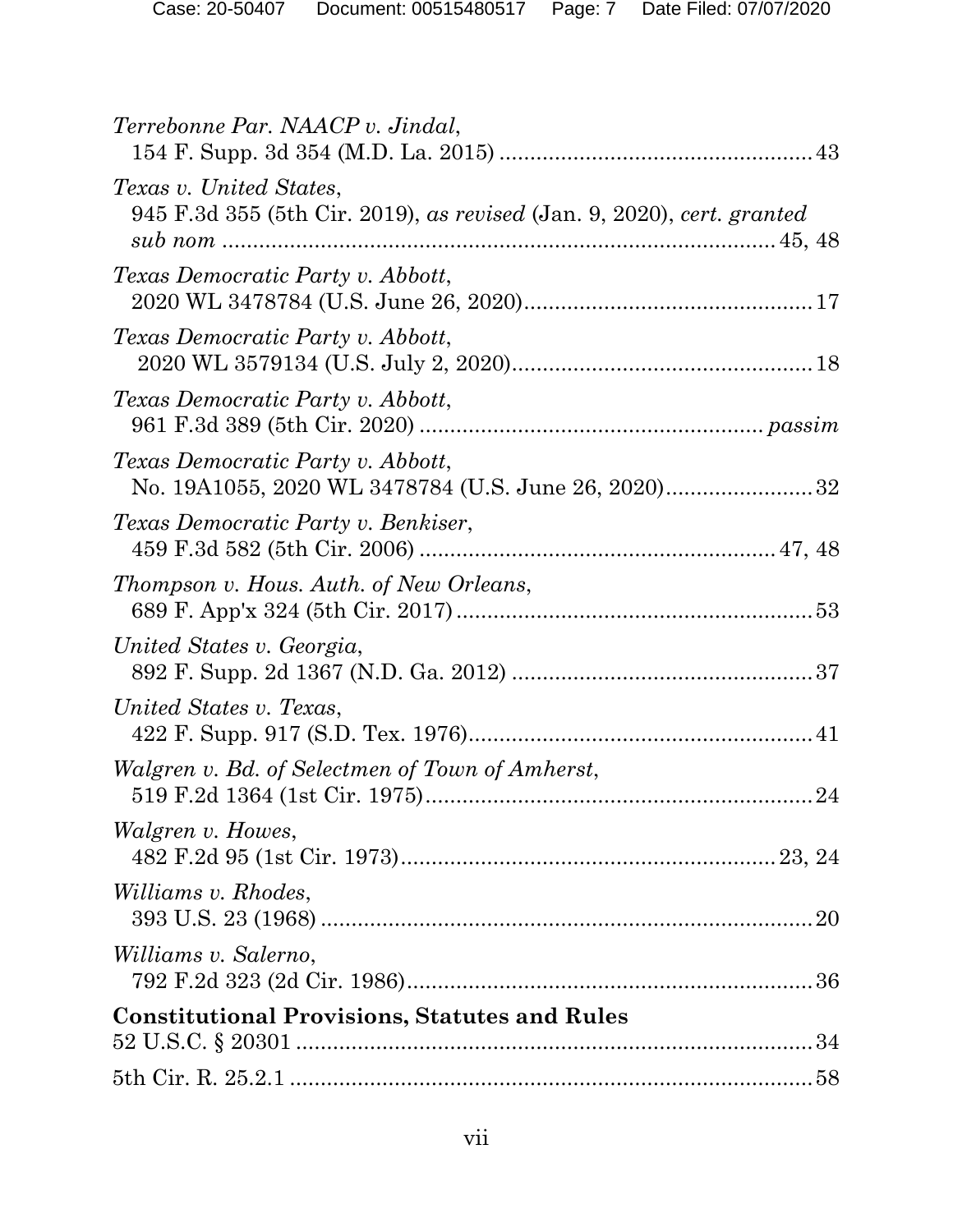*Terrebonne Par. NAACP v. Jindal*,
154 F. Supp. 3d 354 (M.D. La. 2015) .................................................. 43

*Texas v. United States*,
945 F.3d 355 (5th Cir. 2019), *as revised* (Jan. 9, 2020), *cert. granted sub nom* ........................................................................ 45, 48

*Texas Democratic Party v. Abbott*,
2020 WL 3478784 (U.S. June 26, 2020).............................................. 17

*Texas Democratic Party v. Abbott*,
2020 WL 3579134 (U.S. July 2, 2020)................................................ 18

*Texas Democratic Party v. Abbott*,
961 F.3d 389 (5th Cir. 2020) ...................................................... *passim*

*Texas Democratic Party v. Abbott*,
No. 19A1055, 2020 WL 3478784 (U.S. June 26, 2020)........................ 32

*Texas Democratic Party v. Benkiser*,
459 F.3d 582 (5th Cir. 2006) ......................................................... 47, 48

*Thompson v. Hous. Auth. of New Orleans*,
689 F. App'x 324 (5th Cir. 2017) ......................................................... 53

*United States v. Georgia*,
892 F. Supp. 2d 1367 (N.D. Ga. 2012) ................................................ 37

*United States v. Texas*,
422 F. Supp. 917 (S.D. Tex. 1976)....................................................... 41

*Walgren v. Bd. of Selectmen of Town of Amherst*,
519 F.2d 1364 (1st Cir. 1975).............................................................. 24

*Walgren v. Howes*,
482 F.2d 95 (1st Cir. 1973)............................................................ 23, 24

*Williams v. Rhodes*,
393 U.S. 23 (1968) ............................................................................... 20

*Williams v. Salerno*,
792 F.2d 323 (2d Cir. 1986)................................................................. 36

**Constitutional Provisions, Statutes and Rules**

52 U.S.C. § 20301 .................................................................................... 34

5th Cir. R. 25.2.1 ...................................................................................... 58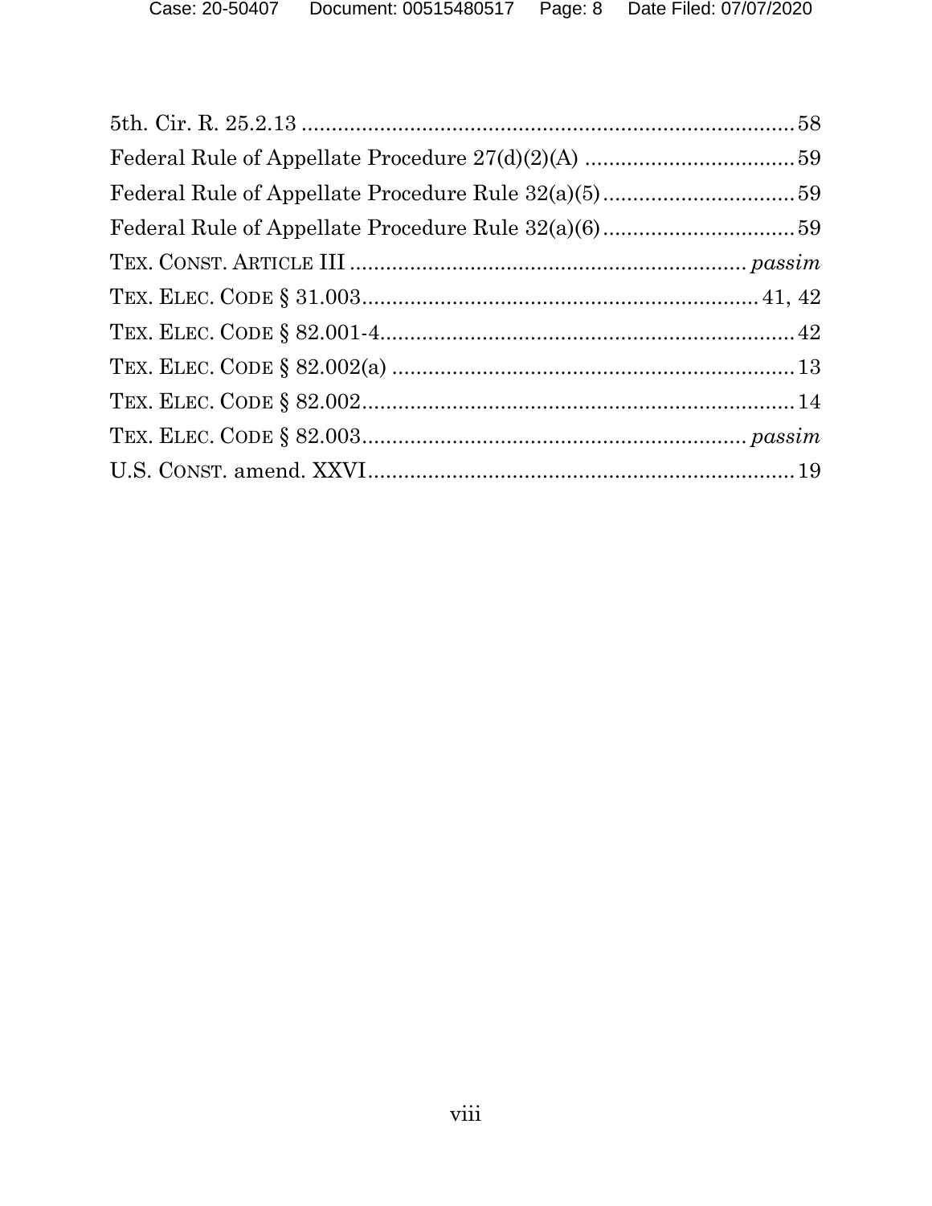5th. Cir. R. 25.2.13 .................................................................................. 58

Federal Rule of Appellate Procedure 27(d)(2)(A) .................................. 59

Federal Rule of Appellate Procedure Rule 32(a)(5) ................................ 59

Federal Rule of Appellate Procedure Rule 32(a)(6) ................................ 59

TEX. CONST. ARTICLE III ................................................................. *passim*

TEX. ELEC. CODE § 31.003.................................................................. 41, 42

TEX. ELEC. CODE § 82.001-4.................................................................... 42

TEX. ELEC. CODE § 82.002(a) .................................................................. 13

TEX. ELEC. CODE § 82.002........................................................................ 14

TEX. ELEC. CODE § 82.003............................................................... *passim*

U.S. CONST. amend. XXVI....................................................................... 19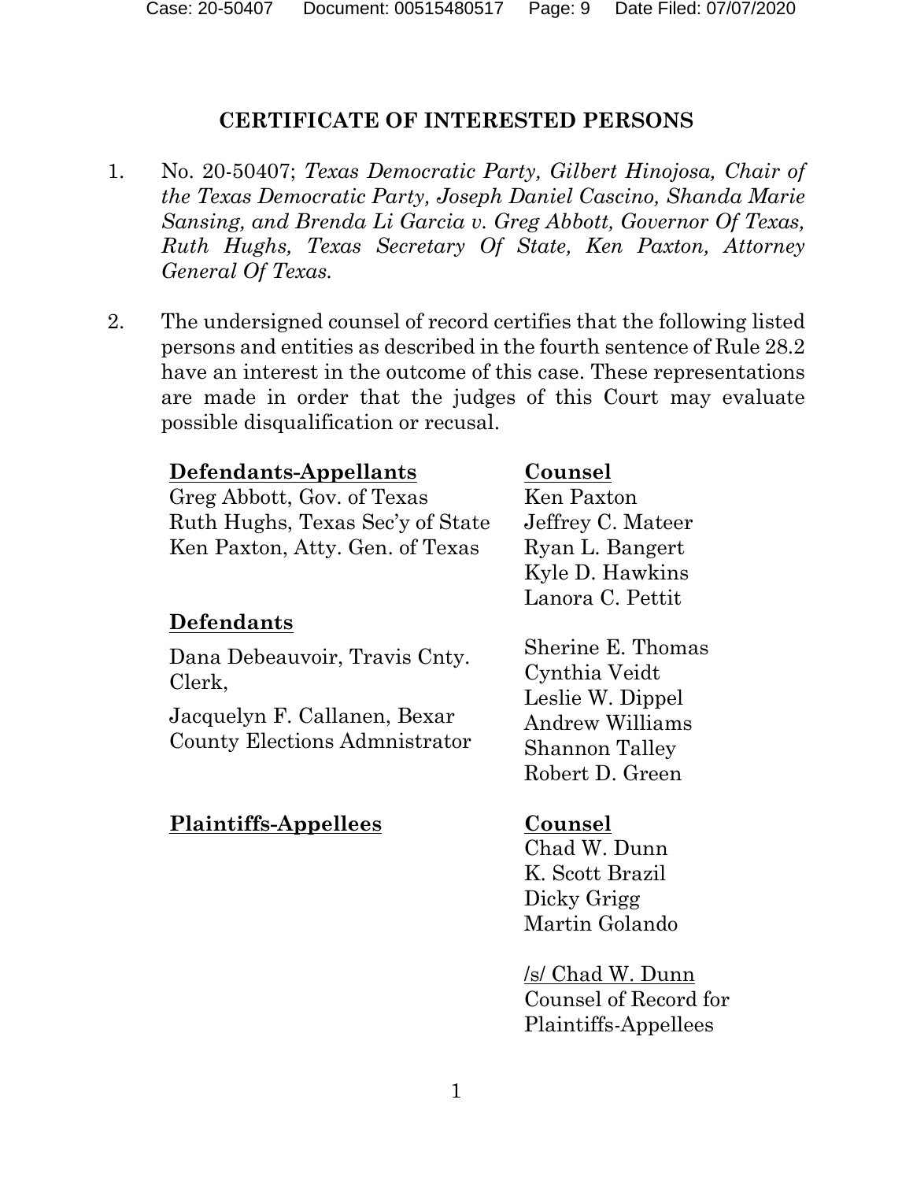## CERTIFICATE OF INTERESTED PERSONS

1. No. 20-50407; *Texas Democratic Party, Gilbert Hinojosa, Chair of the Texas Democratic Party, Joseph Daniel Cascino, Shanda Marie Sansing, and Brenda Li Garcia v. Greg Abbott, Governor Of Texas, Ruth Hughs, Texas Secretary Of State, Ken Paxton, Attorney General Of Texas.*

2. The undersigned counsel of record certifies that the following listed persons and entities as described in the fourth sentence of Rule 28.2 have an interest in the outcome of this case. These representations are made in order that the judges of this Court may evaluate possible disqualification or recusal.

| <u>**Defendants-Appellants**</u> | <u>**Counsel**</u> |
|---|---|
| Greg Abbott, Gov. of Texas<br>Ruth Hughs, Texas Sec'y of State<br>Ken Paxton, Atty. Gen. of Texas | Ken Paxton<br>Jeffrey C. Mateer<br>Ryan L. Bangert<br>Kyle D. Hawkins<br>Lanora C. Pettit |
| <u>**Defendants**</u> | |
| Dana Debeauvoir, Travis Cnty. Clerk,<br><br>Jacquelyn F. Callanen, Bexar County Elections Admnistrator | Sherine E. Thomas<br>Cynthia Veidt<br>Leslie W. Dippel<br>Andrew Williams<br>Shannon Talley<br>Robert D. Green |
| <u>**Plaintiffs-Appellees**</u> | <u>**Counsel**</u><br>Chad W. Dunn<br>K. Scott Brazil<br>Dicky Grigg<br>Martin Golando |

/s/ Chad W. Dunn
Counsel of Record for Plaintiffs-Appellees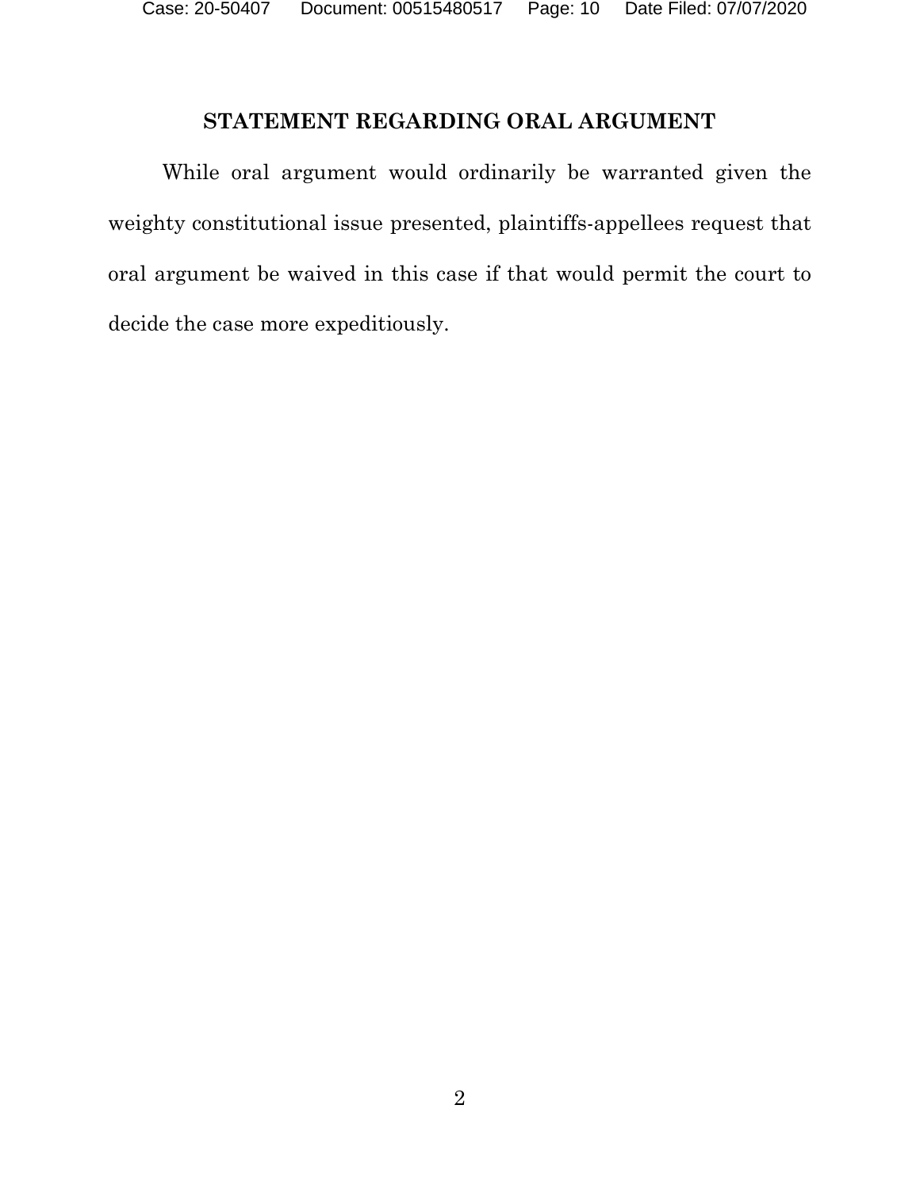## STATEMENT REGARDING ORAL ARGUMENT

While oral argument would ordinarily be warranted given the weighty constitutional issue presented, plaintiffs-appellees request that oral argument be waived in this case if that would permit the court to decide the case more expeditiously.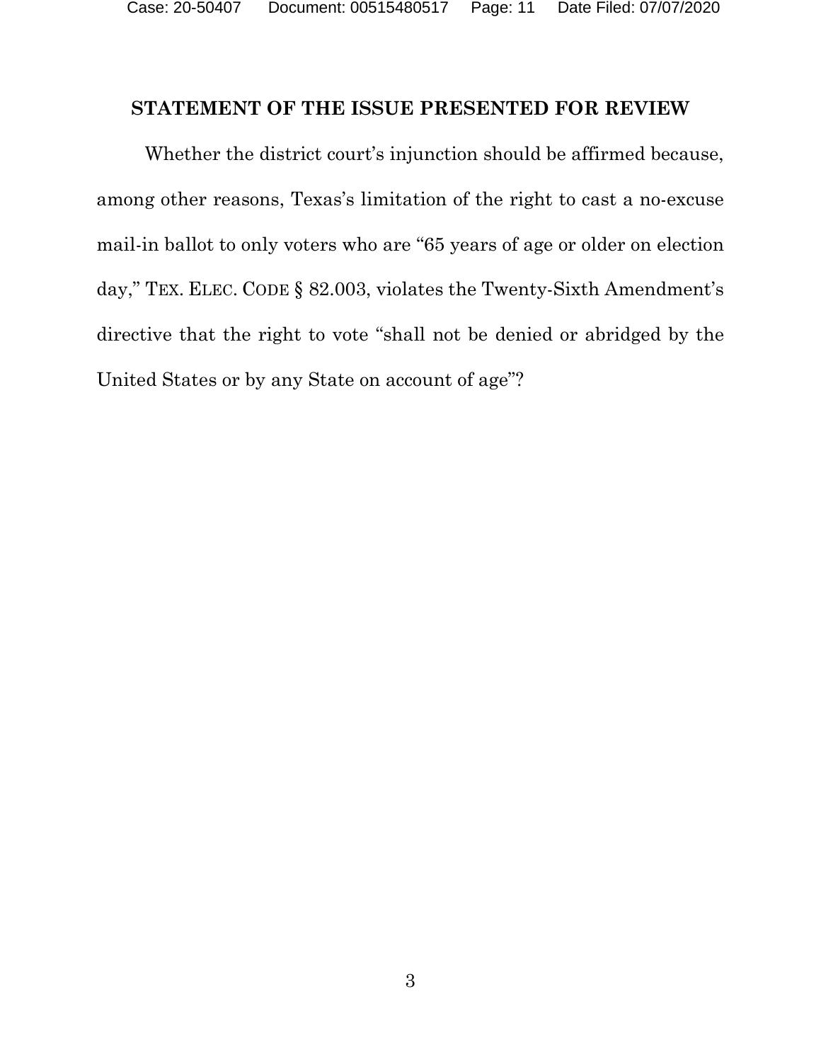## STATEMENT OF THE ISSUE PRESENTED FOR REVIEW

Whether the district court's injunction should be affirmed because, among other reasons, Texas's limitation of the right to cast a no-excuse mail-in ballot to only voters who are "65 years of age or older on election day," TEX. ELEC. CODE § 82.003, violates the Twenty-Sixth Amendment's directive that the right to vote "shall not be denied or abridged by the United States or by any State on account of age"?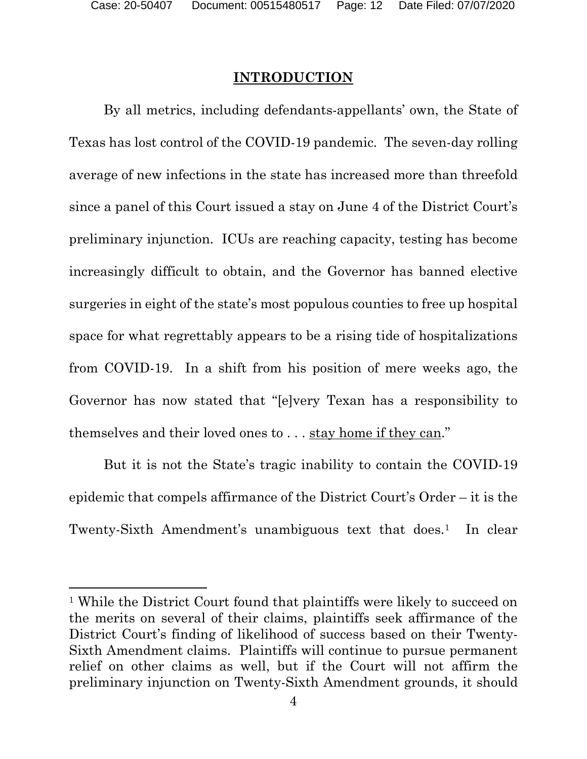## INTRODUCTION

By all metrics, including defendants-appellants' own, the State of Texas has lost control of the COVID-19 pandemic. The seven-day rolling average of new infections in the state has increased more than threefold since a panel of this Court issued a stay on June 4 of the District Court's preliminary injunction. ICUs are reaching capacity, testing has become increasingly difficult to obtain, and the Governor has banned elective surgeries in eight of the state's most populous counties to free up hospital space for what regrettably appears to be a rising tide of hospitalizations from COVID-19. In a shift from his position of mere weeks ago, the Governor has now stated that "[e]very Texan has a responsibility to themselves and their loved ones to . . . stay home if they can."

But it is not the State's tragic inability to contain the COVID-19 epidemic that compels affirmance of the District Court's Order – it is the Twenty-Sixth Amendment's unambiguous text that does.[1] In clear

[1] While the District Court found that plaintiffs were likely to succeed on the merits on several of their claims, plaintiffs seek affirmance of the District Court's finding of likelihood of success based on their Twenty-Sixth Amendment claims. Plaintiffs will continue to pursue permanent relief on other claims as well, but if the Court will not affirm the preliminary injunction on Twenty-Sixth Amendment grounds, it should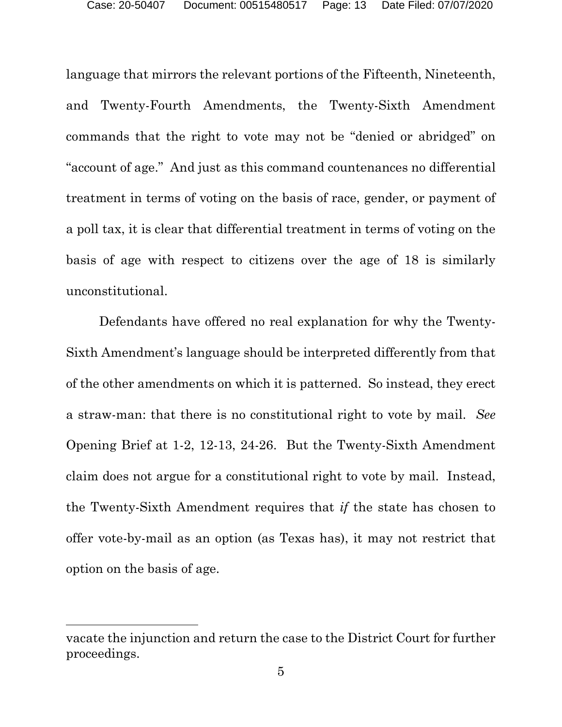language that mirrors the relevant portions of the Fifteenth, Nineteenth, and Twenty-Fourth Amendments, the Twenty-Sixth Amendment commands that the right to vote may not be "denied or abridged" on "account of age." And just as this command countenances no differential treatment in terms of voting on the basis of race, gender, or payment of a poll tax, it is clear that differential treatment in terms of voting on the basis of age with respect to citizens over the age of 18 is similarly unconstitutional.

Defendants have offered no real explanation for why the Twenty-Sixth Amendment's language should be interpreted differently from that of the other amendments on which it is patterned. So instead, they erect a straw-man: that there is no constitutional right to vote by mail. *See* Opening Brief at 1-2, 12-13, 24-26. But the Twenty-Sixth Amendment claim does not argue for a constitutional right to vote by mail. Instead, the Twenty-Sixth Amendment requires that *if* the state has chosen to offer vote-by-mail as an option (as Texas has), it may not restrict that option on the basis of age.

---

vacate the injunction and return the case to the District Court for further proceedings.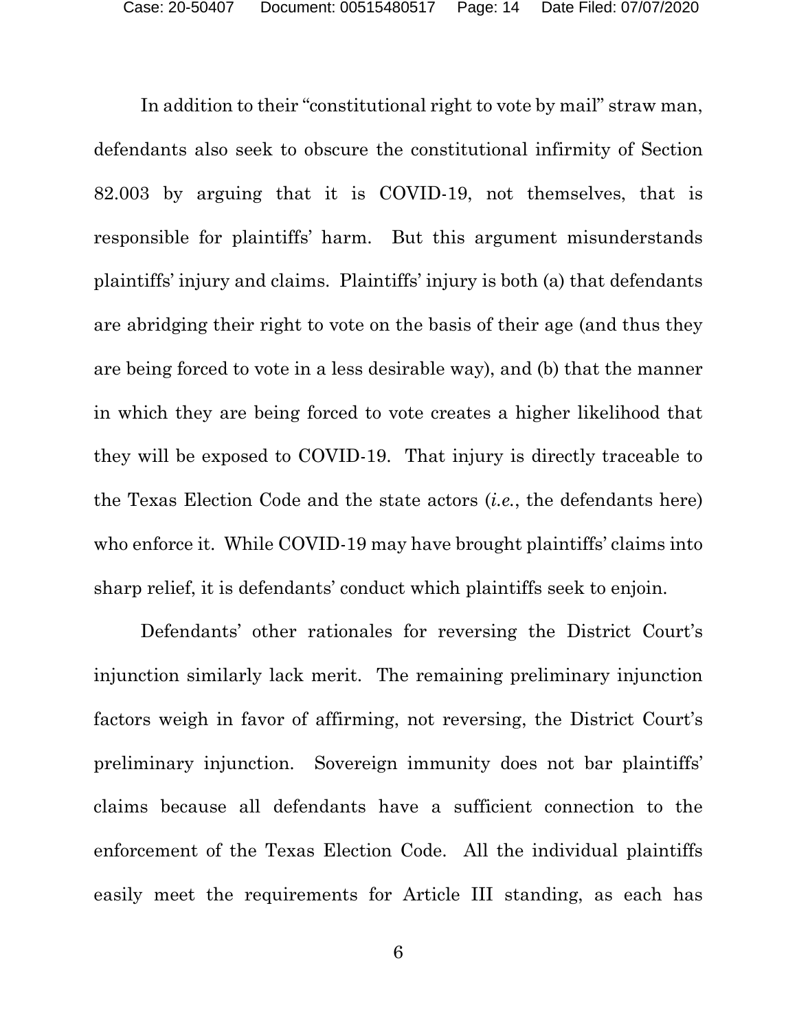In addition to their "constitutional right to vote by mail" straw man, defendants also seek to obscure the constitutional infirmity of Section 82.003 by arguing that it is COVID-19, not themselves, that is responsible for plaintiffs' harm. But this argument misunderstands plaintiffs' injury and claims. Plaintiffs' injury is both (a) that defendants are abridging their right to vote on the basis of their age (and thus they are being forced to vote in a less desirable way), and (b) that the manner in which they are being forced to vote creates a higher likelihood that they will be exposed to COVID-19. That injury is directly traceable to the Texas Election Code and the state actors (*i.e.*, the defendants here) who enforce it. While COVID-19 may have brought plaintiffs' claims into sharp relief, it is defendants' conduct which plaintiffs seek to enjoin.

Defendants' other rationales for reversing the District Court's injunction similarly lack merit. The remaining preliminary injunction factors weigh in favor of affirming, not reversing, the District Court's preliminary injunction. Sovereign immunity does not bar plaintiffs' claims because all defendants have a sufficient connection to the enforcement of the Texas Election Code. All the individual plaintiffs easily meet the requirements for Article III standing, as each has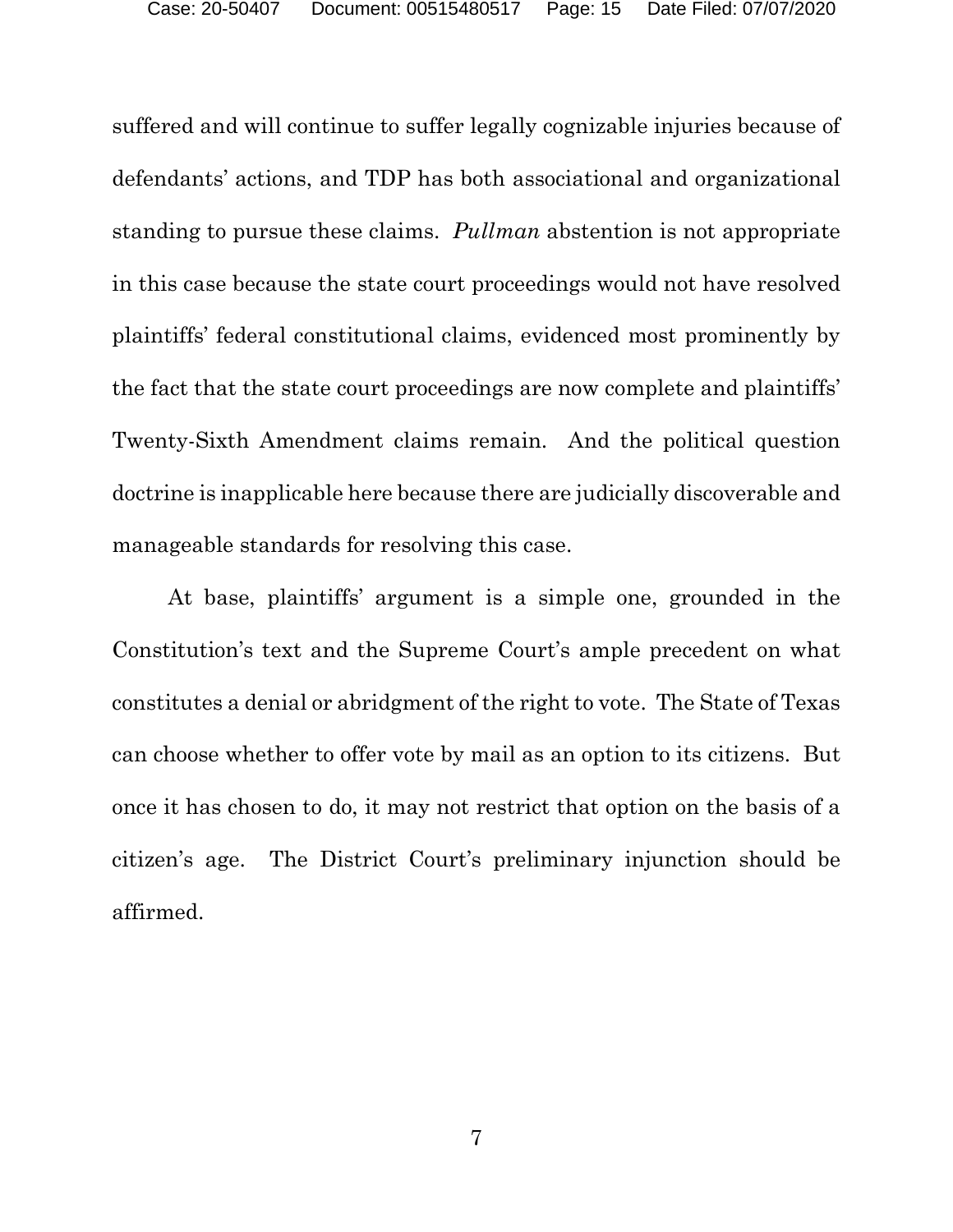suffered and will continue to suffer legally cognizable injuries because of defendants' actions, and TDP has both associational and organizational standing to pursue these claims. *Pullman* abstention is not appropriate in this case because the state court proceedings would not have resolved plaintiffs' federal constitutional claims, evidenced most prominently by the fact that the state court proceedings are now complete and plaintiffs' Twenty-Sixth Amendment claims remain. And the political question doctrine is inapplicable here because there are judicially discoverable and manageable standards for resolving this case.

At base, plaintiffs' argument is a simple one, grounded in the Constitution's text and the Supreme Court's ample precedent on what constitutes a denial or abridgment of the right to vote. The State of Texas can choose whether to offer vote by mail as an option to its citizens. But once it has chosen to do, it may not restrict that option on the basis of a citizen's age. The District Court's preliminary injunction should be affirmed.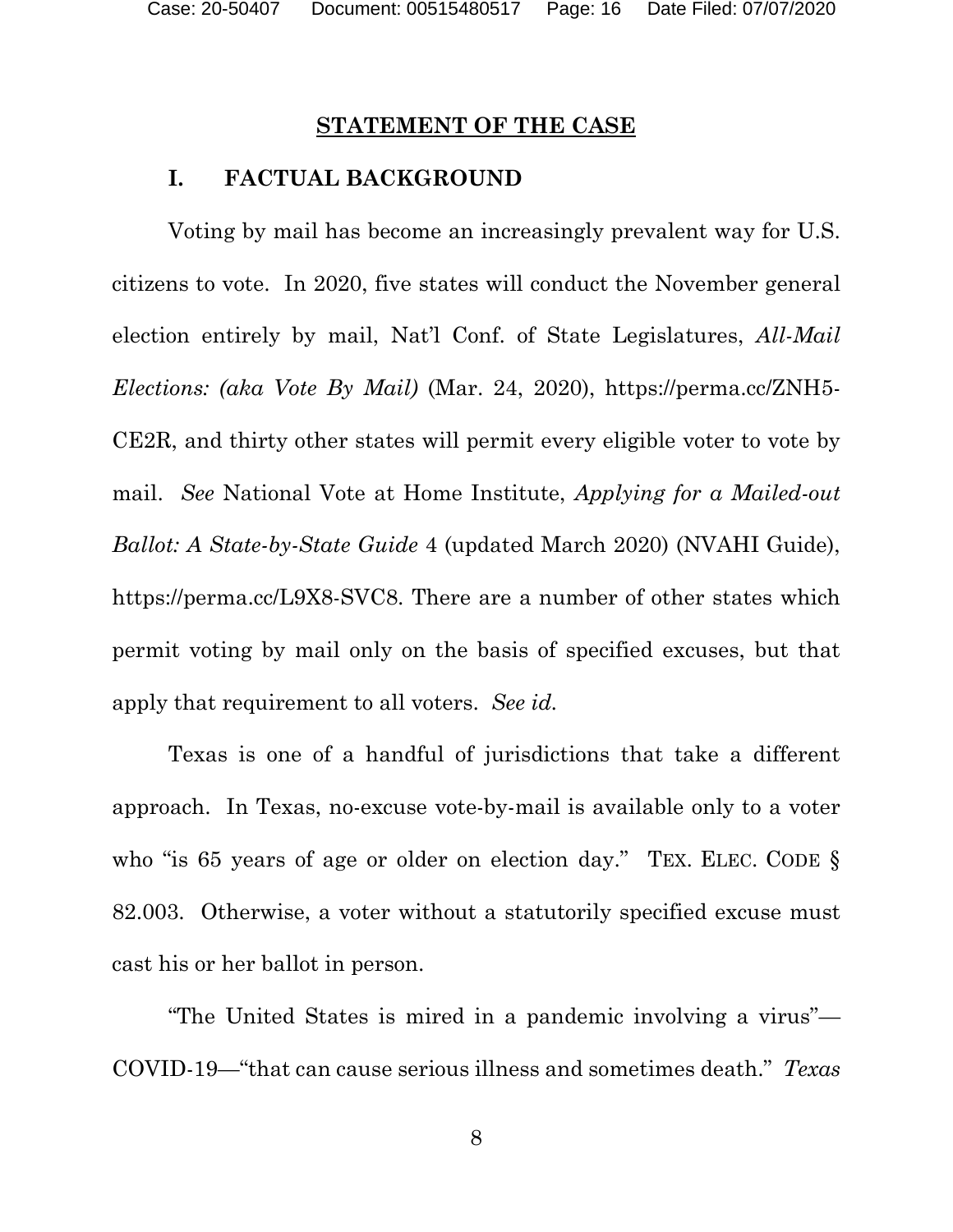## STATEMENT OF THE CASE

### I. FACTUAL BACKGROUND

Voting by mail has become an increasingly prevalent way for U.S. citizens to vote. In 2020, five states will conduct the November general election entirely by mail, Nat'l Conf. of State Legislatures, *All-Mail Elections: (aka Vote By Mail)* (Mar. 24, 2020), https://perma.cc/ZNH5-CE2R, and thirty other states will permit every eligible voter to vote by mail. *See* National Vote at Home Institute, *Applying for a Mailed-out Ballot: A State-by-State Guide* 4 (updated March 2020) (NVAHI Guide), https://perma.cc/L9X8-SVC8. There are a number of other states which permit voting by mail only on the basis of specified excuses, but that apply that requirement to all voters. *See id.*

Texas is one of a handful of jurisdictions that take a different approach. In Texas, no-excuse vote-by-mail is available only to a voter who "is 65 years of age or older on election day." TEX. ELEC. CODE § 82.003. Otherwise, a voter without a statutorily specified excuse must cast his or her ballot in person.

"The United States is mired in a pandemic involving a virus"—COVID-19—"that can cause serious illness and sometimes death." *Texas*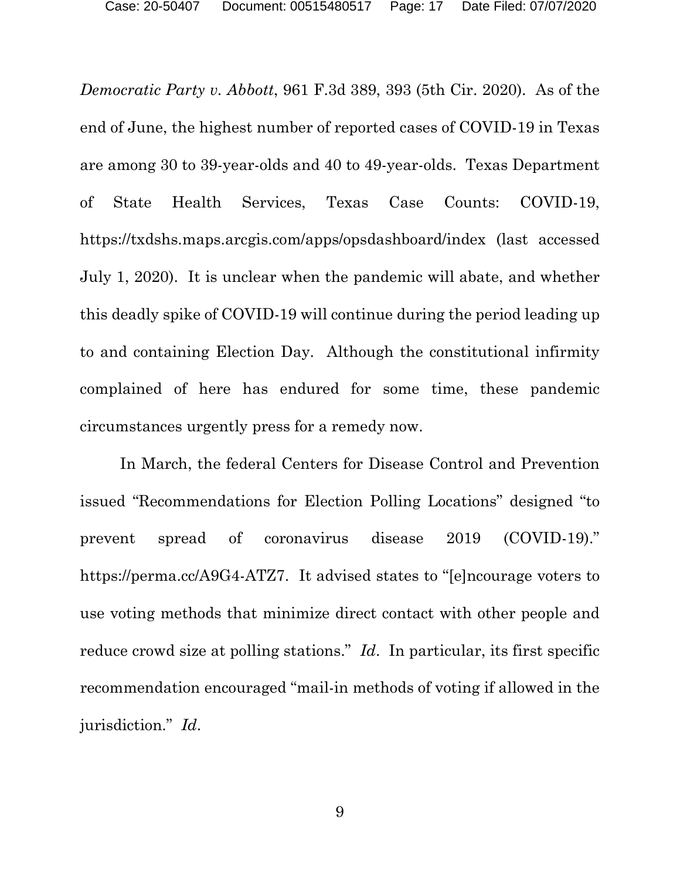*Democratic Party v. Abbott*, 961 F.3d 389, 393 (5th Cir. 2020). As of the end of June, the highest number of reported cases of COVID-19 in Texas are among 30 to 39-year-olds and 40 to 49-year-olds. Texas Department of State Health Services, Texas Case Counts: COVID-19, https://txdshs.maps.arcgis.com/apps/opsdashboard/index (last accessed July 1, 2020). It is unclear when the pandemic will abate, and whether this deadly spike of COVID-19 will continue during the period leading up to and containing Election Day. Although the constitutional infirmity complained of here has endured for some time, these pandemic circumstances urgently press for a remedy now.

In March, the federal Centers for Disease Control and Prevention issued "Recommendations for Election Polling Locations" designed "to prevent spread of coronavirus disease 2019 (COVID-19)." https://perma.cc/A9G4-ATZ7. It advised states to "[e]ncourage voters to use voting methods that minimize direct contact with other people and reduce crowd size at polling stations." *Id*. In particular, its first specific recommendation encouraged "mail-in methods of voting if allowed in the jurisdiction." *Id*.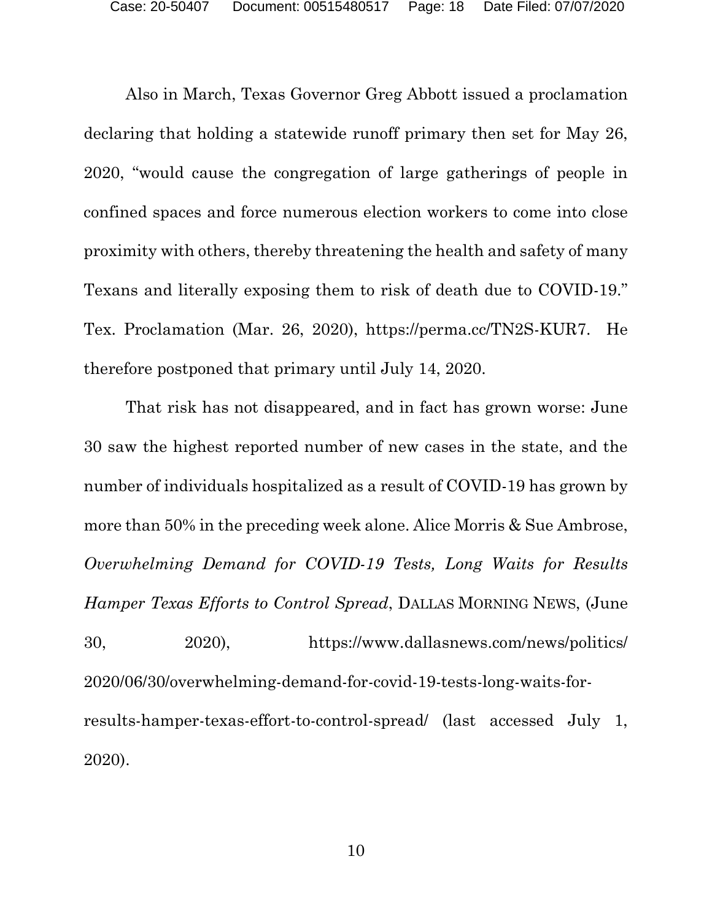Also in March, Texas Governor Greg Abbott issued a proclamation declaring that holding a statewide runoff primary then set for May 26, 2020, "would cause the congregation of large gatherings of people in confined spaces and force numerous election workers to come into close proximity with others, thereby threatening the health and safety of many Texans and literally exposing them to risk of death due to COVID-19." Tex. Proclamation (Mar. 26, 2020), https://perma.cc/TN2S-KUR7. He therefore postponed that primary until July 14, 2020.

That risk has not disappeared, and in fact has grown worse: June 30 saw the highest reported number of new cases in the state, and the number of individuals hospitalized as a result of COVID-19 has grown by more than 50% in the preceding week alone. Alice Morris & Sue Ambrose, *Overwhelming Demand for COVID-19 Tests, Long Waits for Results Hamper Texas Efforts to Control Spread*, DALLAS MORNING NEWS, (June 30, 2020), https://www.dallasnews.com/news/politics/2020/06/30/overwhelming-demand-for-covid-19-tests-long-waits-for-results-hamper-texas-effort-to-control-spread/ (last accessed July 1, 2020).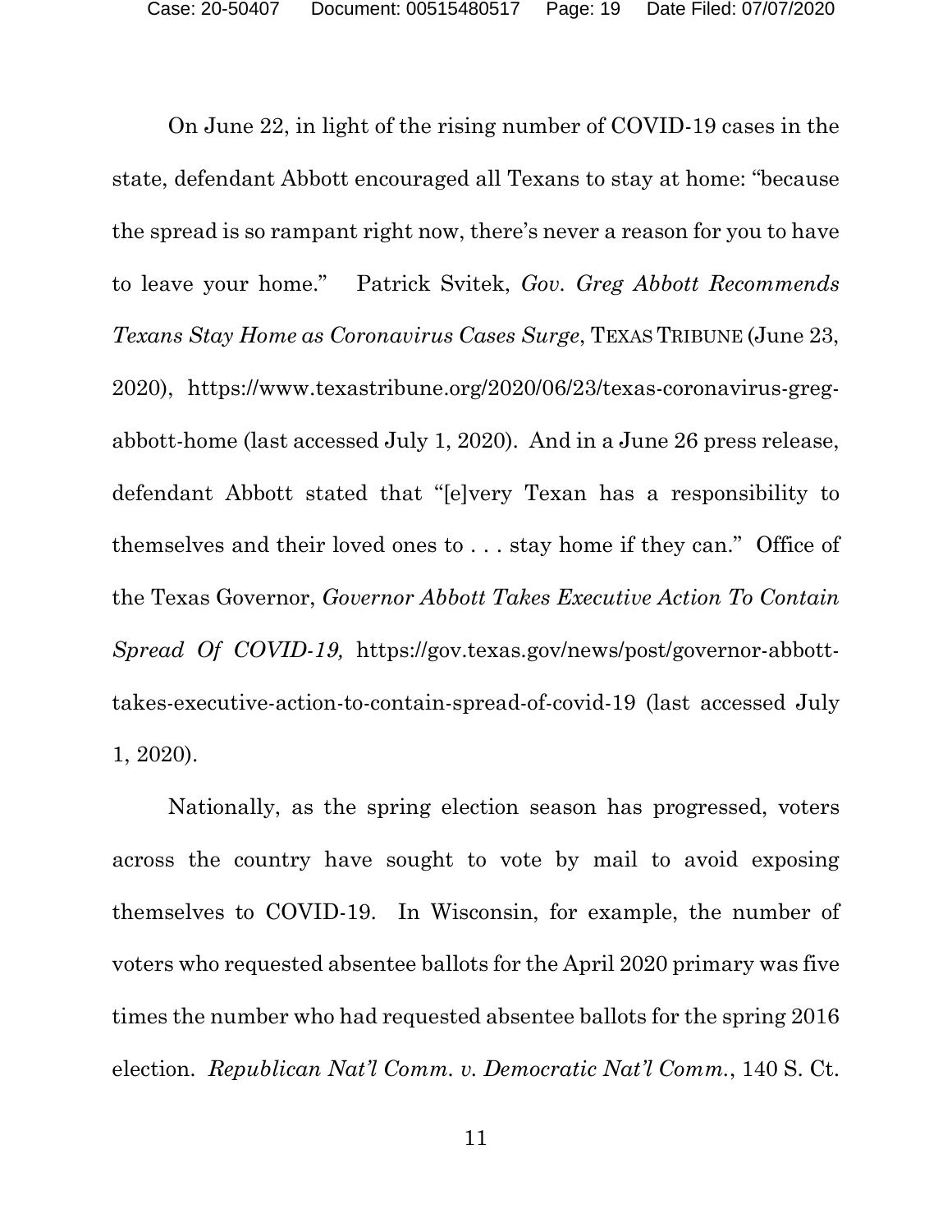On June 22, in light of the rising number of COVID-19 cases in the state, defendant Abbott encouraged all Texans to stay at home: "because the spread is so rampant right now, there's never a reason for you to have to leave your home." Patrick Svitek, *Gov. Greg Abbott Recommends Texans Stay Home as Coronavirus Cases Surge*, TEXAS TRIBUNE (June 23, 2020), https://www.texastribune.org/2020/06/23/texas-coronavirus-greg-abbott-home (last accessed July 1, 2020). And in a June 26 press release, defendant Abbott stated that "[e]very Texan has a responsibility to themselves and their loved ones to . . . stay home if they can." Office of the Texas Governor, *Governor Abbott Takes Executive Action To Contain Spread Of COVID-19,* https://gov.texas.gov/news/post/governor-abbott-takes-executive-action-to-contain-spread-of-covid-19 (last accessed July 1, 2020).

Nationally, as the spring election season has progressed, voters across the country have sought to vote by mail to avoid exposing themselves to COVID-19. In Wisconsin, for example, the number of voters who requested absentee ballots for the April 2020 primary was five times the number who had requested absentee ballots for the spring 2016 election. *Republican Nat'l Comm. v. Democratic Nat'l Comm.*, 140 S. Ct.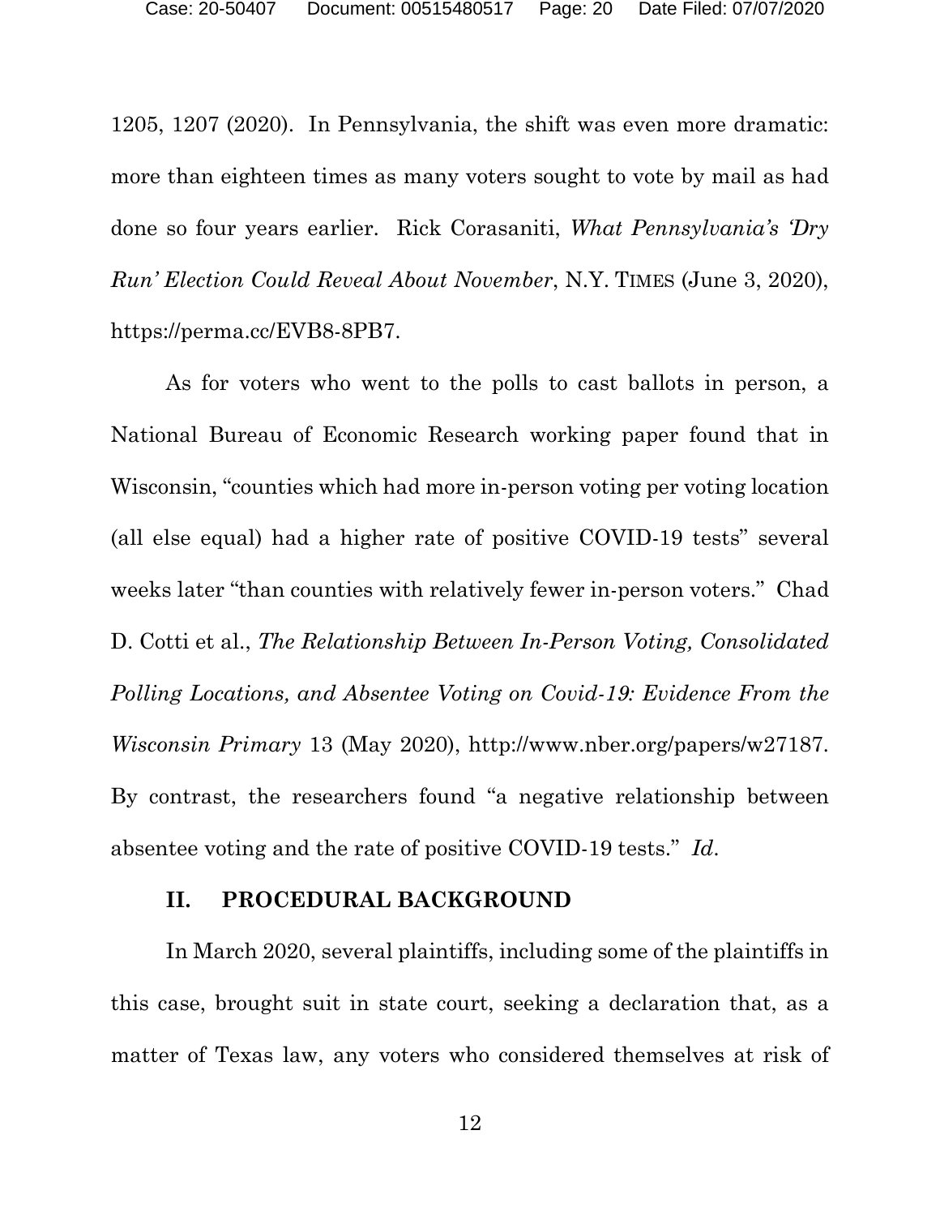1205, 1207 (2020). In Pennsylvania, the shift was even more dramatic: more than eighteen times as many voters sought to vote by mail as had done so four years earlier. Rick Corasaniti, *What Pennsylvania's 'Dry Run' Election Could Reveal About November*, N.Y. TIMES (June 3, 2020), https://perma.cc/EVB8-8PB7.

As for voters who went to the polls to cast ballots in person, a National Bureau of Economic Research working paper found that in Wisconsin, "counties which had more in-person voting per voting location (all else equal) had a higher rate of positive COVID-19 tests" several weeks later "than counties with relatively fewer in-person voters." Chad D. Cotti et al., *The Relationship Between In-Person Voting, Consolidated Polling Locations, and Absentee Voting on Covid-19: Evidence From the Wisconsin Primary* 13 (May 2020), http://www.nber.org/papers/w27187. By contrast, the researchers found "a negative relationship between absentee voting and the rate of positive COVID-19 tests." *Id.*

## II. PROCEDURAL BACKGROUND

In March 2020, several plaintiffs, including some of the plaintiffs in this case, brought suit in state court, seeking a declaration that, as a matter of Texas law, any voters who considered themselves at risk of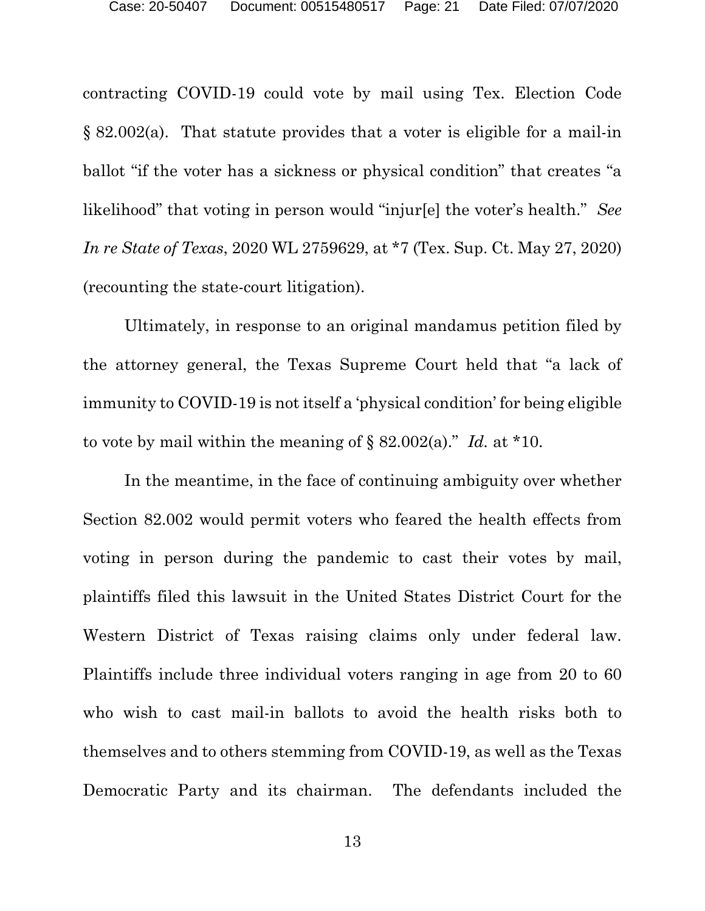contracting COVID-19 could vote by mail using Tex. Election Code § 82.002(a). That statute provides that a voter is eligible for a mail-in ballot "if the voter has a sickness or physical condition" that creates "a likelihood" that voting in person would "injur[e] the voter's health." *See In re State of Texas*, 2020 WL 2759629, at *7 (Tex. Sup. Ct. May 27, 2020) (recounting the state-court litigation).

Ultimately, in response to an original mandamus petition filed by the attorney general, the Texas Supreme Court held that "a lack of immunity to COVID-19 is not itself a 'physical condition' for being eligible to vote by mail within the meaning of § 82.002(a)." *Id.* at *10.

In the meantime, in the face of continuing ambiguity over whether Section 82.002 would permit voters who feared the health effects from voting in person during the pandemic to cast their votes by mail, plaintiffs filed this lawsuit in the United States District Court for the Western District of Texas raising claims only under federal law. Plaintiffs include three individual voters ranging in age from 20 to 60 who wish to cast mail-in ballots to avoid the health risks both to themselves and to others stemming from COVID-19, as well as the Texas Democratic Party and its chairman. The defendants included the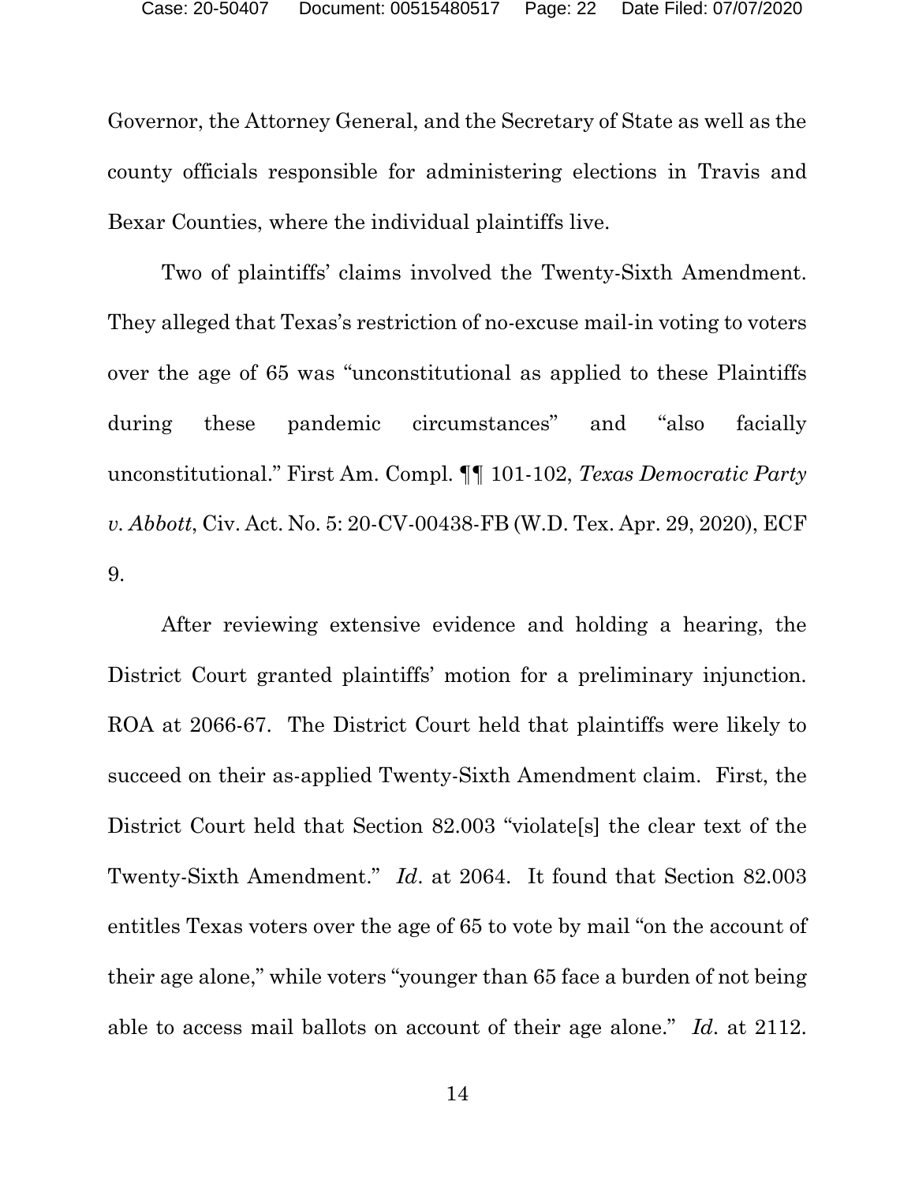Governor, the Attorney General, and the Secretary of State as well as the county officials responsible for administering elections in Travis and Bexar Counties, where the individual plaintiffs live.

Two of plaintiffs' claims involved the Twenty-Sixth Amendment. They alleged that Texas's restriction of no-excuse mail-in voting to voters over the age of 65 was "unconstitutional as applied to these Plaintiffs during these pandemic circumstances" and "also facially unconstitutional." First Am. Compl. ¶¶ 101-102, *Texas Democratic Party v. Abbott*, Civ. Act. No. 5: 20-CV-00438-FB (W.D. Tex. Apr. 29, 2020), ECF 9.

After reviewing extensive evidence and holding a hearing, the District Court granted plaintiffs' motion for a preliminary injunction. ROA at 2066-67. The District Court held that plaintiffs were likely to succeed on their as-applied Twenty-Sixth Amendment claim. First, the District Court held that Section 82.003 "violate[s] the clear text of the Twenty-Sixth Amendment." *Id*. at 2064. It found that Section 82.003 entitles Texas voters over the age of 65 to vote by mail "on the account of their age alone," while voters "younger than 65 face a burden of not being able to access mail ballots on account of their age alone." *Id*. at 2112.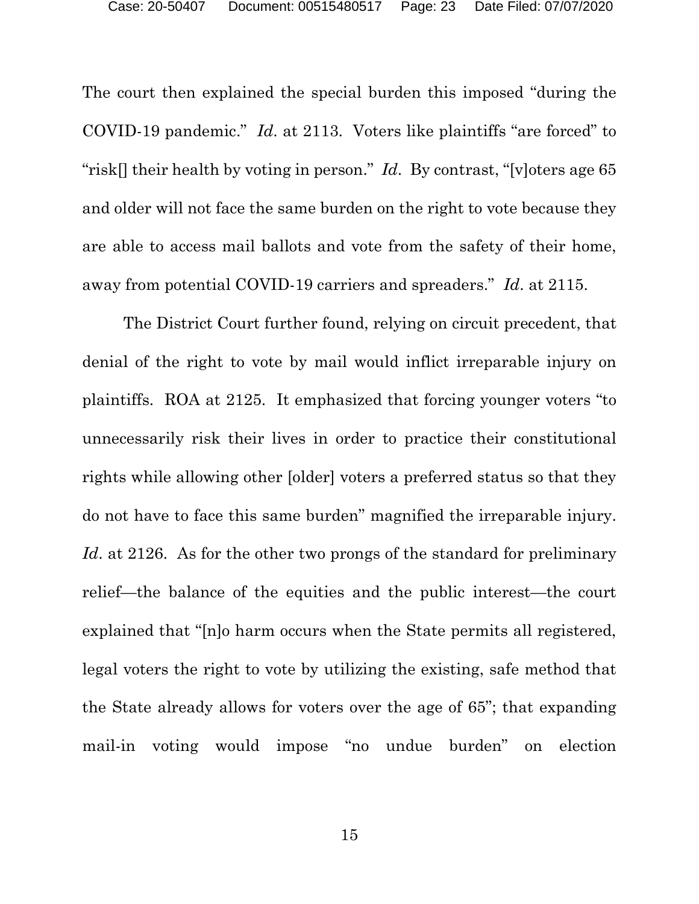The court then explained the special burden this imposed "during the COVID-19 pandemic." *Id*. at 2113. Voters like plaintiffs "are forced" to "risk[] their health by voting in person." *Id*. By contrast, "[v]oters age 65 and older will not face the same burden on the right to vote because they are able to access mail ballots and vote from the safety of their home, away from potential COVID-19 carriers and spreaders." *Id*. at 2115.

The District Court further found, relying on circuit precedent, that denial of the right to vote by mail would inflict irreparable injury on plaintiffs. ROA at 2125. It emphasized that forcing younger voters "to unnecessarily risk their lives in order to practice their constitutional rights while allowing other [older] voters a preferred status so that they do not have to face this same burden" magnified the irreparable injury. *Id*. at 2126. As for the other two prongs of the standard for preliminary relief—the balance of the equities and the public interest—the court explained that "[n]o harm occurs when the State permits all registered, legal voters the right to vote by utilizing the existing, safe method that the State already allows for voters over the age of 65"; that expanding mail-in voting would impose "no undue burden" on election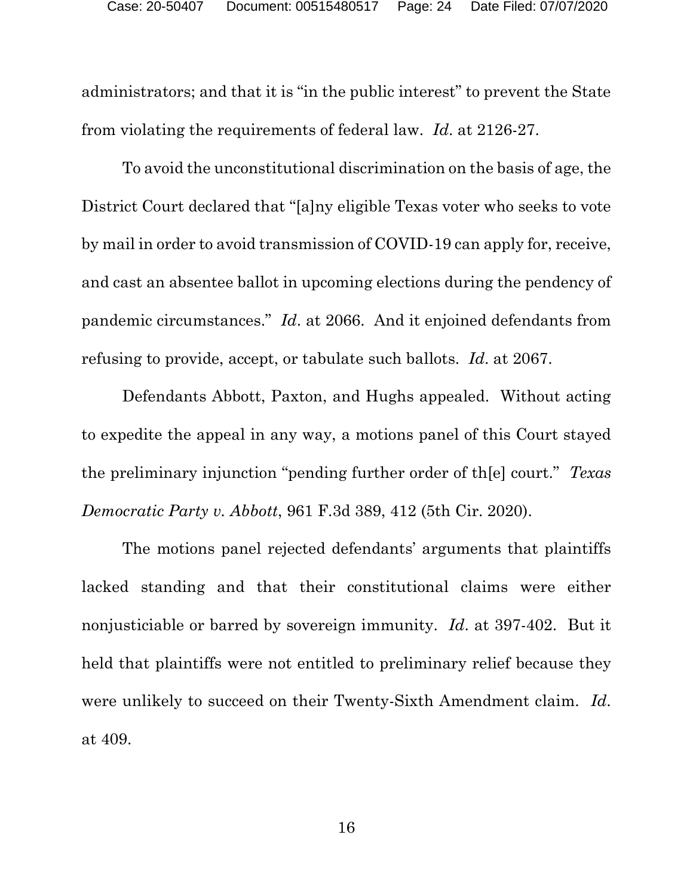administrators; and that it is "in the public interest" to prevent the State from violating the requirements of federal law. *Id*. at 2126-27.

To avoid the unconstitutional discrimination on the basis of age, the District Court declared that "[a]ny eligible Texas voter who seeks to vote by mail in order to avoid transmission of COVID-19 can apply for, receive, and cast an absentee ballot in upcoming elections during the pendency of pandemic circumstances." *Id*. at 2066. And it enjoined defendants from refusing to provide, accept, or tabulate such ballots. *Id*. at 2067.

Defendants Abbott, Paxton, and Hughs appealed. Without acting to expedite the appeal in any way, a motions panel of this Court stayed the preliminary injunction "pending further order of th[e] court." *Texas Democratic Party v. Abbott*, 961 F.3d 389, 412 (5th Cir. 2020).

The motions panel rejected defendants' arguments that plaintiffs lacked standing and that their constitutional claims were either nonjusticiable or barred by sovereign immunity. *Id*. at 397-402. But it held that plaintiffs were not entitled to preliminary relief because they were unlikely to succeed on their Twenty-Sixth Amendment claim. *Id*. at 409.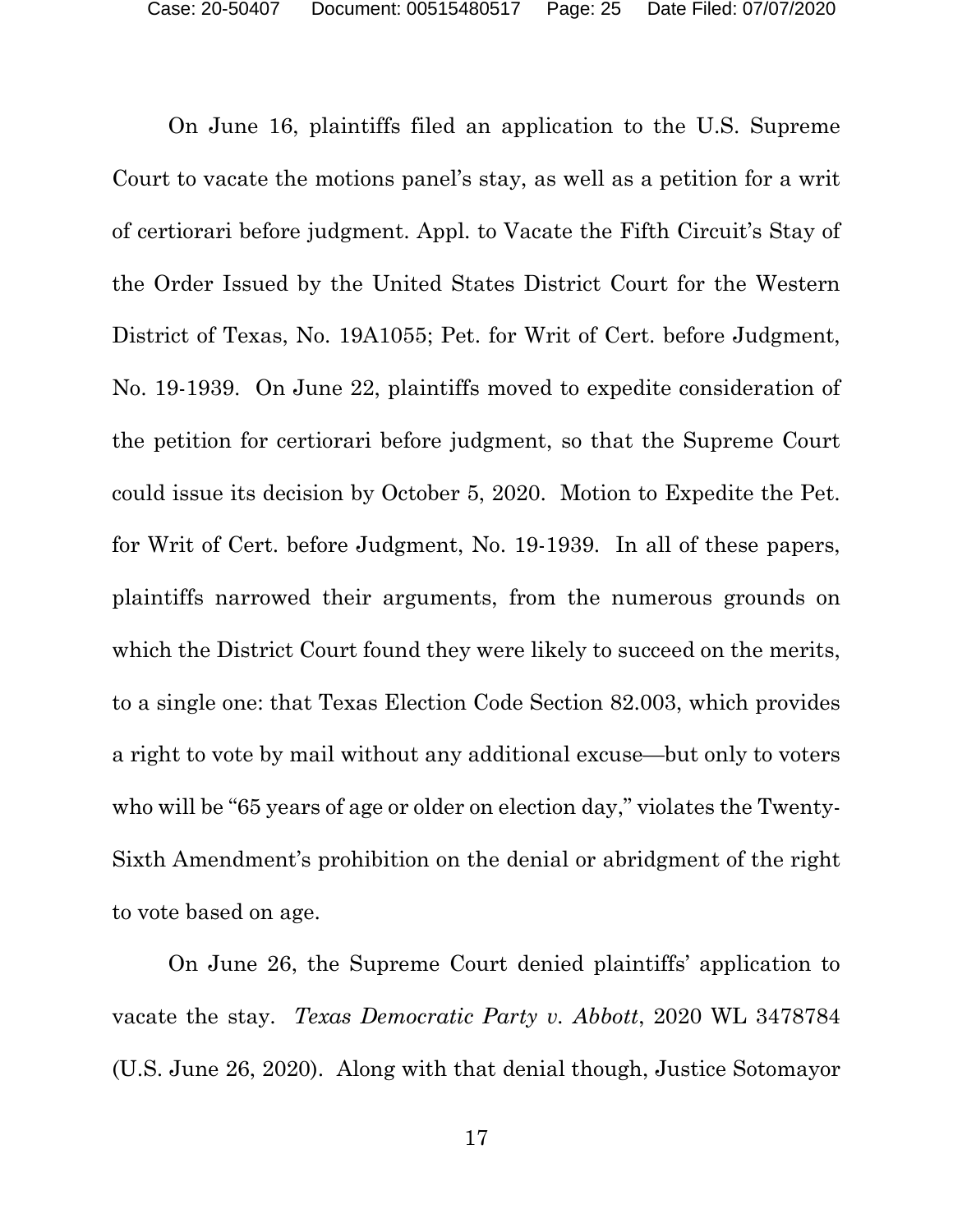On June 16, plaintiffs filed an application to the U.S. Supreme Court to vacate the motions panel's stay, as well as a petition for a writ of certiorari before judgment. Appl. to Vacate the Fifth Circuit's Stay of the Order Issued by the United States District Court for the Western District of Texas, No. 19A1055; Pet. for Writ of Cert. before Judgment, No. 19-1939. On June 22, plaintiffs moved to expedite consideration of the petition for certiorari before judgment, so that the Supreme Court could issue its decision by October 5, 2020. Motion to Expedite the Pet. for Writ of Cert. before Judgment, No. 19-1939. In all of these papers, plaintiffs narrowed their arguments, from the numerous grounds on which the District Court found they were likely to succeed on the merits, to a single one: that Texas Election Code Section 82.003, which provides a right to vote by mail without any additional excuse—but only to voters who will be "65 years of age or older on election day," violates the Twenty-Sixth Amendment's prohibition on the denial or abridgment of the right to vote based on age.

On June 26, the Supreme Court denied plaintiffs' application to vacate the stay. *Texas Democratic Party v. Abbott*, 2020 WL 3478784 (U.S. June 26, 2020). Along with that denial though, Justice Sotomayor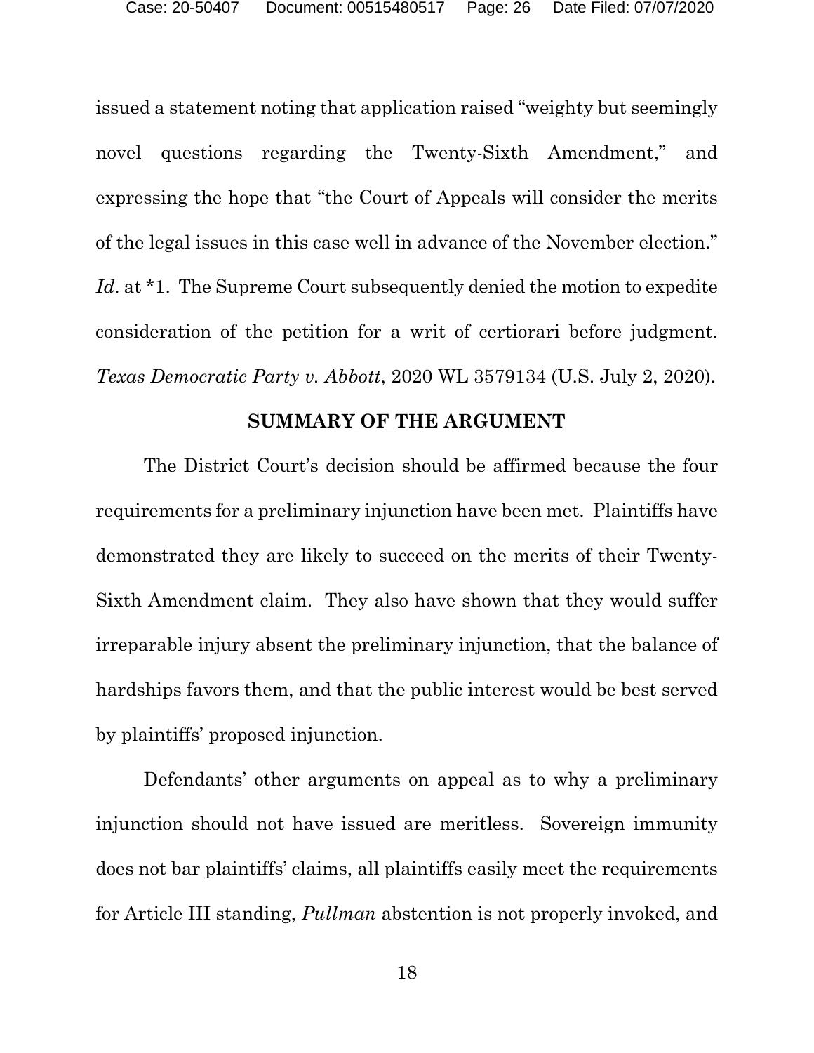issued a statement noting that application raised "weighty but seemingly novel questions regarding the Twenty-Sixth Amendment," and expressing the hope that "the Court of Appeals will consider the merits of the legal issues in this case well in advance of the November election." *Id*. at *1. The Supreme Court subsequently denied the motion to expedite consideration of the petition for a writ of certiorari before judgment. *Texas Democratic Party v. Abbott*, 2020 WL 3579134 (U.S. July 2, 2020).

## SUMMARY OF THE ARGUMENT

The District Court's decision should be affirmed because the four requirements for a preliminary injunction have been met. Plaintiffs have demonstrated they are likely to succeed on the merits of their Twenty-Sixth Amendment claim. They also have shown that they would suffer irreparable injury absent the preliminary injunction, that the balance of hardships favors them, and that the public interest would be best served by plaintiffs' proposed injunction.

Defendants' other arguments on appeal as to why a preliminary injunction should not have issued are meritless. Sovereign immunity does not bar plaintiffs' claims, all plaintiffs easily meet the requirements for Article III standing, *Pullman* abstention is not properly invoked, and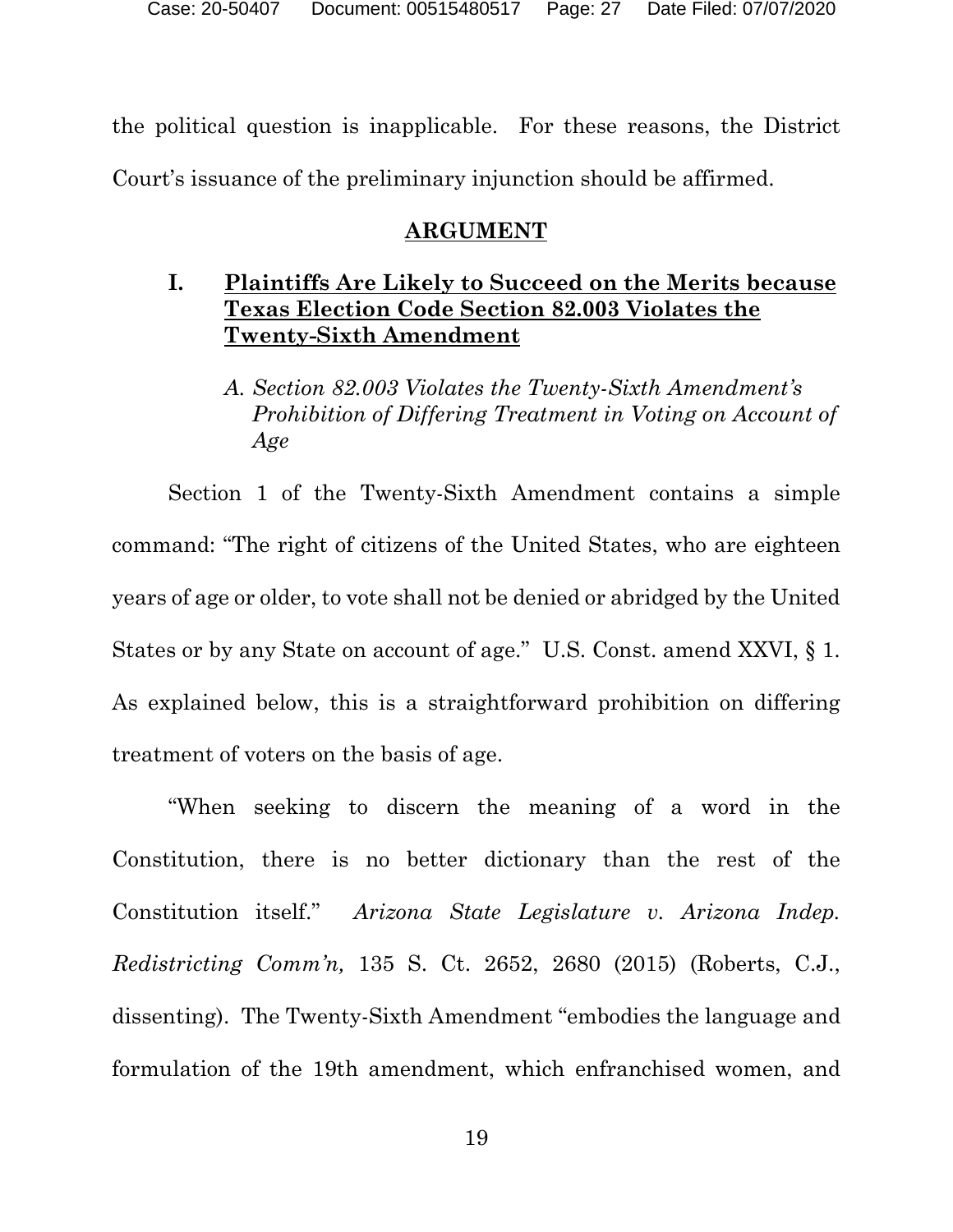the political question is inapplicable. For these reasons, the District Court's issuance of the preliminary injunction should be affirmed.

## ARGUMENT

### I. Plaintiffs Are Likely to Succeed on the Merits because Texas Election Code Section 82.003 Violates the Twenty-Sixth Amendment

#### *A. Section 82.003 Violates the Twenty-Sixth Amendment's Prohibition of Differing Treatment in Voting on Account of Age*

Section 1 of the Twenty-Sixth Amendment contains a simple command: "The right of citizens of the United States, who are eighteen years of age or older, to vote shall not be denied or abridged by the United States or by any State on account of age." U.S. Const. amend XXVI, § 1. As explained below, this is a straightforward prohibition on differing treatment of voters on the basis of age.

"When seeking to discern the meaning of a word in the Constitution, there is no better dictionary than the rest of the Constitution itself." *Arizona State Legislature v. Arizona Indep. Redistricting Comm'n,* 135 S. Ct. 2652, 2680 (2015) (Roberts, C.J., dissenting). The Twenty-Sixth Amendment "embodies the language and formulation of the 19th amendment, which enfranchised women, and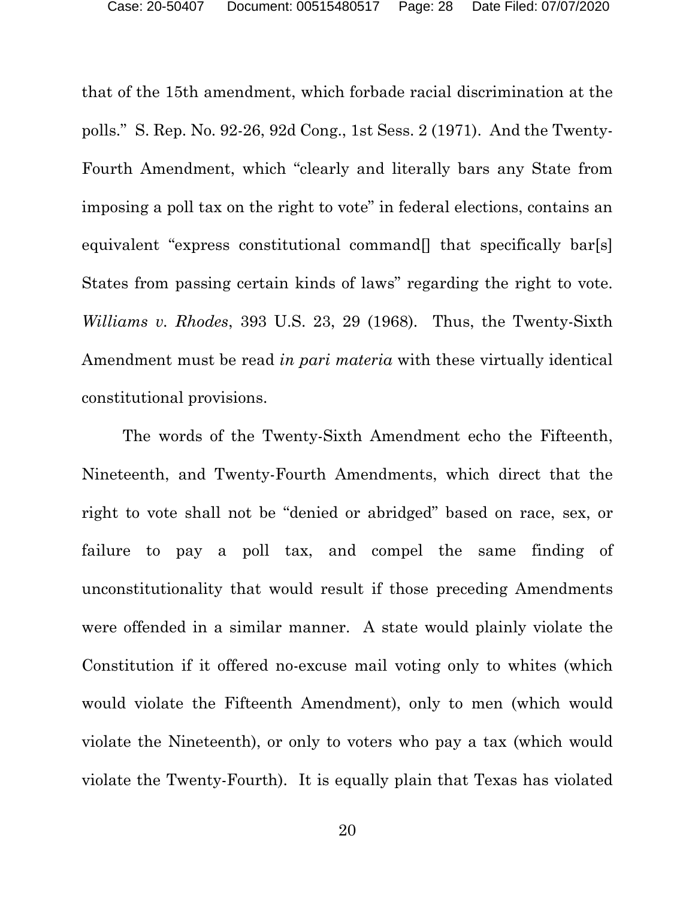that of the 15th amendment, which forbade racial discrimination at the polls." S. Rep. No. 92-26, 92d Cong., 1st Sess. 2 (1971). And the Twenty-Fourth Amendment, which "clearly and literally bars any State from imposing a poll tax on the right to vote" in federal elections, contains an equivalent "express constitutional command[] that specifically bar[s] States from passing certain kinds of laws" regarding the right to vote. *Williams v. Rhodes*, 393 U.S. 23, 29 (1968). Thus, the Twenty-Sixth Amendment must be read *in pari materia* with these virtually identical constitutional provisions.

The words of the Twenty-Sixth Amendment echo the Fifteenth, Nineteenth, and Twenty-Fourth Amendments, which direct that the right to vote shall not be "denied or abridged" based on race, sex, or failure to pay a poll tax, and compel the same finding of unconstitutionality that would result if those preceding Amendments were offended in a similar manner. A state would plainly violate the Constitution if it offered no-excuse mail voting only to whites (which would violate the Fifteenth Amendment), only to men (which would violate the Nineteenth), or only to voters who pay a tax (which would violate the Twenty-Fourth). It is equally plain that Texas has violated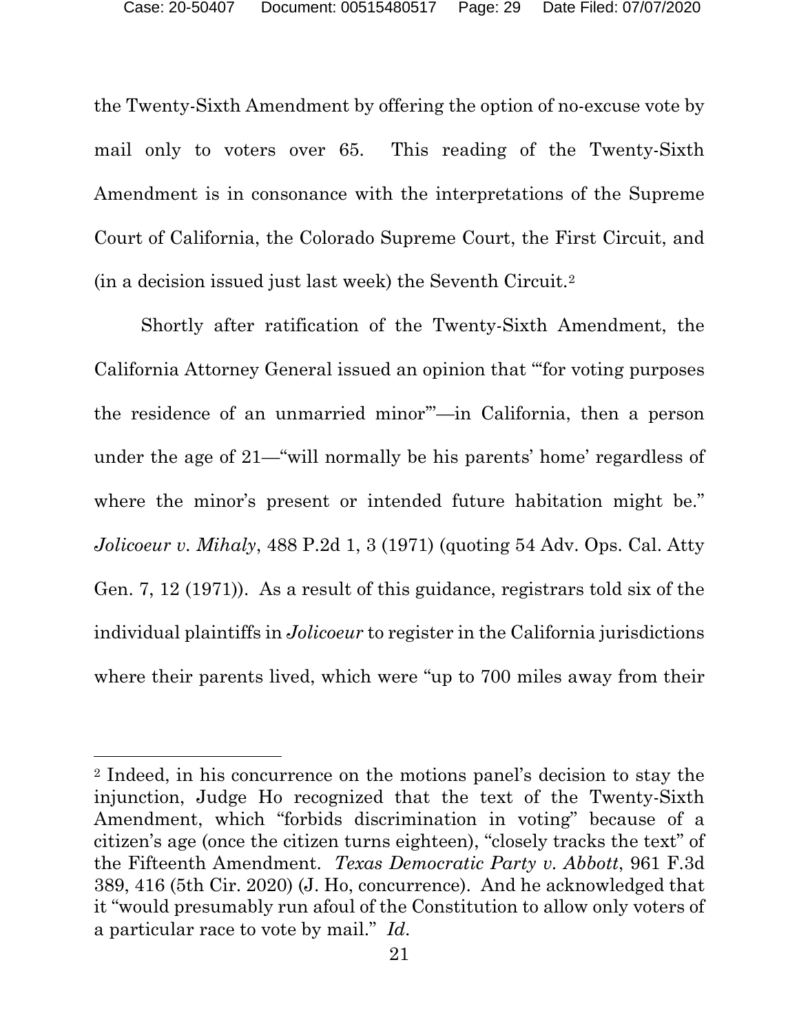the Twenty-Sixth Amendment by offering the option of no-excuse vote by mail only to voters over 65. This reading of the Twenty-Sixth Amendment is in consonance with the interpretations of the Supreme Court of California, the Colorado Supreme Court, the First Circuit, and (in a decision issued just last week) the Seventh Circuit.[2]

Shortly after ratification of the Twenty-Sixth Amendment, the California Attorney General issued an opinion that "'for voting purposes the residence of an unmarried minor'"—in California, then a person under the age of 21—"will normally be his parents' home' regardless of where the minor's present or intended future habitation might be." *Jolicoeur v. Mihaly*, 488 P.2d 1, 3 (1971) (quoting 54 Adv. Ops. Cal. Atty Gen. 7, 12 (1971)). As a result of this guidance, registrars told six of the individual plaintiffs in *Jolicoeur* to register in the California jurisdictions where their parents lived, which were "up to 700 miles away from their

---

[2] Indeed, in his concurrence on the motions panel's decision to stay the injunction, Judge Ho recognized that the text of the Twenty-Sixth Amendment, which "forbids discrimination in voting" because of a citizen's age (once the citizen turns eighteen), "closely tracks the text" of the Fifteenth Amendment. *Texas Democratic Party v. Abbott*, 961 F.3d 389, 416 (5th Cir. 2020) (J. Ho, concurrence). And he acknowledged that it "would presumably run afoul of the Constitution to allow only voters of a particular race to vote by mail." *Id.*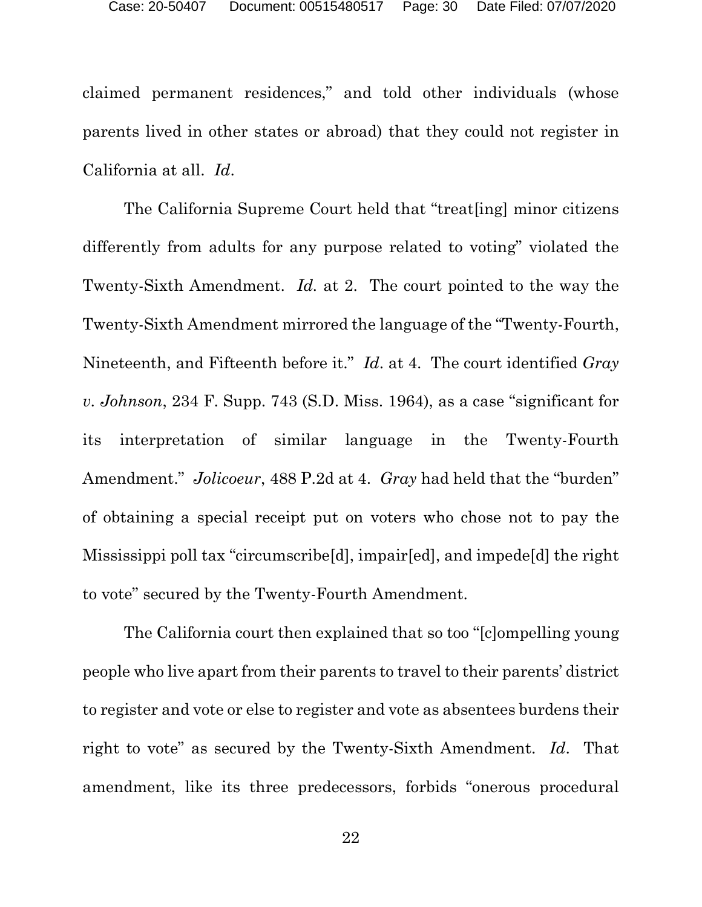claimed permanent residences," and told other individuals (whose parents lived in other states or abroad) that they could not register in California at all. *Id*.

The California Supreme Court held that "treat[ing] minor citizens differently from adults for any purpose related to voting" violated the Twenty-Sixth Amendment. *Id*. at 2. The court pointed to the way the Twenty-Sixth Amendment mirrored the language of the "Twenty-Fourth, Nineteenth, and Fifteenth before it." *Id*. at 4. The court identified *Gray v. Johnson*, 234 F. Supp. 743 (S.D. Miss. 1964), as a case "significant for its interpretation of similar language in the Twenty-Fourth Amendment." *Jolicoeur*, 488 P.2d at 4. *Gray* had held that the "burden" of obtaining a special receipt put on voters who chose not to pay the Mississippi poll tax "circumscribe[d], impair[ed], and impede[d] the right to vote" secured by the Twenty-Fourth Amendment.

The California court then explained that so too "[c]ompelling young people who live apart from their parents to travel to their parents' district to register and vote or else to register and vote as absentees burdens their right to vote" as secured by the Twenty-Sixth Amendment. *Id*. That amendment, like its three predecessors, forbids "onerous procedural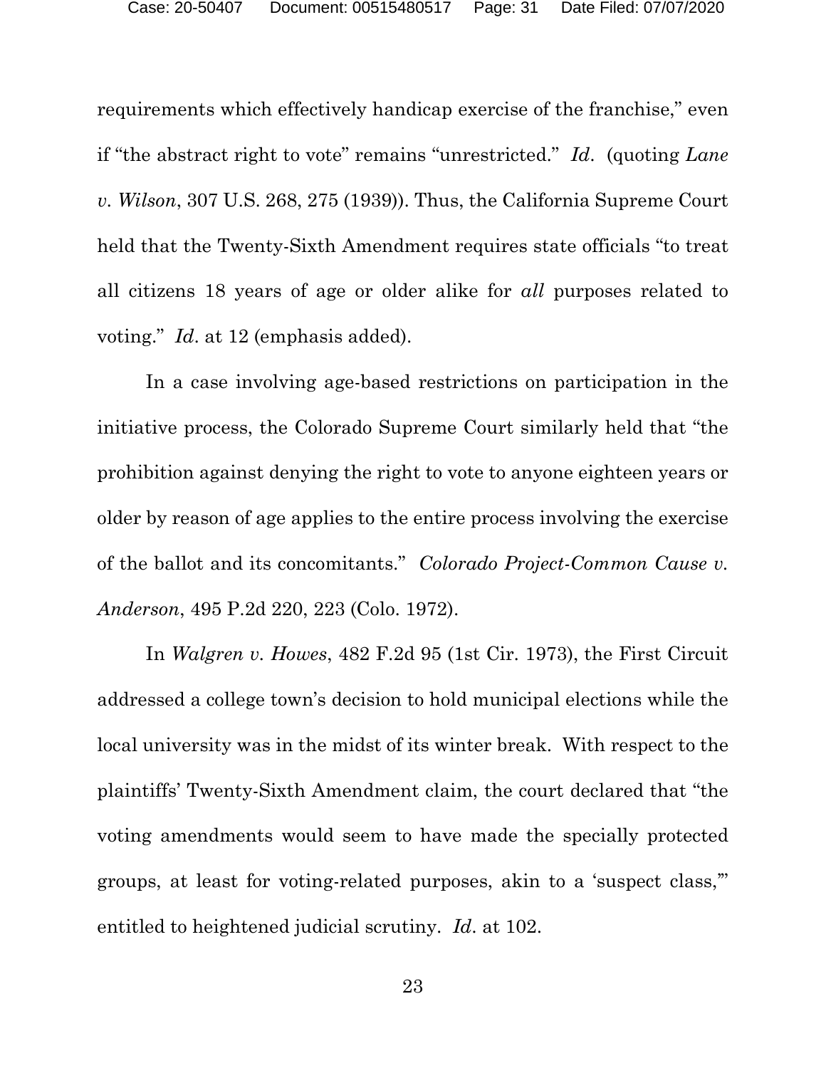requirements which effectively handicap exercise of the franchise," even if "the abstract right to vote" remains "unrestricted." *Id*. (quoting *Lane v. Wilson*, 307 U.S. 268, 275 (1939)). Thus, the California Supreme Court held that the Twenty-Sixth Amendment requires state officials "to treat all citizens 18 years of age or older alike for *all* purposes related to voting." *Id*. at 12 (emphasis added).

In a case involving age-based restrictions on participation in the initiative process, the Colorado Supreme Court similarly held that "the prohibition against denying the right to vote to anyone eighteen years or older by reason of age applies to the entire process involving the exercise of the ballot and its concomitants." *Colorado Project-Common Cause v. Anderson*, 495 P.2d 220, 223 (Colo. 1972).

In *Walgren v. Howes*, 482 F.2d 95 (1st Cir. 1973), the First Circuit addressed a college town's decision to hold municipal elections while the local university was in the midst of its winter break. With respect to the plaintiffs' Twenty-Sixth Amendment claim, the court declared that "the voting amendments would seem to have made the specially protected groups, at least for voting-related purposes, akin to a 'suspect class,'" entitled to heightened judicial scrutiny. *Id*. at 102.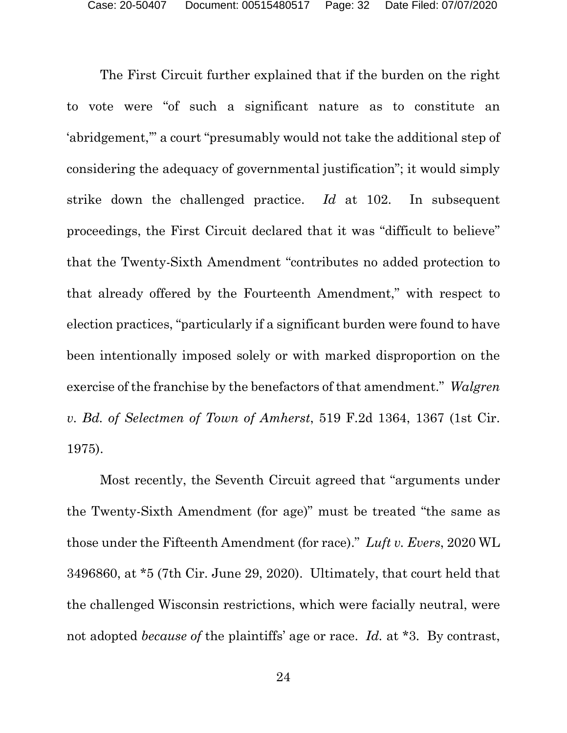The First Circuit further explained that if the burden on the right to vote were "of such a significant nature as to constitute an 'abridgement,'" a court "presumably would not take the additional step of considering the adequacy of governmental justification"; it would simply strike down the challenged practice. *Id* at 102. In subsequent proceedings, the First Circuit declared that it was "difficult to believe" that the Twenty-Sixth Amendment "contributes no added protection to that already offered by the Fourteenth Amendment," with respect to election practices, "particularly if a significant burden were found to have been intentionally imposed solely or with marked disproportion on the exercise of the franchise by the benefactors of that amendment." *Walgren v. Bd. of Selectmen of Town of Amherst*, 519 F.2d 1364, 1367 (1st Cir. 1975).

Most recently, the Seventh Circuit agreed that "arguments under the Twenty-Sixth Amendment (for age)" must be treated "the same as those under the Fifteenth Amendment (for race)." *Luft v. Evers*, 2020 WL 3496860, at *5 (7th Cir. June 29, 2020). Ultimately, that court held that the challenged Wisconsin restrictions, which were facially neutral, were not adopted *because of* the plaintiffs' age or race. *Id.* at *3. By contrast,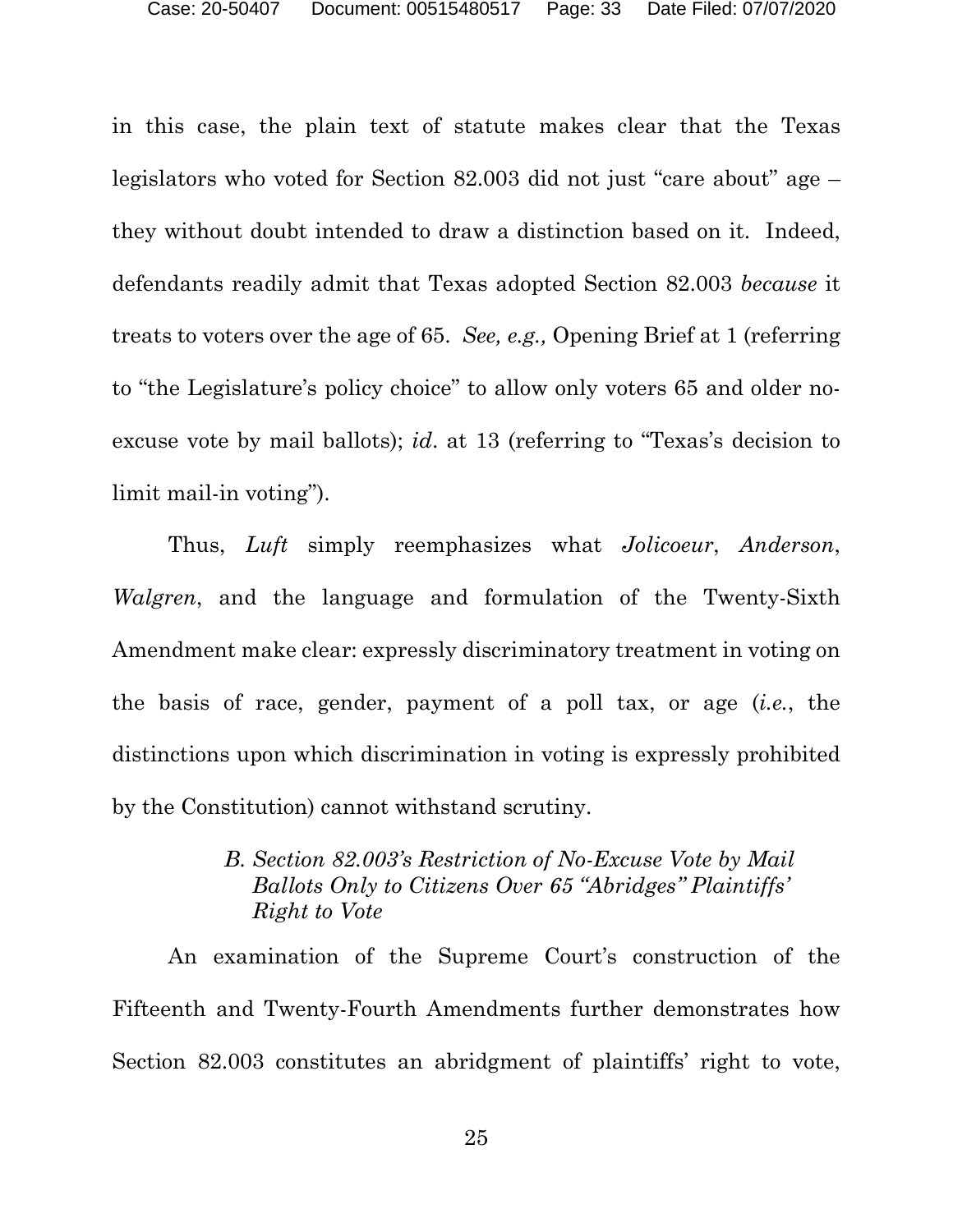in this case, the plain text of statute makes clear that the Texas legislators who voted for Section 82.003 did not just "care about" age – they without doubt intended to draw a distinction based on it. Indeed, defendants readily admit that Texas adopted Section 82.003 *because* it treats to voters over the age of 65. *See, e.g.,* Opening Brief at 1 (referring to "the Legislature's policy choice" to allow only voters 65 and older no-excuse vote by mail ballots); *id*. at 13 (referring to "Texas's decision to limit mail-in voting").

Thus, *Luft* simply reemphasizes what *Jolicoeur*, *Anderson*, *Walgren*, and the language and formulation of the Twenty-Sixth Amendment make clear: expressly discriminatory treatment in voting on the basis of race, gender, payment of a poll tax, or age (*i.e.*, the distinctions upon which discrimination in voting is expressly prohibited by the Constitution) cannot withstand scrutiny.

### *B. Section 82.003's Restriction of No-Excuse Vote by Mail Ballots Only to Citizens Over 65 "Abridges" Plaintiffs' Right to Vote*

An examination of the Supreme Court's construction of the Fifteenth and Twenty-Fourth Amendments further demonstrates how Section 82.003 constitutes an abridgment of plaintiffs' right to vote,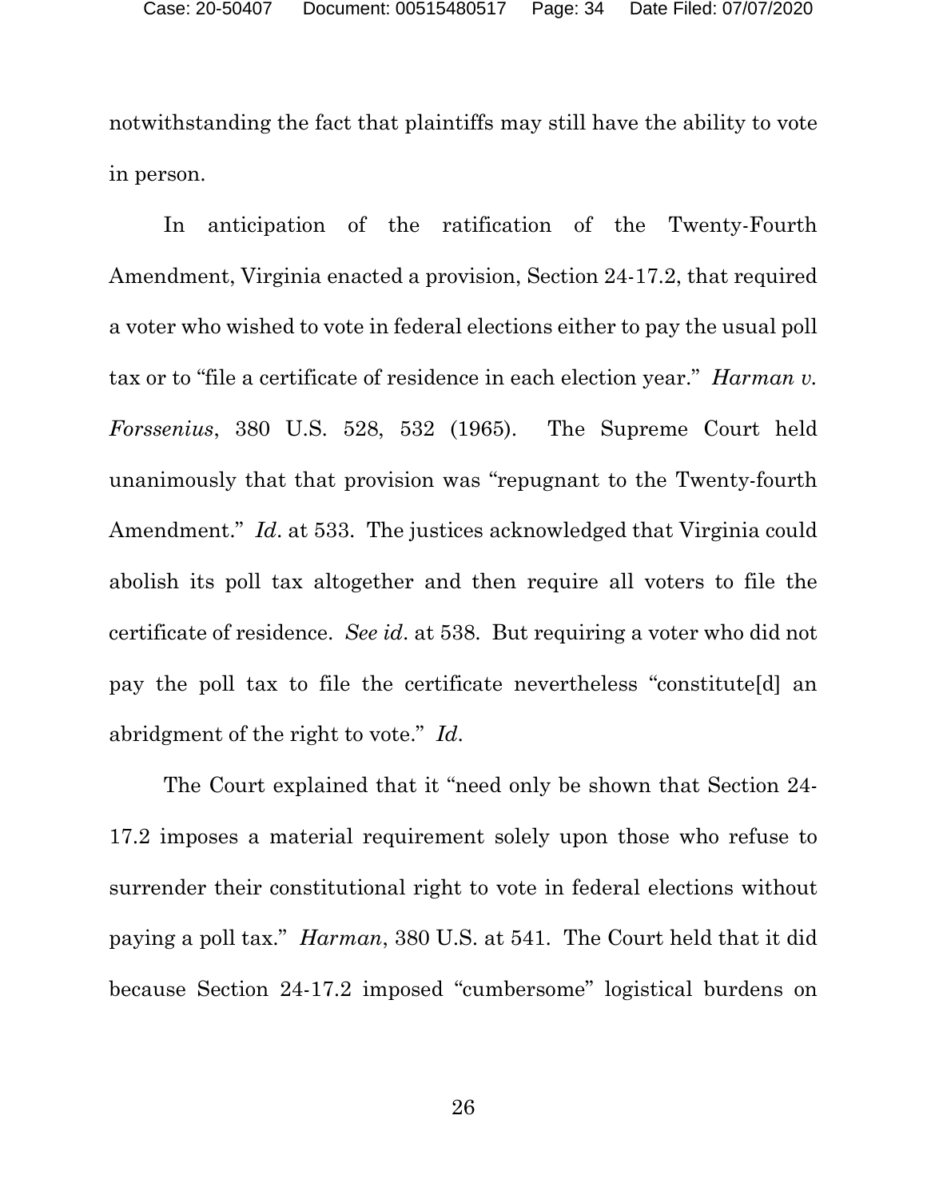notwithstanding the fact that plaintiffs may still have the ability to vote in person.

In anticipation of the ratification of the Twenty-Fourth Amendment, Virginia enacted a provision, Section 24-17.2, that required a voter who wished to vote in federal elections either to pay the usual poll tax or to "file a certificate of residence in each election year." *Harman v. Forssenius*, 380 U.S. 528, 532 (1965). The Supreme Court held unanimously that that provision was "repugnant to the Twenty-fourth Amendment." *Id*. at 533. The justices acknowledged that Virginia could abolish its poll tax altogether and then require all voters to file the certificate of residence. *See id*. at 538. But requiring a voter who did not pay the poll tax to file the certificate nevertheless "constitute[d] an abridgment of the right to vote." *Id*.

The Court explained that it "need only be shown that Section 24-17.2 imposes a material requirement solely upon those who refuse to surrender their constitutional right to vote in federal elections without paying a poll tax." *Harman*, 380 U.S. at 541. The Court held that it did because Section 24-17.2 imposed "cumbersome" logistical burdens on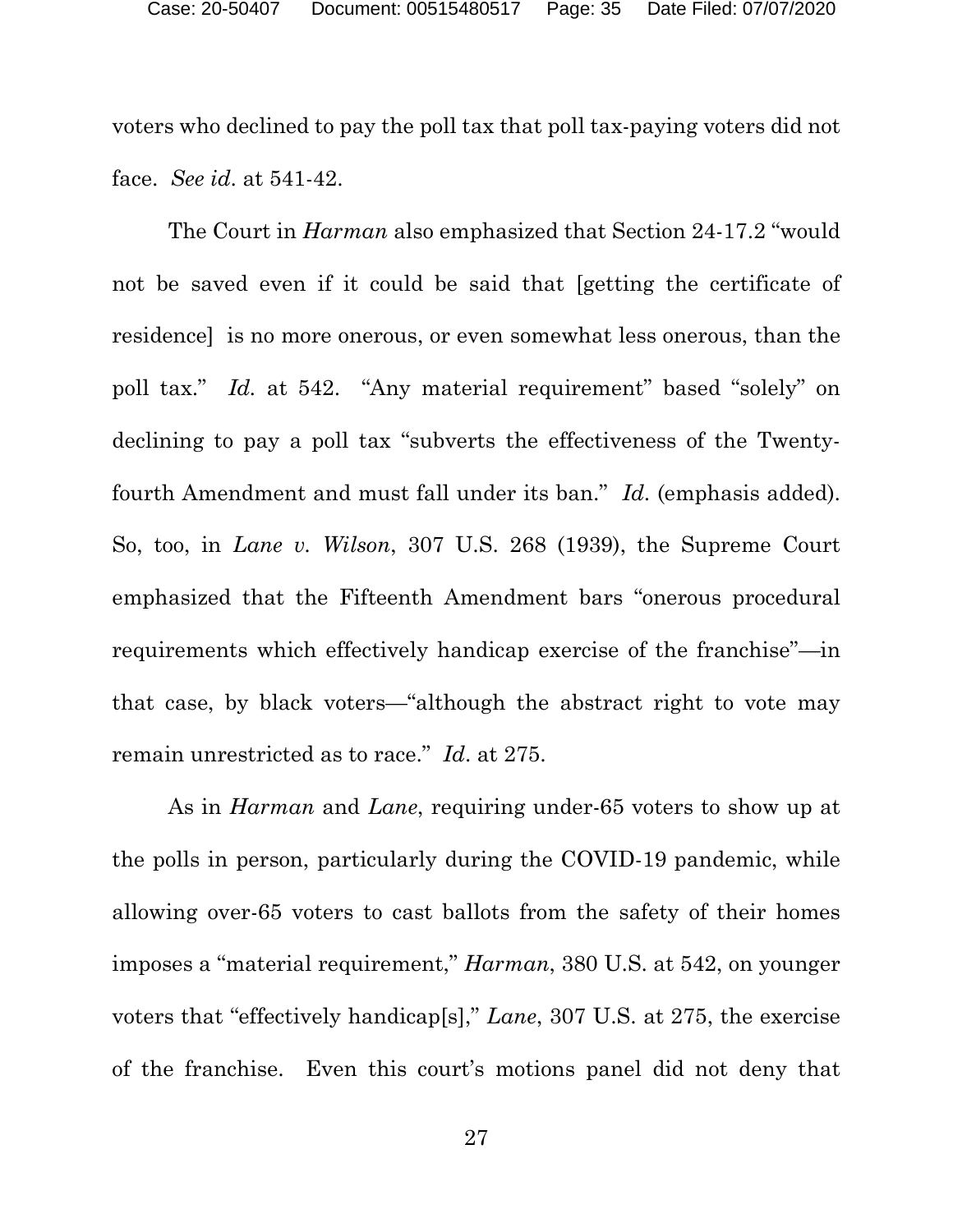voters who declined to pay the poll tax that poll tax-paying voters did not face. *See id*. at 541-42.

The Court in *Harman* also emphasized that Section 24-17.2 "would not be saved even if it could be said that [getting the certificate of residence] is no more onerous, or even somewhat less onerous, than the poll tax." *Id.* at 542. "Any material requirement" based "solely" on declining to pay a poll tax "subverts the effectiveness of the Twenty-fourth Amendment and must fall under its ban." *Id*. (emphasis added). So, too, in *Lane v. Wilson*, 307 U.S. 268 (1939), the Supreme Court emphasized that the Fifteenth Amendment bars "onerous procedural requirements which effectively handicap exercise of the franchise"—in that case, by black voters—"although the abstract right to vote may remain unrestricted as to race." *Id*. at 275.

As in *Harman* and *Lane*, requiring under-65 voters to show up at the polls in person, particularly during the COVID-19 pandemic, while allowing over-65 voters to cast ballots from the safety of their homes imposes a "material requirement," *Harman*, 380 U.S. at 542, on younger voters that "effectively handicap[s]," *Lane*, 307 U.S. at 275, the exercise of the franchise. Even this court's motions panel did not deny that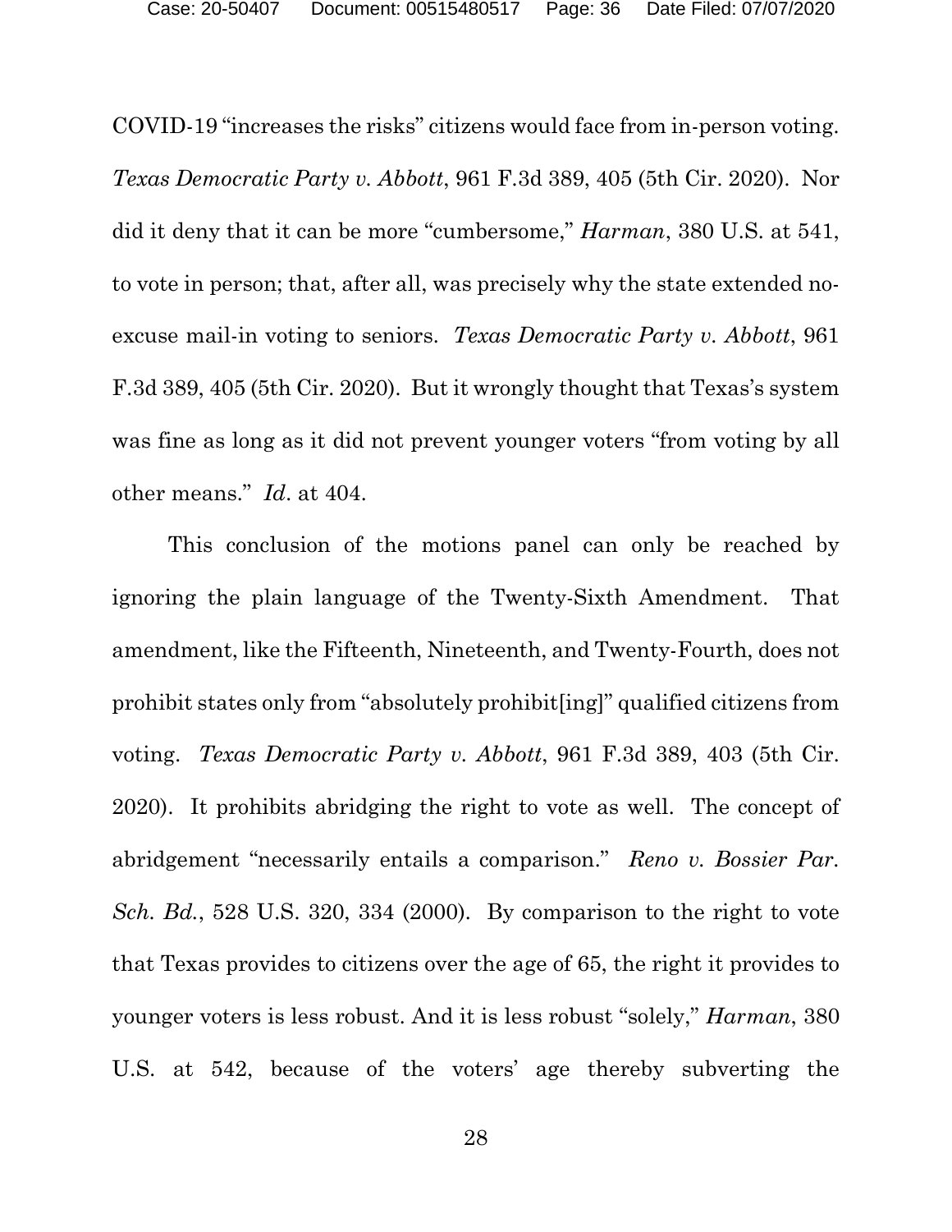COVID-19 “increases the risks” citizens would face from in-person voting. *Texas Democratic Party v. Abbott*, 961 F.3d 389, 405 (5th Cir. 2020). Nor did it deny that it can be more “cumbersome,” *Harman*, 380 U.S. at 541, to vote in person; that, after all, was precisely why the state extended no-excuse mail-in voting to seniors. *Texas Democratic Party v. Abbott*, 961 F.3d 389, 405 (5th Cir. 2020). But it wrongly thought that Texas’s system was fine as long as it did not prevent younger voters “from voting by all other means.” *Id*. at 404.

This conclusion of the motions panel can only be reached by ignoring the plain language of the Twenty-Sixth Amendment. That amendment, like the Fifteenth, Nineteenth, and Twenty-Fourth, does not prohibit states only from “absolutely prohibit[ing]” qualified citizens from voting. *Texas Democratic Party v. Abbott*, 961 F.3d 389, 403 (5th Cir. 2020). It prohibits abridging the right to vote as well. The concept of abridgement “necessarily entails a comparison.” *Reno v. Bossier Par. Sch. Bd.*, 528 U.S. 320, 334 (2000). By comparison to the right to vote that Texas provides to citizens over the age of 65, the right it provides to younger voters is less robust. And it is less robust “solely,” *Harman*, 380 U.S. at 542, because of the voters’ age thereby subverting the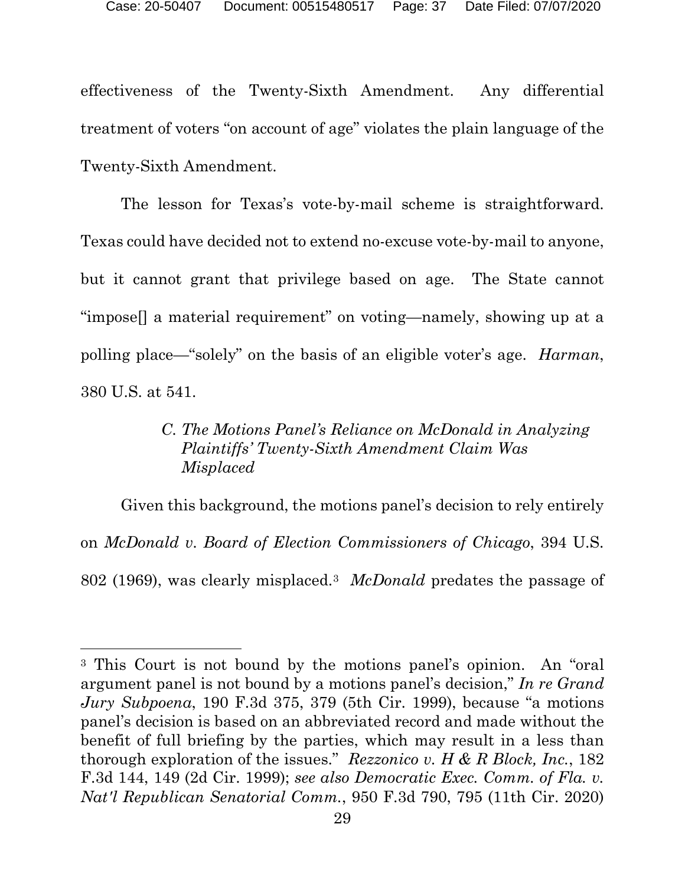effectiveness of the Twenty-Sixth Amendment. Any differential treatment of voters "on account of age" violates the plain language of the Twenty-Sixth Amendment.

The lesson for Texas's vote-by-mail scheme is straightforward. Texas could have decided not to extend no-excuse vote-by-mail to anyone, but it cannot grant that privilege based on age. The State cannot "impose[] a material requirement" on voting—namely, showing up at a polling place—"solely" on the basis of an eligible voter's age. *Harman*, 380 U.S. at 541.

### *C. The Motions Panel's Reliance on McDonald in Analyzing Plaintiffs' Twenty-Sixth Amendment Claim Was Misplaced*

Given this background, the motions panel's decision to rely entirely on *McDonald v. Board of Election Commissioners of Chicago*, 394 U.S. 802 (1969), was clearly misplaced.[3] *McDonald* predates the passage of

---

[3] This Court is not bound by the motions panel's opinion. An "oral argument panel is not bound by a motions panel's decision," *In re Grand Jury Subpoena*, 190 F.3d 375, 379 (5th Cir. 1999), because "a motions panel's decision is based on an abbreviated record and made without the benefit of full briefing by the parties, which may result in a less than thorough exploration of the issues." *Rezzonico v. H & R Block, Inc.*, 182 F.3d 144, 149 (2d Cir. 1999); *see also Democratic Exec. Comm. of Fla. v. Nat'l Republican Senatorial Comm.*, 950 F.3d 790, 795 (11th Cir. 2020)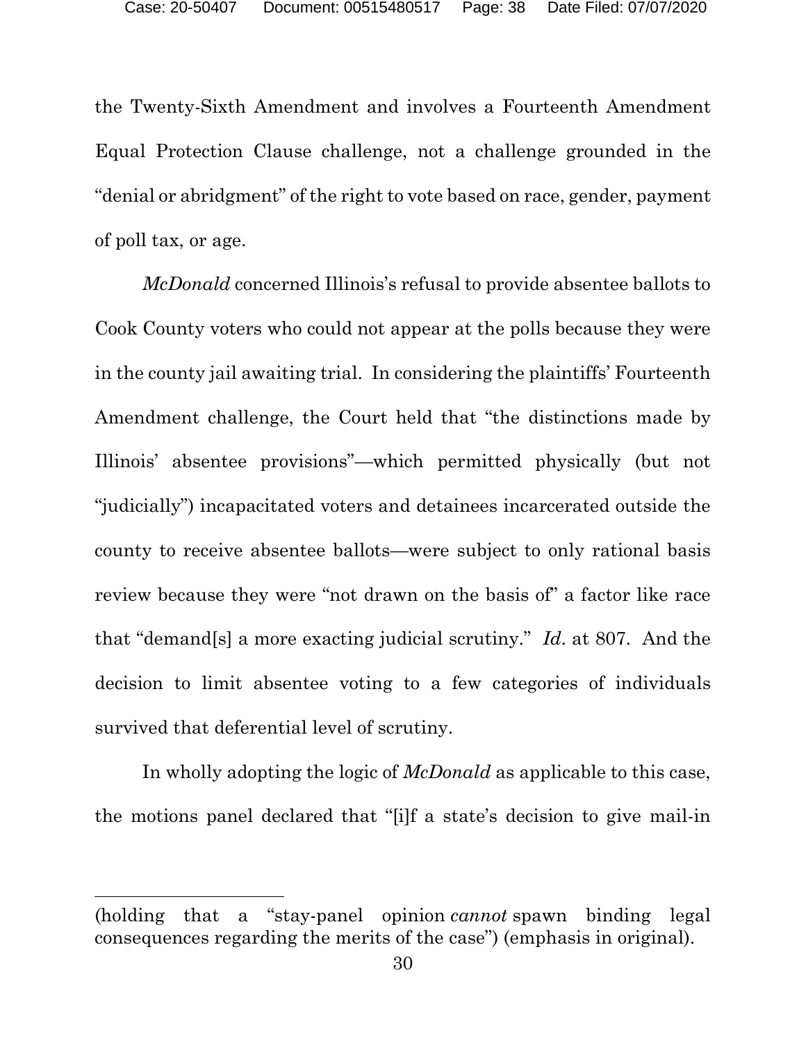the Twenty-Sixth Amendment and involves a Fourteenth Amendment Equal Protection Clause challenge, not a challenge grounded in the "denial or abridgment" of the right to vote based on race, gender, payment of poll tax, or age.

*McDonald* concerned Illinois's refusal to provide absentee ballots to Cook County voters who could not appear at the polls because they were in the county jail awaiting trial. In considering the plaintiffs' Fourteenth Amendment challenge, the Court held that "the distinctions made by Illinois' absentee provisions"—which permitted physically (but not "judicially") incapacitated voters and detainees incarcerated outside the county to receive absentee ballots—were subject to only rational basis review because they were "not drawn on the basis of" a factor like race that "demand[s] a more exacting judicial scrutiny." *Id.* at 807. And the decision to limit absentee voting to a few categories of individuals survived that deferential level of scrutiny.

In wholly adopting the logic of *McDonald* as applicable to this case, the motions panel declared that "[i]f a state's decision to give mail-in

---

(holding that a "stay-panel opinion *cannot* spawn binding legal consequences regarding the merits of the case") (emphasis in original).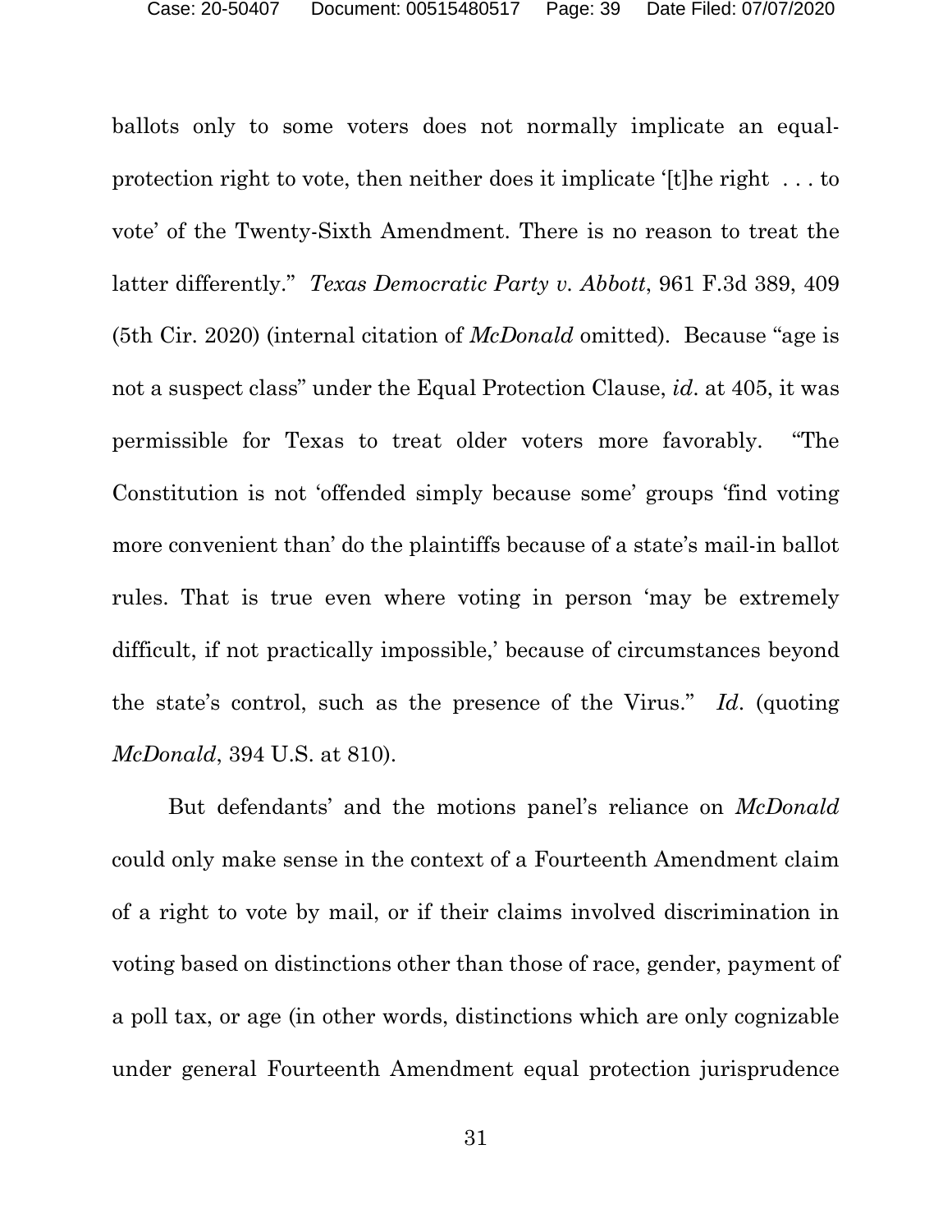ballots only to some voters does not normally implicate an equal-protection right to vote, then neither does it implicate '[t]he right . . . to vote' of the Twenty-Sixth Amendment. There is no reason to treat the latter differently." *Texas Democratic Party v. Abbott*, 961 F.3d 389, 409 (5th Cir. 2020) (internal citation of *McDonald* omitted). Because "age is not a suspect class" under the Equal Protection Clause, *id*. at 405, it was permissible for Texas to treat older voters more favorably. "The Constitution is not 'offended simply because some' groups 'find voting more convenient than' do the plaintiffs because of a state's mail-in ballot rules. That is true even where voting in person 'may be extremely difficult, if not practically impossible,' because of circumstances beyond the state's control, such as the presence of the Virus." *Id*. (quoting *McDonald*, 394 U.S. at 810).

But defendants' and the motions panel's reliance on *McDonald* could only make sense in the context of a Fourteenth Amendment claim of a right to vote by mail, or if their claims involved discrimination in voting based on distinctions other than those of race, gender, payment of a poll tax, or age (in other words, distinctions which are only cognizable under general Fourteenth Amendment equal protection jurisprudence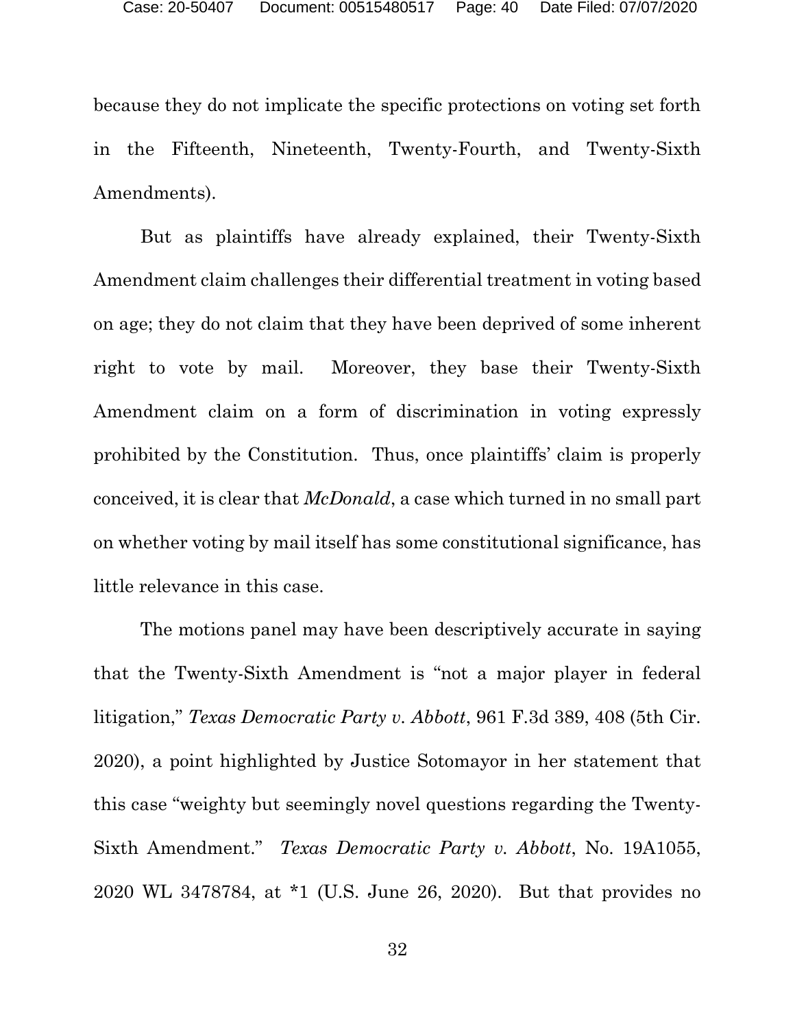because they do not implicate the specific protections on voting set forth in the Fifteenth, Nineteenth, Twenty-Fourth, and Twenty-Sixth Amendments).

But as plaintiffs have already explained, their Twenty-Sixth Amendment claim challenges their differential treatment in voting based on age; they do not claim that they have been deprived of some inherent right to vote by mail. Moreover, they base their Twenty-Sixth Amendment claim on a form of discrimination in voting expressly prohibited by the Constitution. Thus, once plaintiffs' claim is properly conceived, it is clear that *McDonald*, a case which turned in no small part on whether voting by mail itself has some constitutional significance, has little relevance in this case.

The motions panel may have been descriptively accurate in saying that the Twenty-Sixth Amendment is "not a major player in federal litigation," *Texas Democratic Party v. Abbott*, 961 F.3d 389, 408 (5th Cir. 2020), a point highlighted by Justice Sotomayor in her statement that this case "weighty but seemingly novel questions regarding the Twenty-Sixth Amendment." *Texas Democratic Party v. Abbott*, No. 19A1055, 2020 WL 3478784, at *1 (U.S. June 26, 2020). But that provides no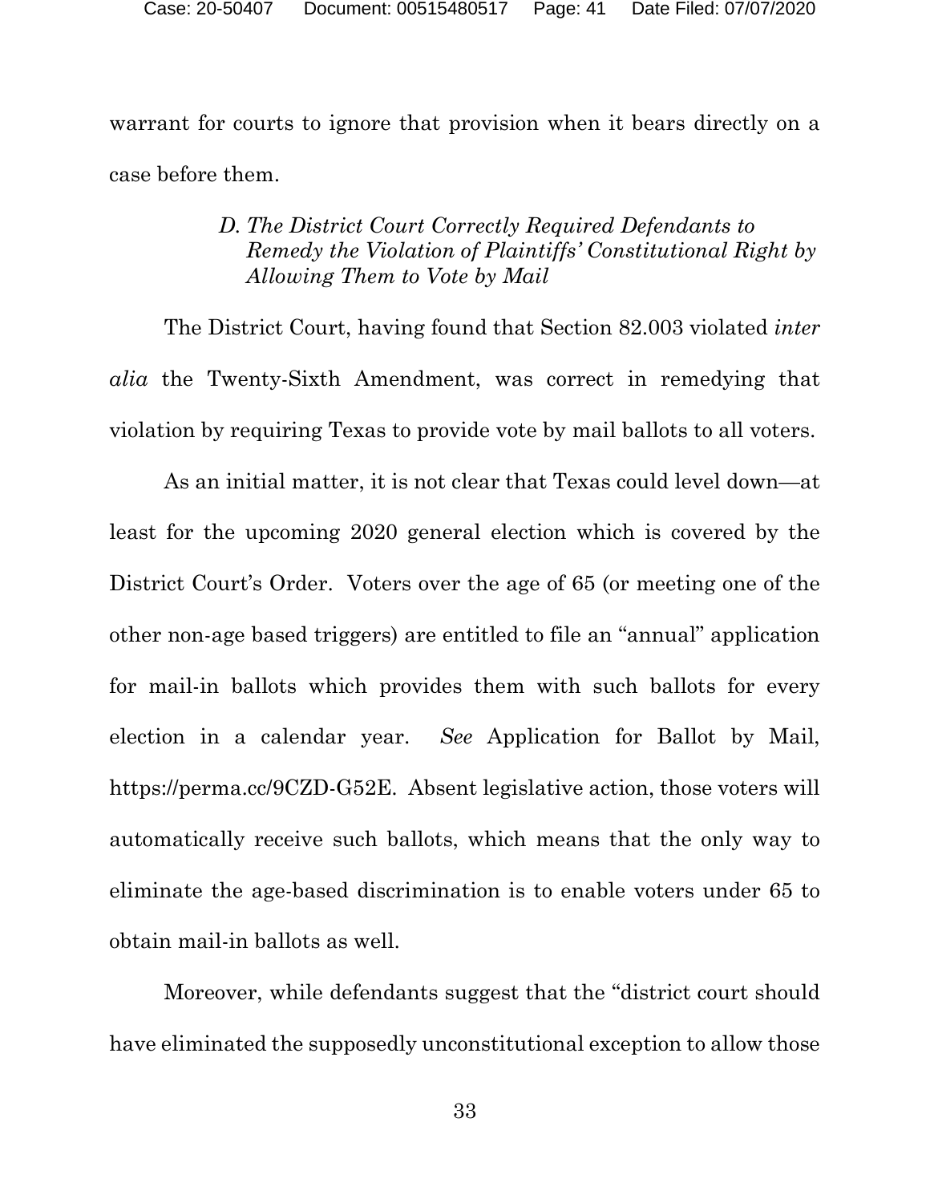warrant for courts to ignore that provision when it bears directly on a case before them.

### *D. The District Court Correctly Required Defendants to Remedy the Violation of Plaintiffs' Constitutional Right by Allowing Them to Vote by Mail*

The District Court, having found that Section 82.003 violated *inter alia* the Twenty-Sixth Amendment, was correct in remedying that violation by requiring Texas to provide vote by mail ballots to all voters.

As an initial matter, it is not clear that Texas could level down—at least for the upcoming 2020 general election which is covered by the District Court's Order. Voters over the age of 65 (or meeting one of the other non-age based triggers) are entitled to file an "annual" application for mail-in ballots which provides them with such ballots for every election in a calendar year. *See* Application for Ballot by Mail, https://perma.cc/9CZD-G52E. Absent legislative action, those voters will automatically receive such ballots, which means that the only way to eliminate the age-based discrimination is to enable voters under 65 to obtain mail-in ballots as well.

Moreover, while defendants suggest that the "district court should have eliminated the supposedly unconstitutional exception to allow those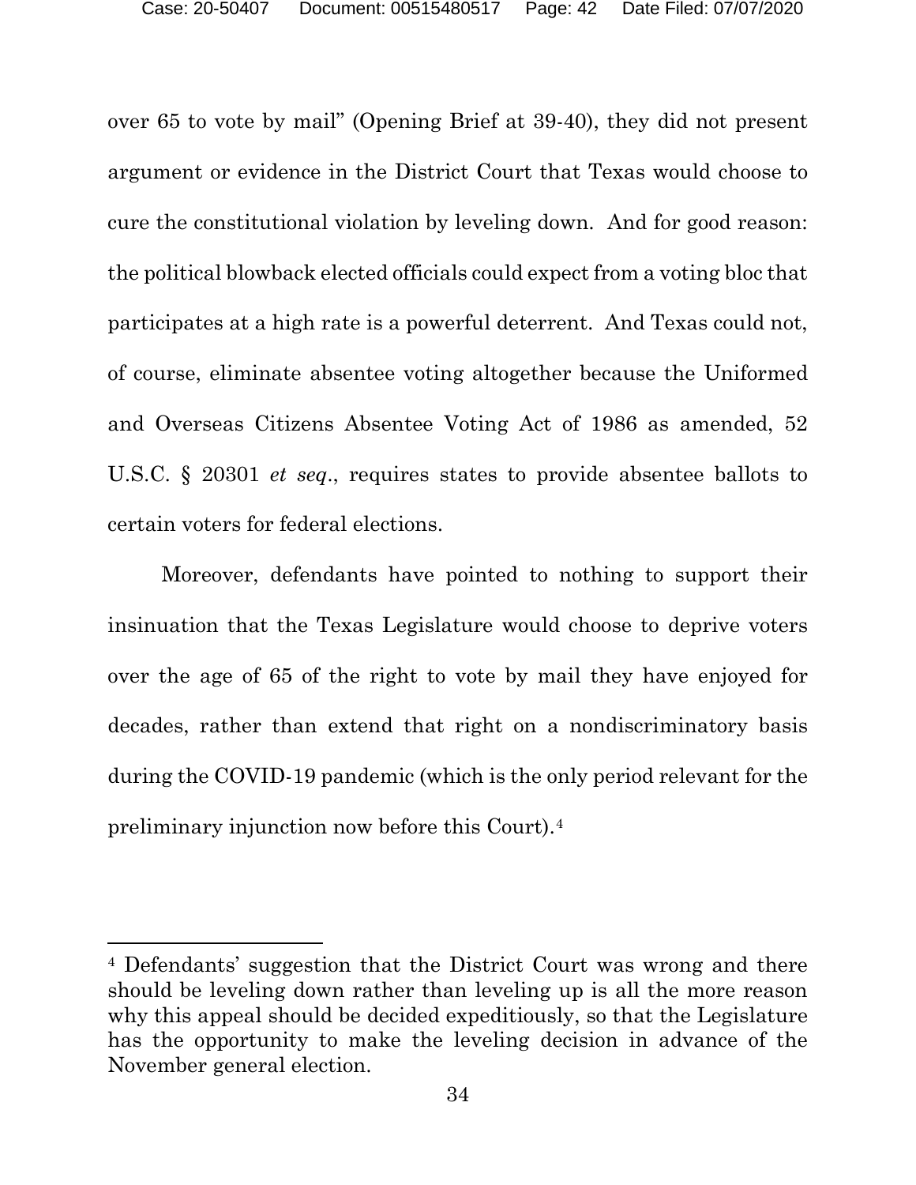over 65 to vote by mail" (Opening Brief at 39-40), they did not present argument or evidence in the District Court that Texas would choose to cure the constitutional violation by leveling down. And for good reason: the political blowback elected officials could expect from a voting bloc that participates at a high rate is a powerful deterrent. And Texas could not, of course, eliminate absentee voting altogether because the Uniformed and Overseas Citizens Absentee Voting Act of 1986 as amended, 52 U.S.C. § 20301 *et seq*., requires states to provide absentee ballots to certain voters for federal elections.

Moreover, defendants have pointed to nothing to support their insinuation that the Texas Legislature would choose to deprive voters over the age of 65 of the right to vote by mail they have enjoyed for decades, rather than extend that right on a nondiscriminatory basis during the COVID-19 pandemic (which is the only period relevant for the preliminary injunction now before this Court).[4]

[4] Defendants' suggestion that the District Court was wrong and there should be leveling down rather than leveling up is all the more reason why this appeal should be decided expeditiously, so that the Legislature has the opportunity to make the leveling decision in advance of the November general election.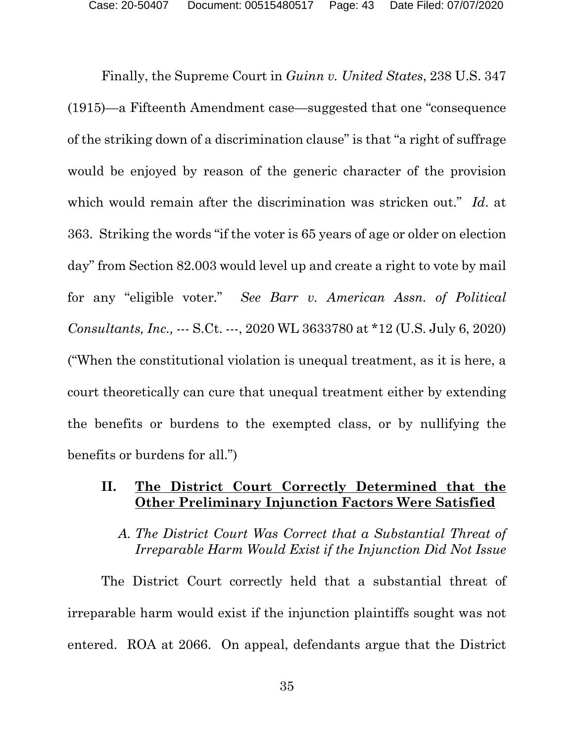Finally, the Supreme Court in *Guinn v. United States*, 238 U.S. 347 (1915)—a Fifteenth Amendment case—suggested that one "consequence of the striking down of a discrimination clause" is that "a right of suffrage would be enjoyed by reason of the generic character of the provision which would remain after the discrimination was stricken out." *Id*. at 363. Striking the words "if the voter is 65 years of age or older on election day" from Section 82.003 would level up and create a right to vote by mail for any "eligible voter." *See Barr v. American Assn. of Political Consultants, Inc.,* --- S.Ct. ---, 2020 WL 3633780 at *12 (U.S. July 6, 2020) ("When the constitutional violation is unequal treatment, as it is here, a court theoretically can cure that unequal treatment either by extending the benefits or burdens to the exempted class, or by nullifying the benefits or burdens for all.")

## II. <u>The District Court Correctly Determined that the Other Preliminary Injunction Factors Were Satisfied</u>

### *A. The District Court Was Correct that a Substantial Threat of Irreparable Harm Would Exist if the Injunction Did Not Issue*

The District Court correctly held that a substantial threat of irreparable harm would exist if the injunction plaintiffs sought was not entered. ROA at 2066. On appeal, defendants argue that the District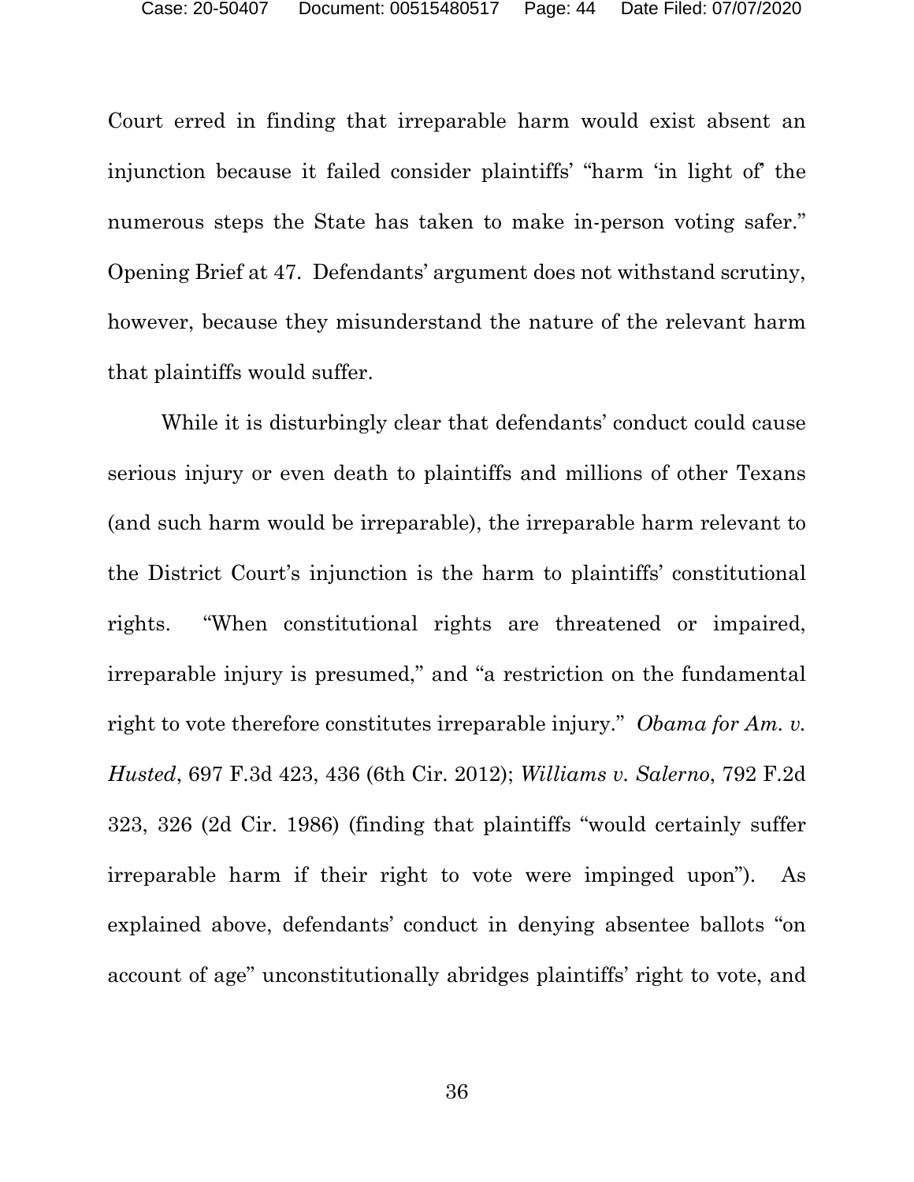Court erred in finding that irreparable harm would exist absent an injunction because it failed consider plaintiffs' "harm 'in light of' the numerous steps the State has taken to make in-person voting safer." Opening Brief at 47. Defendants' argument does not withstand scrutiny, however, because they misunderstand the nature of the relevant harm that plaintiffs would suffer.

While it is disturbingly clear that defendants' conduct could cause serious injury or even death to plaintiffs and millions of other Texans (and such harm would be irreparable), the irreparable harm relevant to the District Court's injunction is the harm to plaintiffs' constitutional rights. "When constitutional rights are threatened or impaired, irreparable injury is presumed," and "a restriction on the fundamental right to vote therefore constitutes irreparable injury." *Obama for Am. v. Husted*, 697 F.3d 423, 436 (6th Cir. 2012); *Williams v. Salerno*, 792 F.2d 323, 326 (2d Cir. 1986) (finding that plaintiffs "would certainly suffer irreparable harm if their right to vote were impinged upon"). As explained above, defendants' conduct in denying absentee ballots "on account of age" unconstitutionally abridges plaintiffs' right to vote, and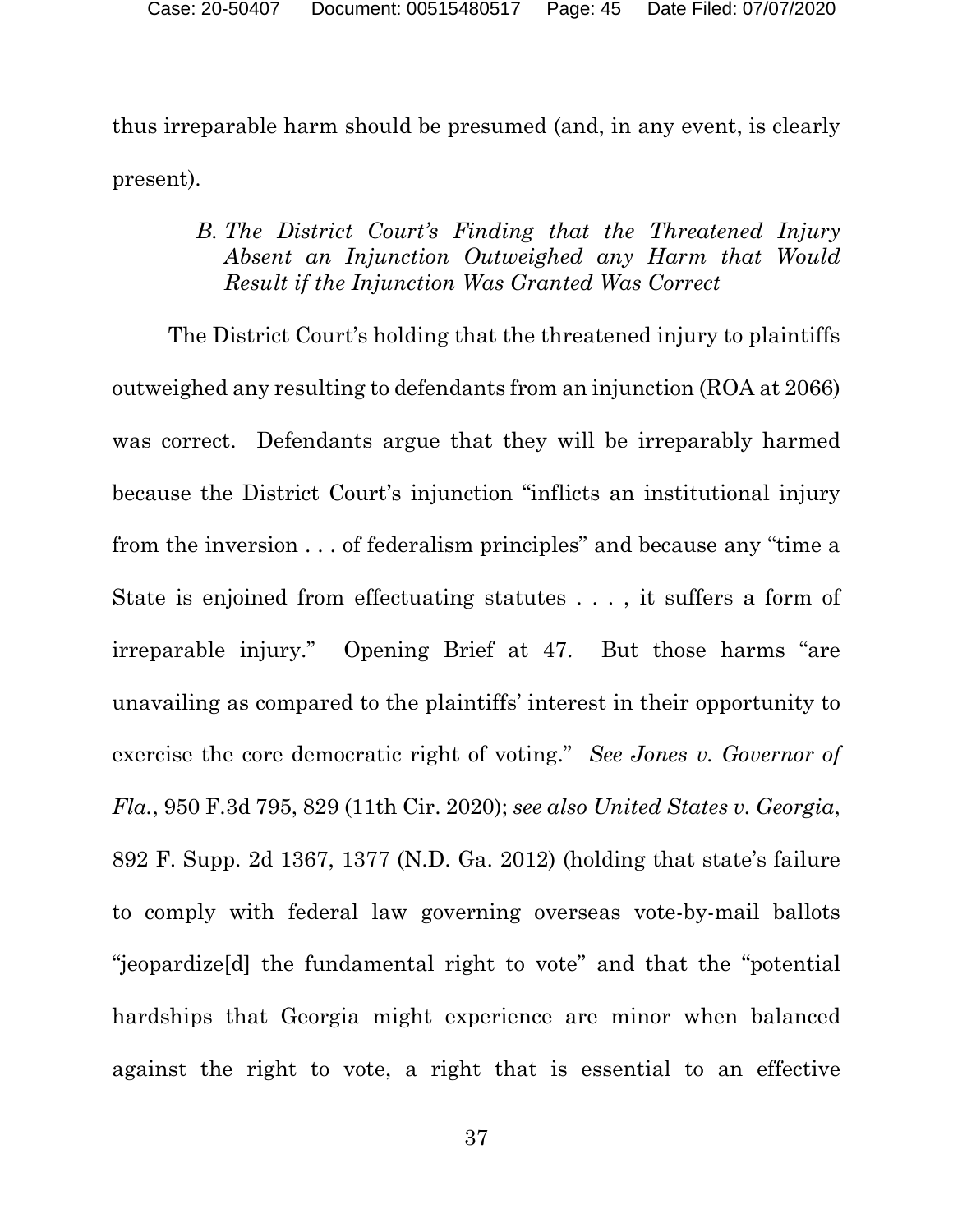thus irreparable harm should be presumed (and, in any event, is clearly present).

### *B. The District Court's Finding that the Threatened Injury Absent an Injunction Outweighed any Harm that Would Result if the Injunction Was Granted Was Correct*

The District Court's holding that the threatened injury to plaintiffs outweighed any resulting to defendants from an injunction (ROA at 2066) was correct. Defendants argue that they will be irreparably harmed because the District Court's injunction "inflicts an institutional injury from the inversion . . . of federalism principles" and because any "time a State is enjoined from effectuating statutes . . . , it suffers a form of irreparable injury." Opening Brief at 47. But those harms "are unavailing as compared to the plaintiffs' interest in their opportunity to exercise the core democratic right of voting." *See Jones v. Governor of Fla.*, 950 F.3d 795, 829 (11th Cir. 2020); *see also United States v. Georgia*, 892 F. Supp. 2d 1367, 1377 (N.D. Ga. 2012) (holding that state's failure to comply with federal law governing overseas vote-by-mail ballots "jeopardize[d] the fundamental right to vote" and that the "potential hardships that Georgia might experience are minor when balanced against the right to vote, a right that is essential to an effective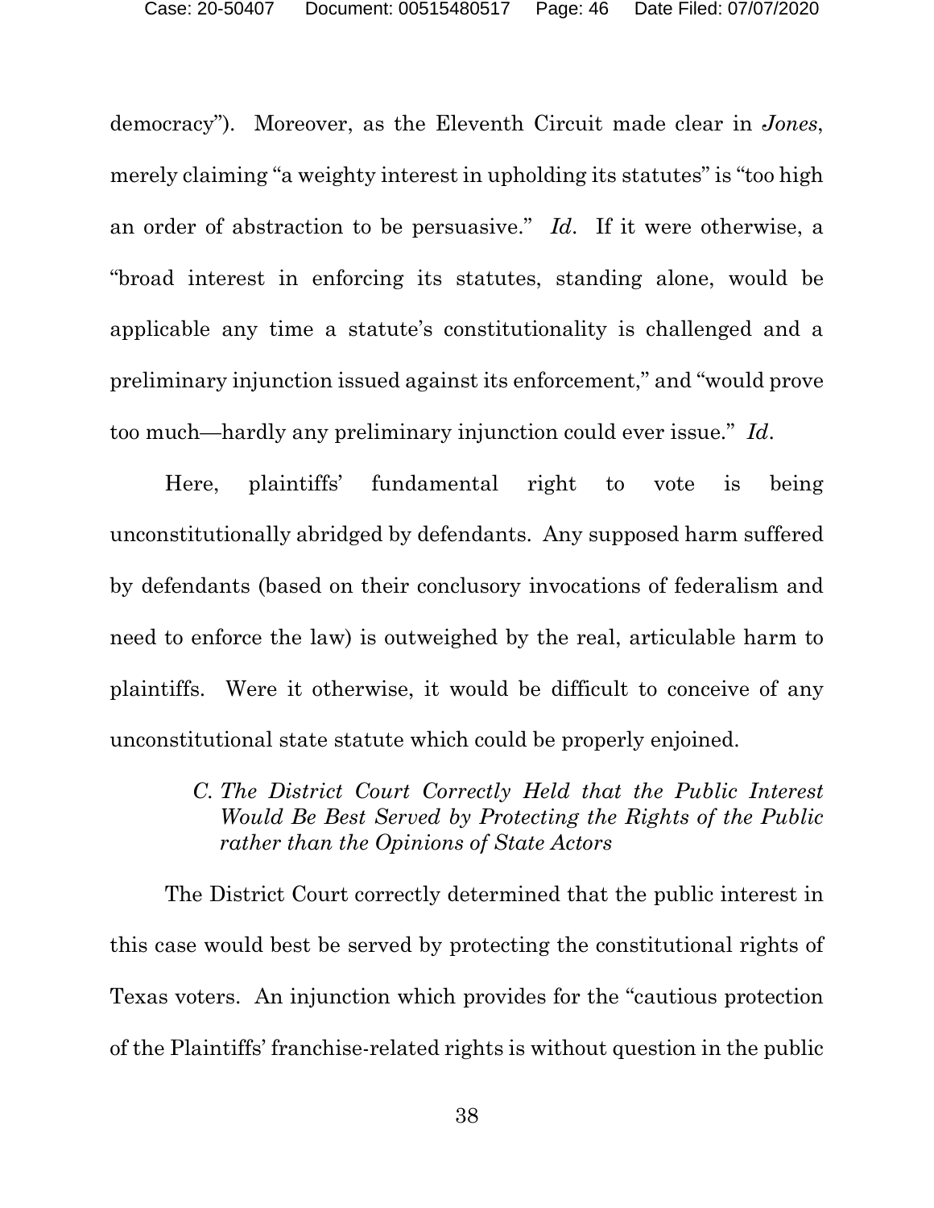democracy"). Moreover, as the Eleventh Circuit made clear in *Jones*, merely claiming "a weighty interest in upholding its statutes" is "too high an order of abstraction to be persuasive." *Id*. If it were otherwise, a "broad interest in enforcing its statutes, standing alone, would be applicable any time a statute's constitutionality is challenged and a preliminary injunction issued against its enforcement," and "would prove too much—hardly any preliminary injunction could ever issue." *Id*.

Here, plaintiffs' fundamental right to vote is being unconstitutionally abridged by defendants. Any supposed harm suffered by defendants (based on their conclusory invocations of federalism and need to enforce the law) is outweighed by the real, articulable harm to plaintiffs. Were it otherwise, it would be difficult to conceive of any unconstitutional state statute which could be properly enjoined.

### *C. The District Court Correctly Held that the Public Interest Would Be Best Served by Protecting the Rights of the Public rather than the Opinions of State Actors*

The District Court correctly determined that the public interest in this case would best be served by protecting the constitutional rights of Texas voters. An injunction which provides for the "cautious protection of the Plaintiffs' franchise-related rights is without question in the public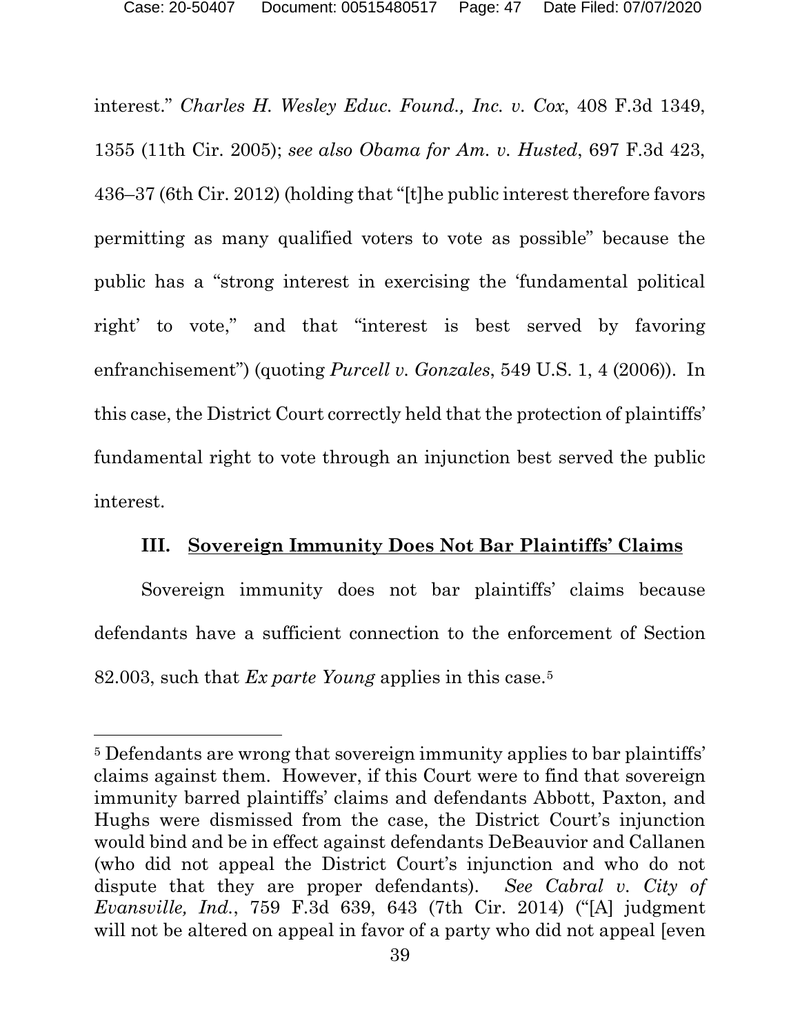interest." *Charles H. Wesley Educ. Found., Inc. v. Cox*, 408 F.3d 1349, 1355 (11th Cir. 2005); *see also Obama for Am. v. Husted*, 697 F.3d 423, 436–37 (6th Cir. 2012) (holding that "[t]he public interest therefore favors permitting as many qualified voters to vote as possible" because the public has a "strong interest in exercising the 'fundamental political right' to vote," and that "interest is best served by favoring enfranchisement") (quoting *Purcell v. Gonzales*, 549 U.S. 1, 4 (2006)). In this case, the District Court correctly held that the protection of plaintiffs' fundamental right to vote through an injunction best served the public interest.

## III. Sovereign Immunity Does Not Bar Plaintiffs' Claims

Sovereign immunity does not bar plaintiffs' claims because defendants have a sufficient connection to the enforcement of Section 82.003, such that *Ex parte Young* applies in this case.[5]

---

[5] Defendants are wrong that sovereign immunity applies to bar plaintiffs' claims against them. However, if this Court were to find that sovereign immunity barred plaintiffs' claims and defendants Abbott, Paxton, and Hughs were dismissed from the case, the District Court's injunction would bind and be in effect against defendants DeBeauvior and Callanen (who did not appeal the District Court's injunction and who do not dispute that they are proper defendants). *See Cabral v. City of Evansville, Ind.*, 759 F.3d 639, 643 (7th Cir. 2014) ("[A] judgment will not be altered on appeal in favor of a party who did not appeal [even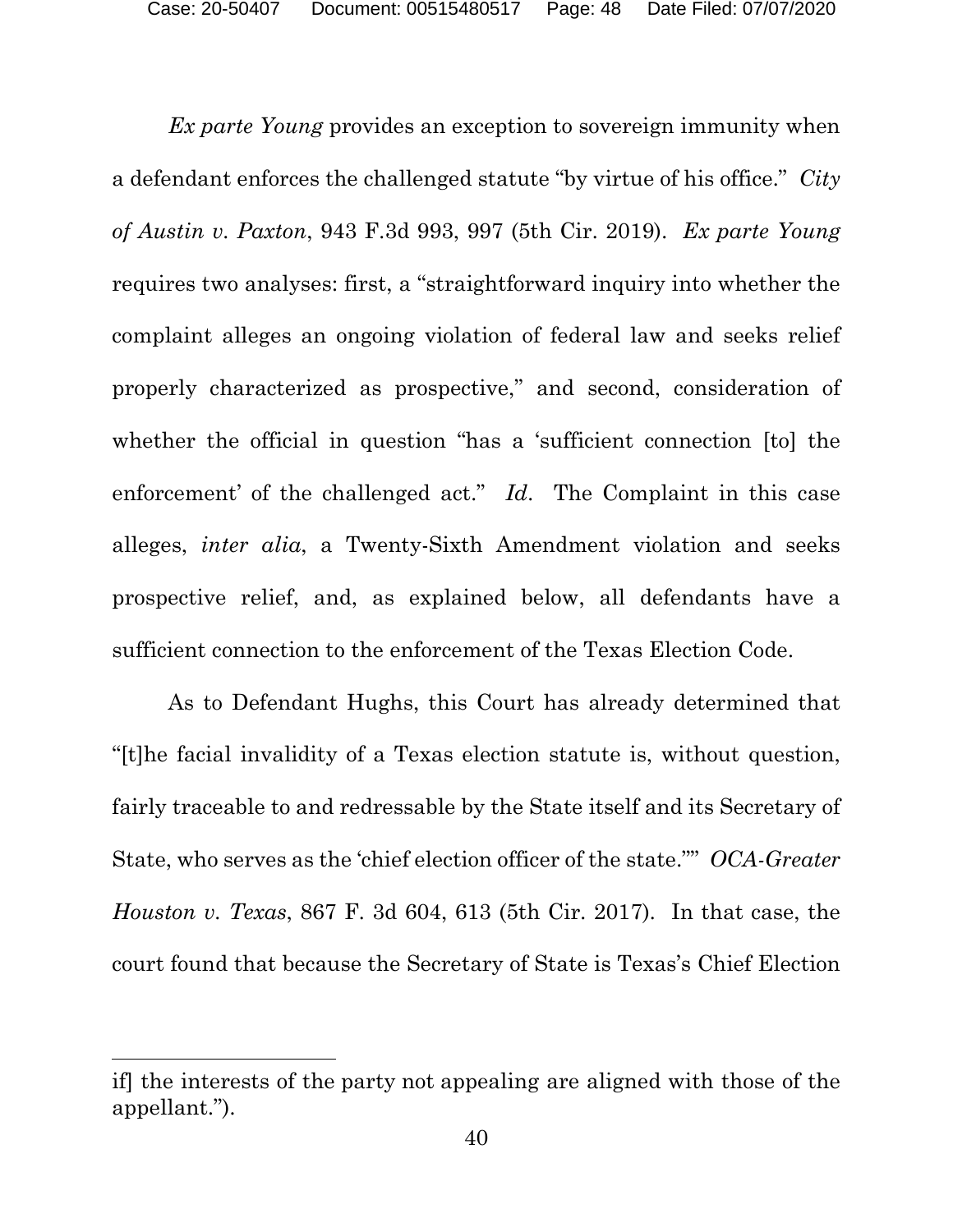*Ex parte Young* provides an exception to sovereign immunity when a defendant enforces the challenged statute "by virtue of his office." *City of Austin v. Paxton*, 943 F.3d 993, 997 (5th Cir. 2019). *Ex parte Young* requires two analyses: first, a "straightforward inquiry into whether the complaint alleges an ongoing violation of federal law and seeks relief properly characterized as prospective," and second, consideration of whether the official in question "has a 'sufficient connection [to] the enforcement' of the challenged act." *Id*. The Complaint in this case alleges, *inter alia*, a Twenty-Sixth Amendment violation and seeks prospective relief, and, as explained below, all defendants have a sufficient connection to the enforcement of the Texas Election Code.

As to Defendant Hughs, this Court has already determined that "[t]he facial invalidity of a Texas election statute is, without question, fairly traceable to and redressable by the State itself and its Secretary of State, who serves as the 'chief election officer of the state.'" *OCA-Greater Houston v. Texas*, 867 F. 3d 604, 613 (5th Cir. 2017). In that case, the court found that because the Secretary of State is Texas's Chief Election

---

if] the interests of the party not appealing are aligned with those of the appellant.").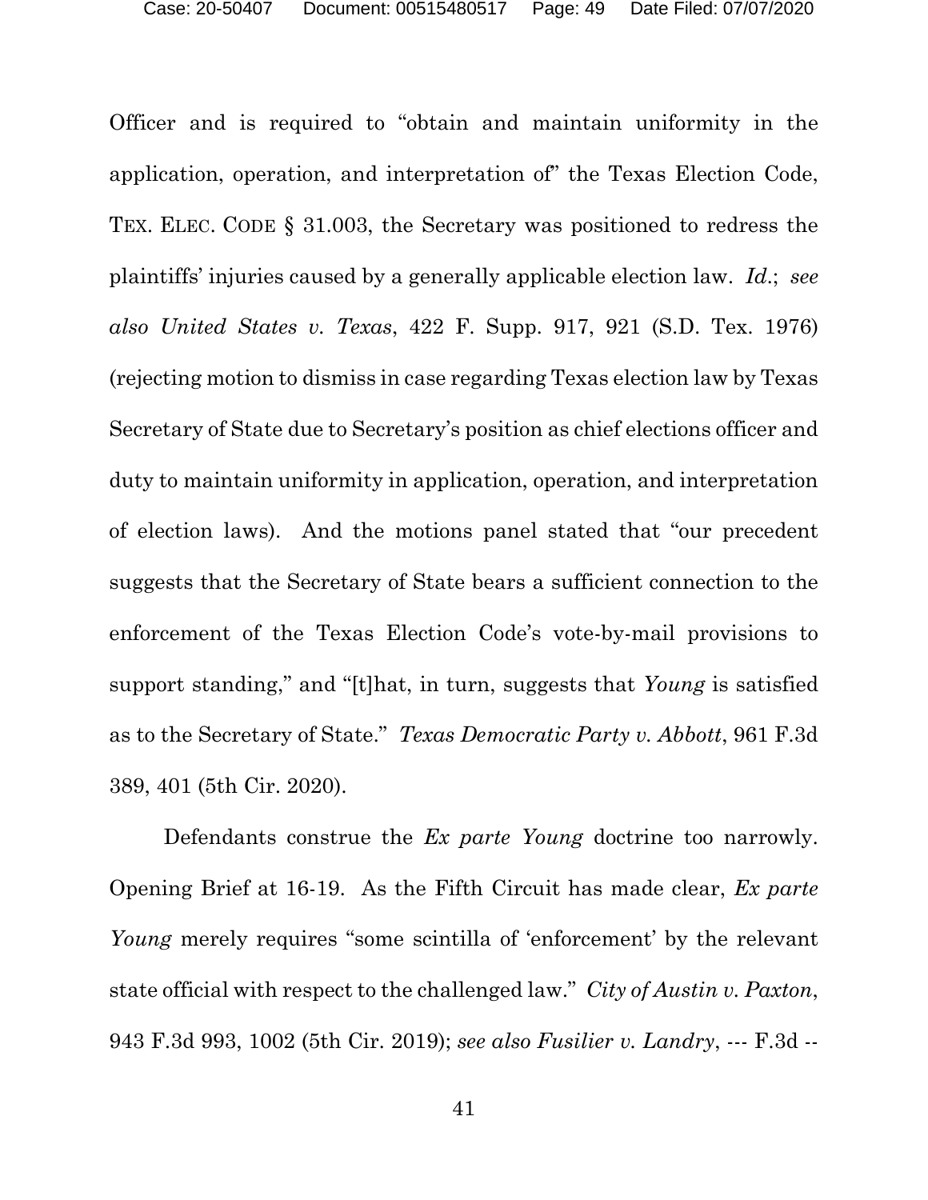Officer and is required to "obtain and maintain uniformity in the application, operation, and interpretation of" the Texas Election Code, TEX. ELEC. CODE § 31.003, the Secretary was positioned to redress the plaintiffs' injuries caused by a generally applicable election law. *Id.*; *see also United States v. Texas*, 422 F. Supp. 917, 921 (S.D. Tex. 1976) (rejecting motion to dismiss in case regarding Texas election law by Texas Secretary of State due to Secretary's position as chief elections officer and duty to maintain uniformity in application, operation, and interpretation of election laws). And the motions panel stated that "our precedent suggests that the Secretary of State bears a sufficient connection to the enforcement of the Texas Election Code's vote-by-mail provisions to support standing," and "[t]hat, in turn, suggests that *Young* is satisfied as to the Secretary of State." *Texas Democratic Party v. Abbott*, 961 F.3d 389, 401 (5th Cir. 2020).

Defendants construe the *Ex parte Young* doctrine too narrowly. Opening Brief at 16-19. As the Fifth Circuit has made clear, *Ex parte Young* merely requires "some scintilla of 'enforcement' by the relevant state official with respect to the challenged law." *City of Austin v. Paxton*, 943 F.3d 993, 1002 (5th Cir. 2019); *see also Fusilier v. Landry*, --- F.3d --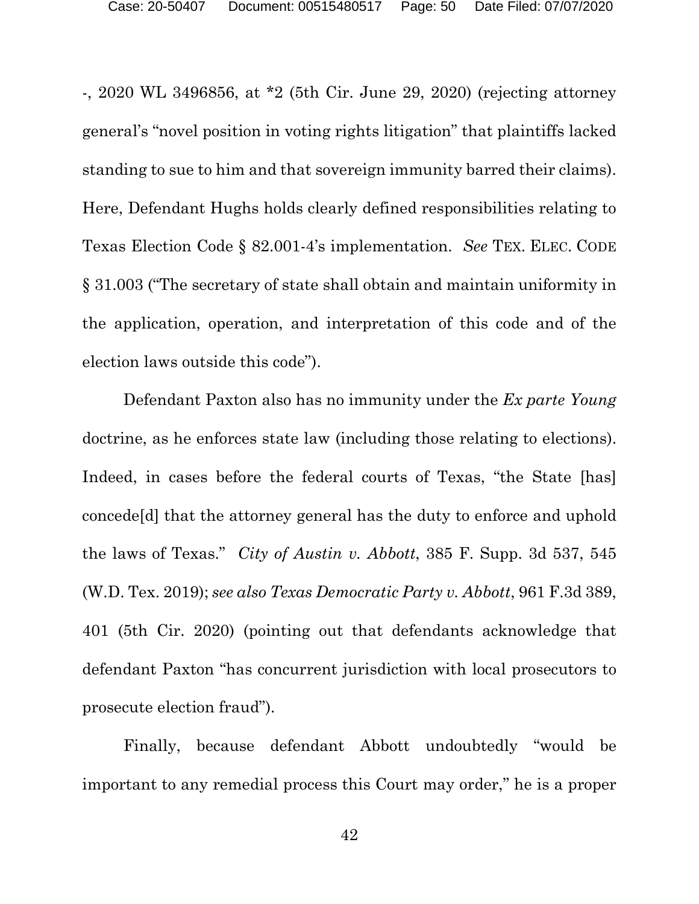-, 2020 WL 3496856, at *2 (5th Cir. June 29, 2020) (rejecting attorney general's "novel position in voting rights litigation" that plaintiffs lacked standing to sue to him and that sovereign immunity barred their claims). Here, Defendant Hughs holds clearly defined responsibilities relating to Texas Election Code § 82.001-4's implementation. *See* TEX. ELEC. CODE § 31.003 ("The secretary of state shall obtain and maintain uniformity in the application, operation, and interpretation of this code and of the election laws outside this code").

Defendant Paxton also has no immunity under the *Ex parte Young* doctrine, as he enforces state law (including those relating to elections). Indeed, in cases before the federal courts of Texas, "the State [has] concede[d] that the attorney general has the duty to enforce and uphold the laws of Texas." *City of Austin v. Abbott*, 385 F. Supp. 3d 537, 545 (W.D. Tex. 2019); *see also Texas Democratic Party v. Abbott*, 961 F.3d 389, 401 (5th Cir. 2020) (pointing out that defendants acknowledge that defendant Paxton "has concurrent jurisdiction with local prosecutors to prosecute election fraud").

Finally, because defendant Abbott undoubtedly "would be important to any remedial process this Court may order," he is a proper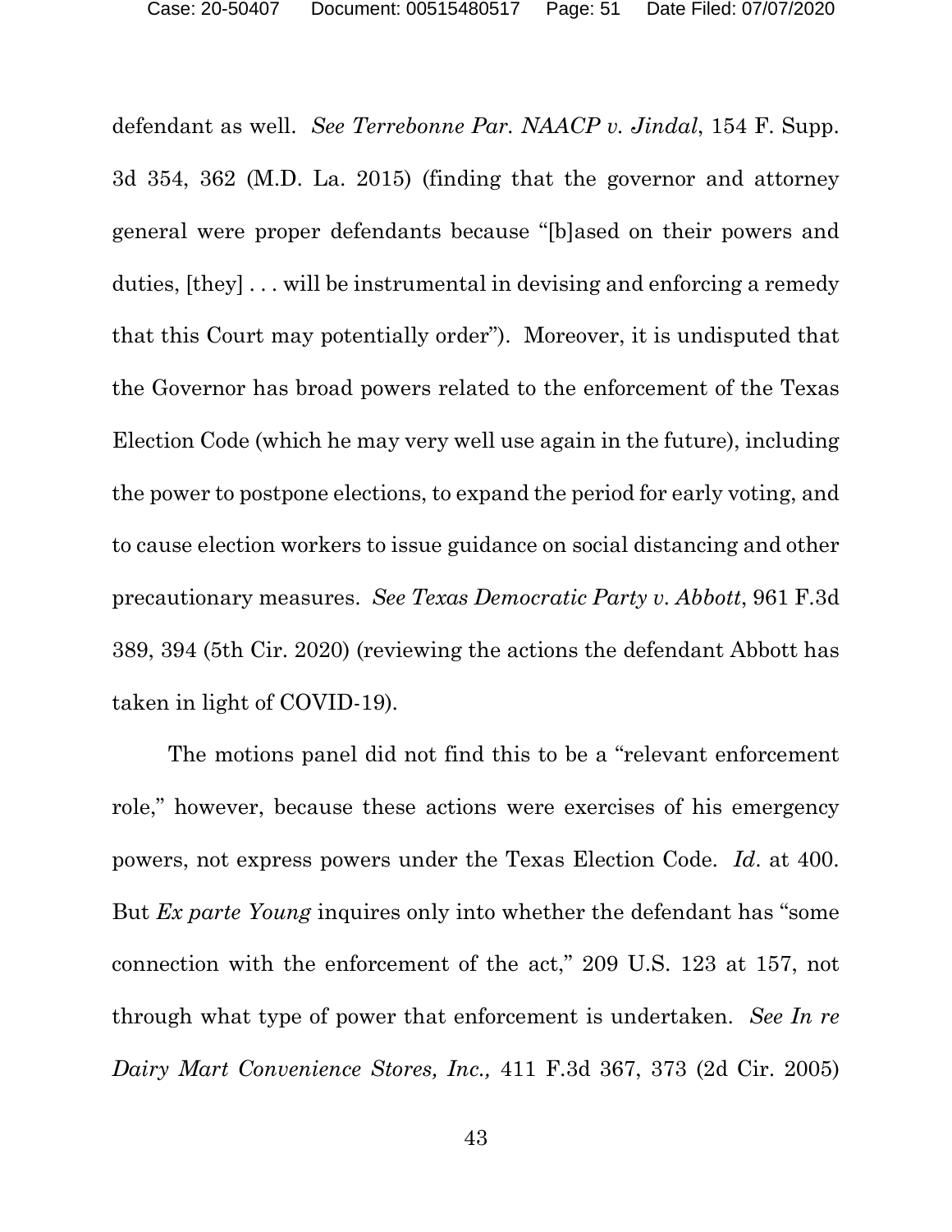defendant as well. *See Terrebonne Par. NAACP v. Jindal*, 154 F. Supp. 3d 354, 362 (M.D. La. 2015) (finding that the governor and attorney general were proper defendants because "[b]ased on their powers and duties, [they] . . . will be instrumental in devising and enforcing a remedy that this Court may potentially order"). Moreover, it is undisputed that the Governor has broad powers related to the enforcement of the Texas Election Code (which he may very well use again in the future), including the power to postpone elections, to expand the period for early voting, and to cause election workers to issue guidance on social distancing and other precautionary measures. *See Texas Democratic Party v. Abbott*, 961 F.3d 389, 394 (5th Cir. 2020) (reviewing the actions the defendant Abbott has taken in light of COVID-19).

The motions panel did not find this to be a "relevant enforcement role," however, because these actions were exercises of his emergency powers, not express powers under the Texas Election Code. *Id*. at 400. But *Ex parte Young* inquires only into whether the defendant has "some connection with the enforcement of the act," 209 U.S. 123 at 157, not through what type of power that enforcement is undertaken. *See In re Dairy Mart Convenience Stores, Inc.,* 411 F.3d 367, 373 (2d Cir. 2005)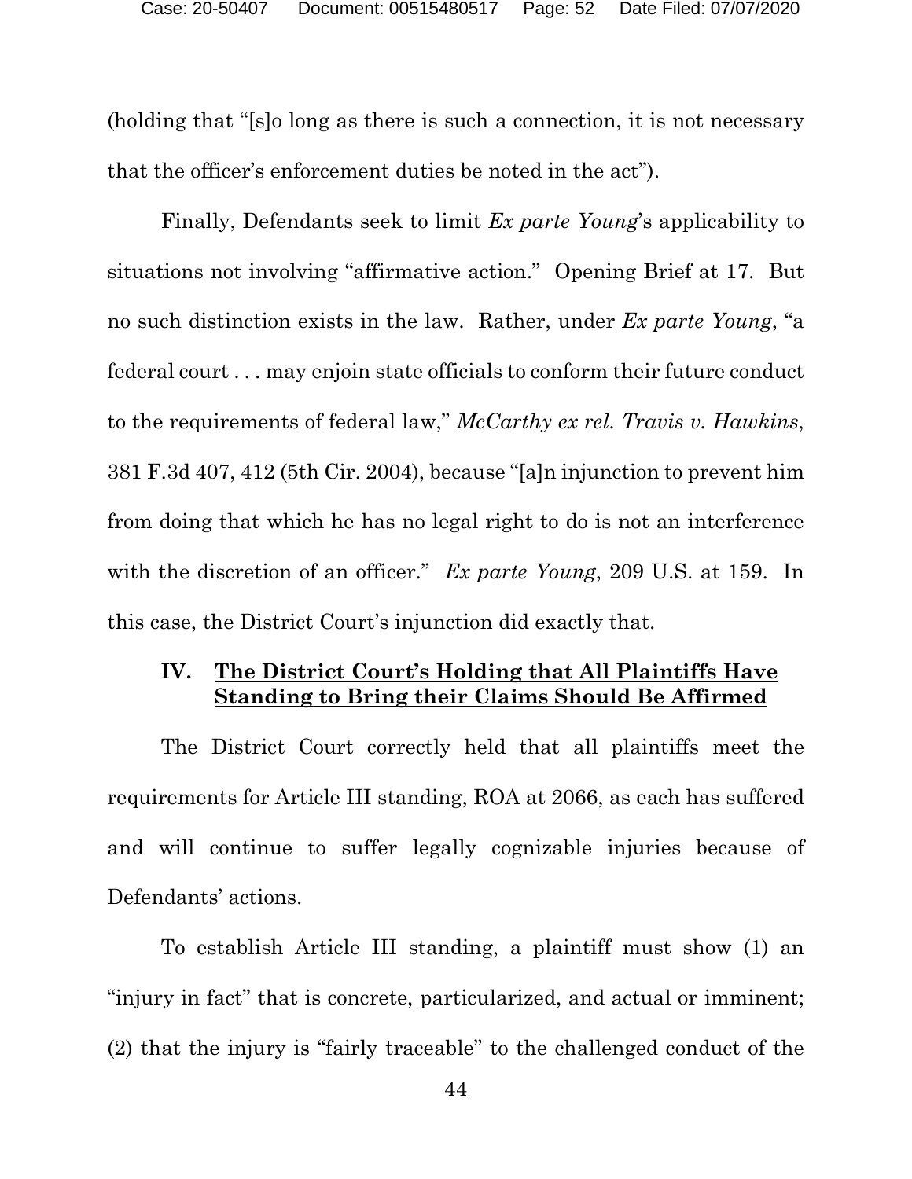(holding that "[s]o long as there is such a connection, it is not necessary that the officer's enforcement duties be noted in the act").

Finally, Defendants seek to limit *Ex parte Young*'s applicability to situations not involving "affirmative action." Opening Brief at 17. But no such distinction exists in the law. Rather, under *Ex parte Young*, "a federal court . . . may enjoin state officials to conform their future conduct to the requirements of federal law," *McCarthy ex rel. Travis v. Hawkins*, 381 F.3d 407, 412 (5th Cir. 2004), because "[a]n injunction to prevent him from doing that which he has no legal right to do is not an interference with the discretion of an officer." *Ex parte Young*, 209 U.S. at 159. In this case, the District Court's injunction did exactly that.

## IV. The District Court's Holding that All Plaintiffs Have Standing to Bring their Claims Should Be Affirmed

The District Court correctly held that all plaintiffs meet the requirements for Article III standing, ROA at 2066, as each has suffered and will continue to suffer legally cognizable injuries because of Defendants' actions.

To establish Article III standing, a plaintiff must show (1) an "injury in fact" that is concrete, particularized, and actual or imminent; (2) that the injury is "fairly traceable" to the challenged conduct of the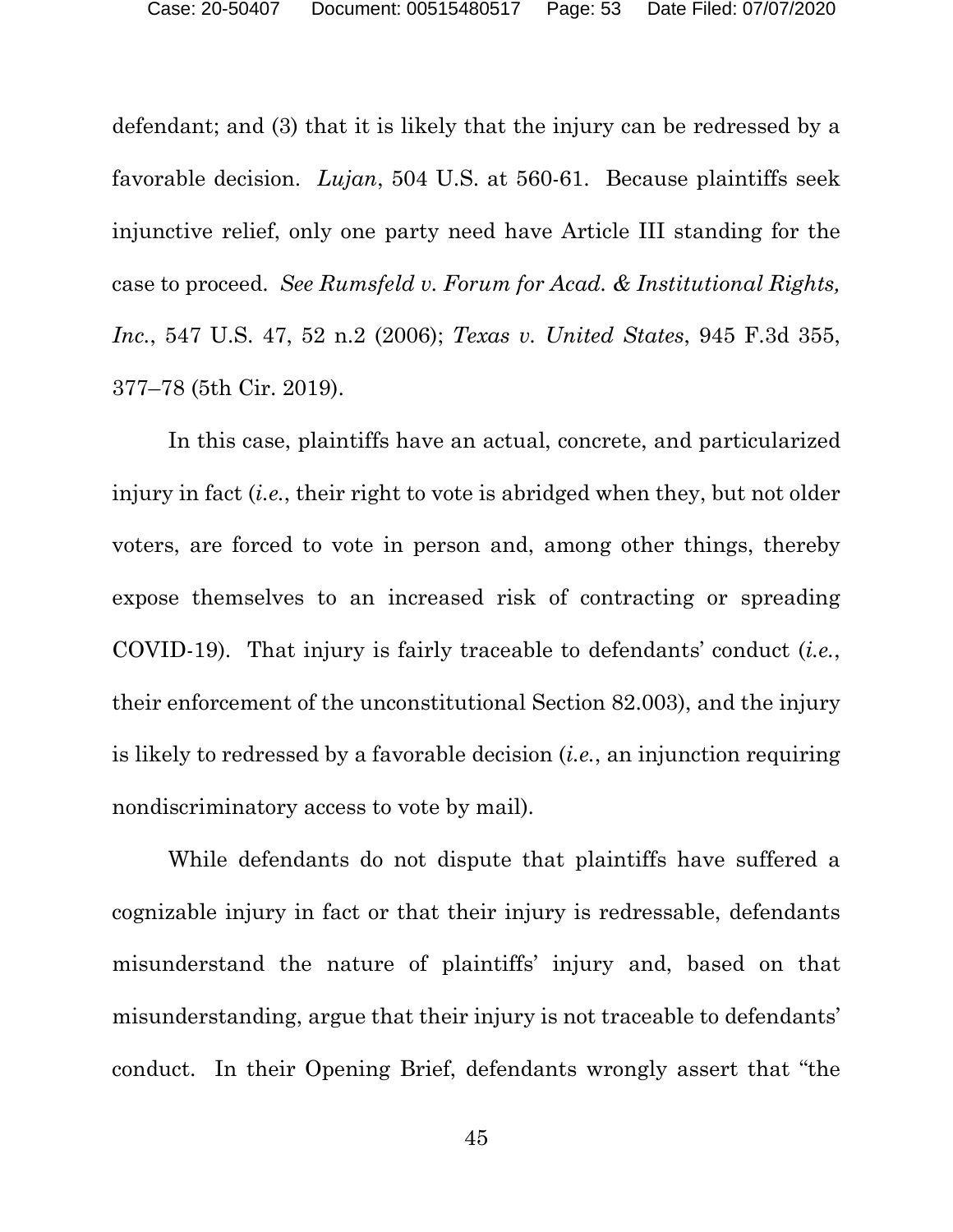defendant; and (3) that it is likely that the injury can be redressed by a favorable decision. *Lujan*, 504 U.S. at 560-61. Because plaintiffs seek injunctive relief, only one party need have Article III standing for the case to proceed. *See Rumsfeld v. Forum for Acad. & Institutional Rights, Inc.*, 547 U.S. 47, 52 n.2 (2006); *Texas v. United States*, 945 F.3d 355, 377–78 (5th Cir. 2019).

In this case, plaintiffs have an actual, concrete, and particularized injury in fact (*i.e.*, their right to vote is abridged when they, but not older voters, are forced to vote in person and, among other things, thereby expose themselves to an increased risk of contracting or spreading COVID-19). That injury is fairly traceable to defendants' conduct (*i.e.*, their enforcement of the unconstitutional Section 82.003), and the injury is likely to redressed by a favorable decision (*i.e.*, an injunction requiring nondiscriminatory access to vote by mail).

While defendants do not dispute that plaintiffs have suffered a cognizable injury in fact or that their injury is redressable, defendants misunderstand the nature of plaintiffs' injury and, based on that misunderstanding, argue that their injury is not traceable to defendants' conduct. In their Opening Brief, defendants wrongly assert that "the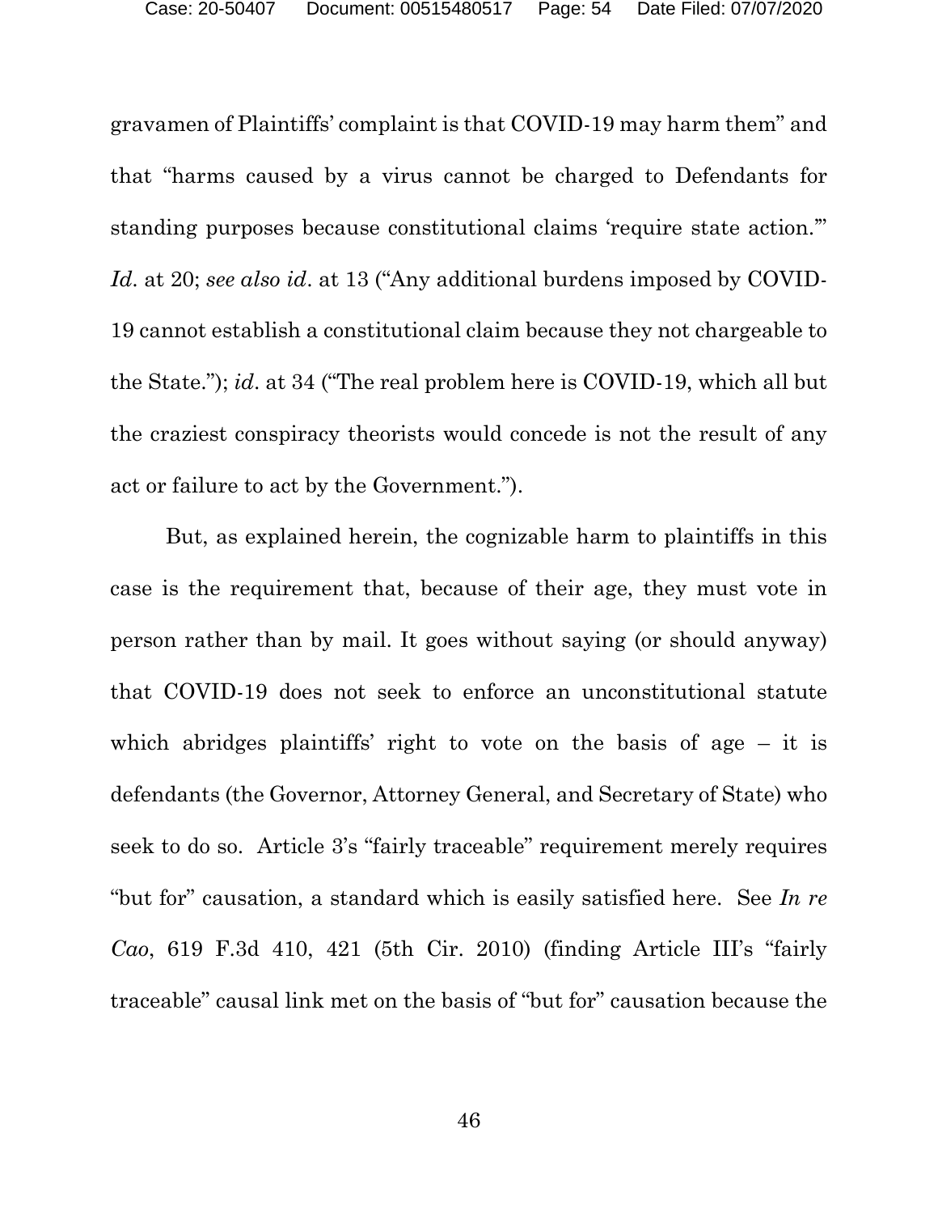gravamen of Plaintiffs' complaint is that COVID-19 may harm them" and that "harms caused by a virus cannot be charged to Defendants for standing purposes because constitutional claims 'require state action.'" *Id*. at 20; *see also id*. at 13 ("Any additional burdens imposed by COVID-19 cannot establish a constitutional claim because they not chargeable to the State."); *id*. at 34 ("The real problem here is COVID-19, which all but the craziest conspiracy theorists would concede is not the result of any act or failure to act by the Government.").

But, as explained herein, the cognizable harm to plaintiffs in this case is the requirement that, because of their age, they must vote in person rather than by mail. It goes without saying (or should anyway) that COVID-19 does not seek to enforce an unconstitutional statute which abridges plaintiffs' right to vote on the basis of age – it is defendants (the Governor, Attorney General, and Secretary of State) who seek to do so. Article 3's "fairly traceable" requirement merely requires "but for" causation, a standard which is easily satisfied here. See *In re Cao*, 619 F.3d 410, 421 (5th Cir. 2010) (finding Article III's "fairly traceable" causal link met on the basis of "but for" causation because the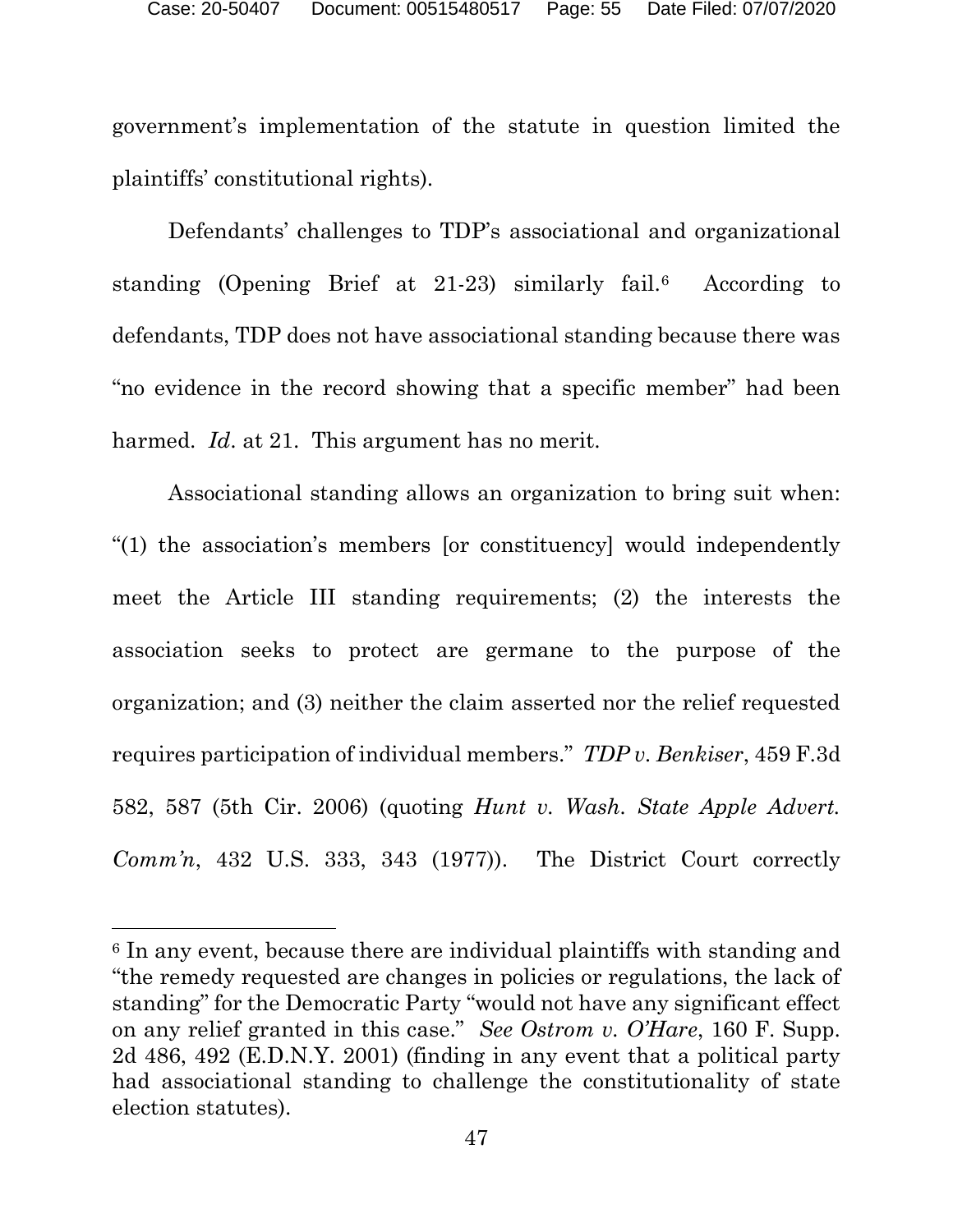government's implementation of the statute in question limited the plaintiffs' constitutional rights).

Defendants' challenges to TDP's associational and organizational standing (Opening Brief at 21-23) similarly fail.[6] According to defendants, TDP does not have associational standing because there was "no evidence in the record showing that a specific member" had been harmed. *Id*. at 21. This argument has no merit.

Associational standing allows an organization to bring suit when: "(1) the association's members [or constituency] would independently meet the Article III standing requirements; (2) the interests the association seeks to protect are germane to the purpose of the organization; and (3) neither the claim asserted nor the relief requested requires participation of individual members." *TDP v. Benkiser*, 459 F.3d 582, 587 (5th Cir. 2006) (quoting *Hunt v. Wash. State Apple Advert. Comm'n*, 432 U.S. 333, 343 (1977)). The District Court correctly

[6] In any event, because there are individual plaintiffs with standing and "the remedy requested are changes in policies or regulations, the lack of standing" for the Democratic Party "would not have any significant effect on any relief granted in this case." *See Ostrom v. O'Hare*, 160 F. Supp. 2d 486, 492 (E.D.N.Y. 2001) (finding in any event that a political party had associational standing to challenge the constitutionality of state election statutes).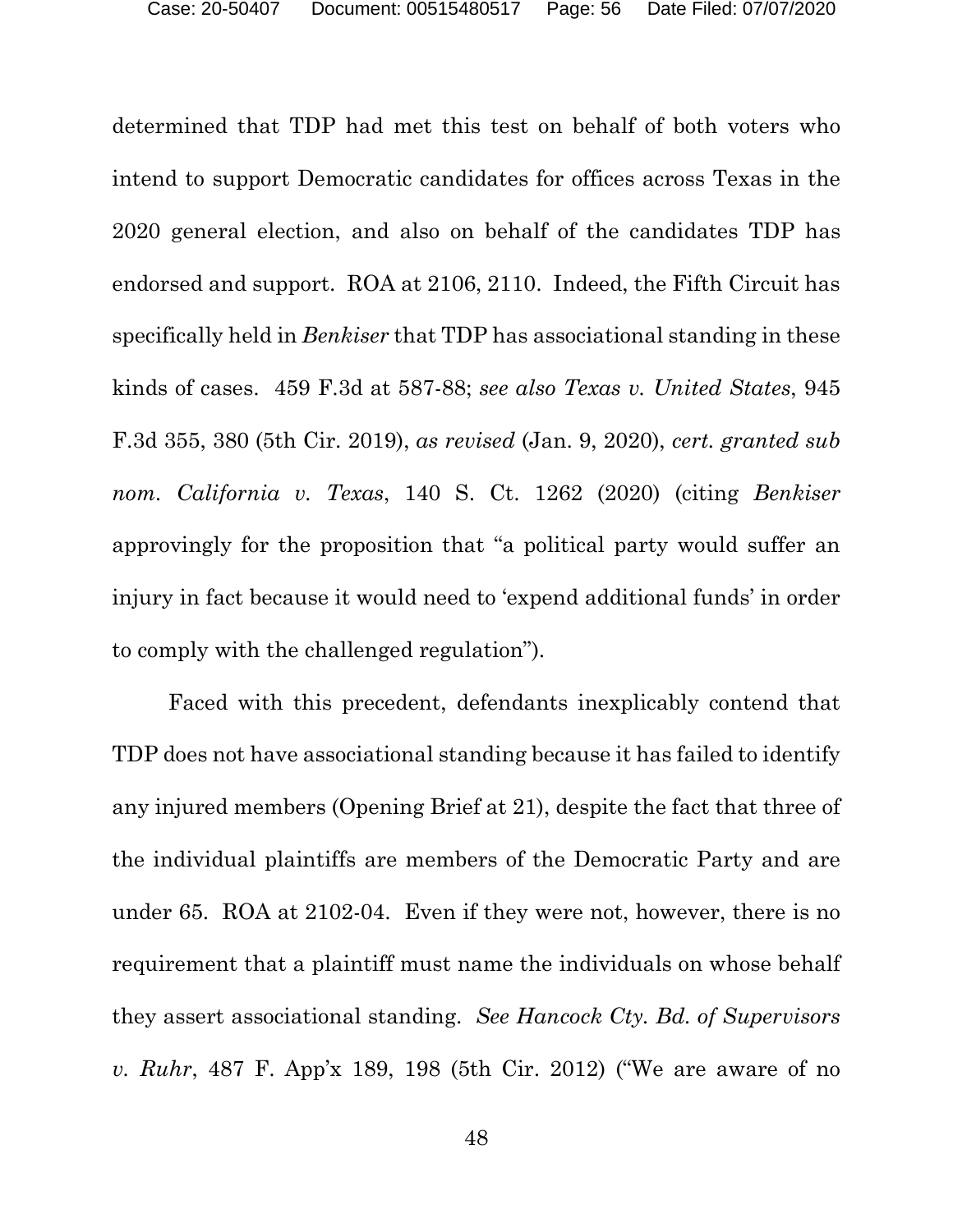determined that TDP had met this test on behalf of both voters who intend to support Democratic candidates for offices across Texas in the 2020 general election, and also on behalf of the candidates TDP has endorsed and support. ROA at 2106, 2110. Indeed, the Fifth Circuit has specifically held in *Benkiser* that TDP has associational standing in these kinds of cases. 459 F.3d at 587-88; *see also Texas v. United States*, 945 F.3d 355, 380 (5th Cir. 2019), *as revised* (Jan. 9, 2020), *cert. granted sub nom. California v. Texas*, 140 S. Ct. 1262 (2020) (citing *Benkiser* approvingly for the proposition that "a political party would suffer an injury in fact because it would need to 'expend additional funds' in order to comply with the challenged regulation").

Faced with this precedent, defendants inexplicably contend that TDP does not have associational standing because it has failed to identify any injured members (Opening Brief at 21), despite the fact that three of the individual plaintiffs are members of the Democratic Party and are under 65. ROA at 2102-04. Even if they were not, however, there is no requirement that a plaintiff must name the individuals on whose behalf they assert associational standing. *See Hancock Cty. Bd. of Supervisors v. Ruhr*, 487 F. App'x 189, 198 (5th Cir. 2012) ("We are aware of no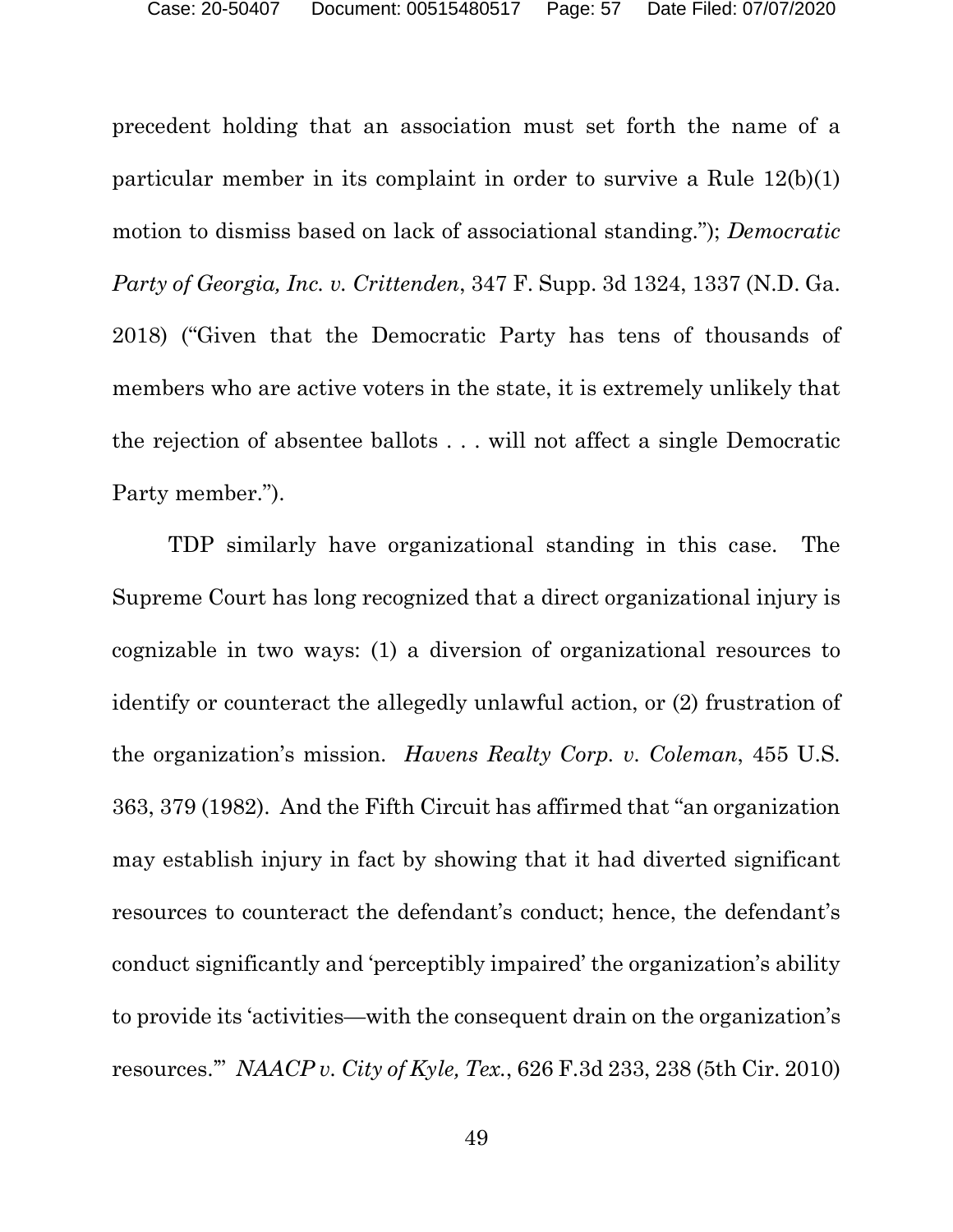precedent holding that an association must set forth the name of a particular member in its complaint in order to survive a Rule 12(b)(1) motion to dismiss based on lack of associational standing."); *Democratic Party of Georgia, Inc. v. Crittenden*, 347 F. Supp. 3d 1324, 1337 (N.D. Ga. 2018) ("Given that the Democratic Party has tens of thousands of members who are active voters in the state, it is extremely unlikely that the rejection of absentee ballots . . . will not affect a single Democratic Party member.").

TDP similarly have organizational standing in this case. The Supreme Court has long recognized that a direct organizational injury is cognizable in two ways: (1) a diversion of organizational resources to identify or counteract the allegedly unlawful action, or (2) frustration of the organization's mission. *Havens Realty Corp. v. Coleman*, 455 U.S. 363, 379 (1982). And the Fifth Circuit has affirmed that "an organization may establish injury in fact by showing that it had diverted significant resources to counteract the defendant's conduct; hence, the defendant's conduct significantly and 'perceptibly impaired' the organization's ability to provide its 'activities—with the consequent drain on the organization's resources.'" *NAACP v. City of Kyle, Tex.*, 626 F.3d 233, 238 (5th Cir. 2010)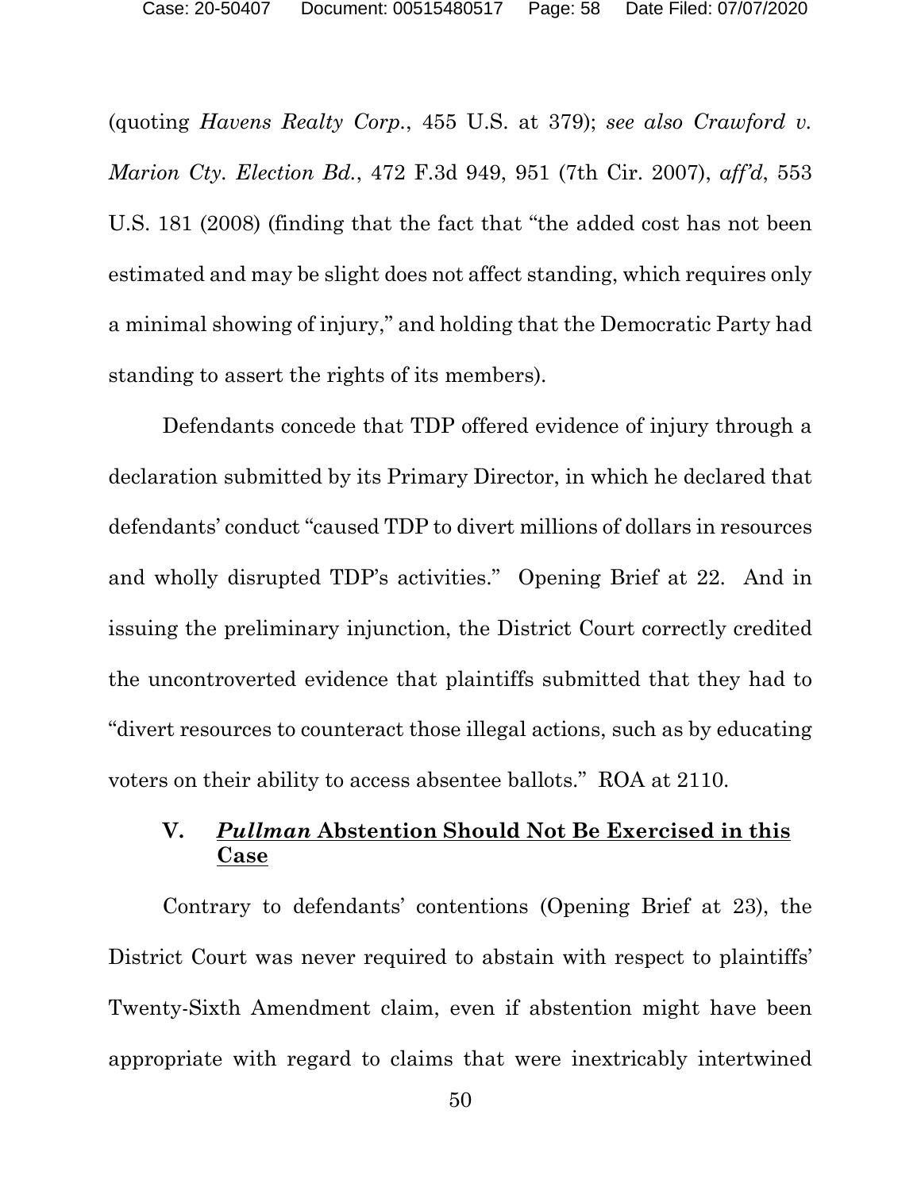(quoting *Havens Realty Corp.*, 455 U.S. at 379); *see also Crawford v. Marion Cty. Election Bd.*, 472 F.3d 949, 951 (7th Cir. 2007), *aff'd*, 553 U.S. 181 (2008) (finding that the fact that "the added cost has not been estimated and may be slight does not affect standing, which requires only a minimal showing of injury," and holding that the Democratic Party had standing to assert the rights of its members).

Defendants concede that TDP offered evidence of injury through a declaration submitted by its Primary Director, in which he declared that defendants' conduct "caused TDP to divert millions of dollars in resources and wholly disrupted TDP's activities." Opening Brief at 22. And in issuing the preliminary injunction, the District Court correctly credited the uncontroverted evidence that plaintiffs submitted that they had to "divert resources to counteract those illegal actions, such as by educating voters on their ability to access absentee ballots." ROA at 2110.

## V. *Pullman* Abstention Should Not Be Exercised in this Case

Contrary to defendants' contentions (Opening Brief at 23), the District Court was never required to abstain with respect to plaintiffs' Twenty-Sixth Amendment claim, even if abstention might have been appropriate with regard to claims that were inextricably intertwined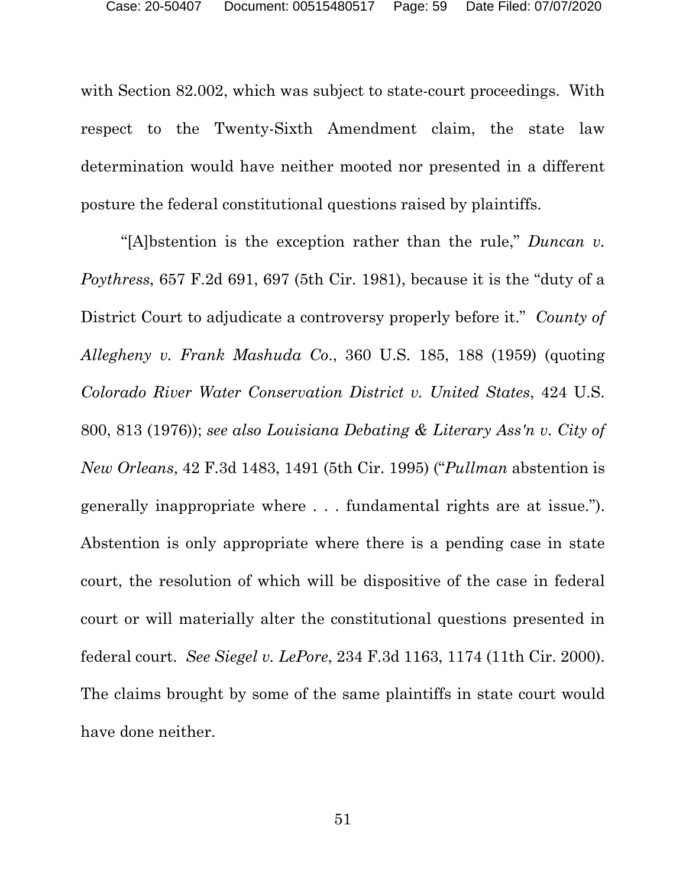with Section 82.002, which was subject to state-court proceedings. With respect to the Twenty-Sixth Amendment claim, the state law determination would have neither mooted nor presented in a different posture the federal constitutional questions raised by plaintiffs.

"[A]bstention is the exception rather than the rule," *Duncan v. Poythress*, 657 F.2d 691, 697 (5th Cir. 1981), because it is the "duty of a District Court to adjudicate a controversy properly before it." *County of Allegheny v. Frank Mashuda Co.*, 360 U.S. 185, 188 (1959) (quoting *Colorado River Water Conservation District v. United States*, 424 U.S. 800, 813 (1976)); *see also Louisiana Debating & Literary Ass'n v. City of New Orleans*, 42 F.3d 1483, 1491 (5th Cir. 1995) ("*Pullman* abstention is generally inappropriate where . . . fundamental rights are at issue."). Abstention is only appropriate where there is a pending case in state court, the resolution of which will be dispositive of the case in federal court or will materially alter the constitutional questions presented in federal court. *See Siegel v. LePore*, 234 F.3d 1163, 1174 (11th Cir. 2000). The claims brought by some of the same plaintiffs in state court would have done neither.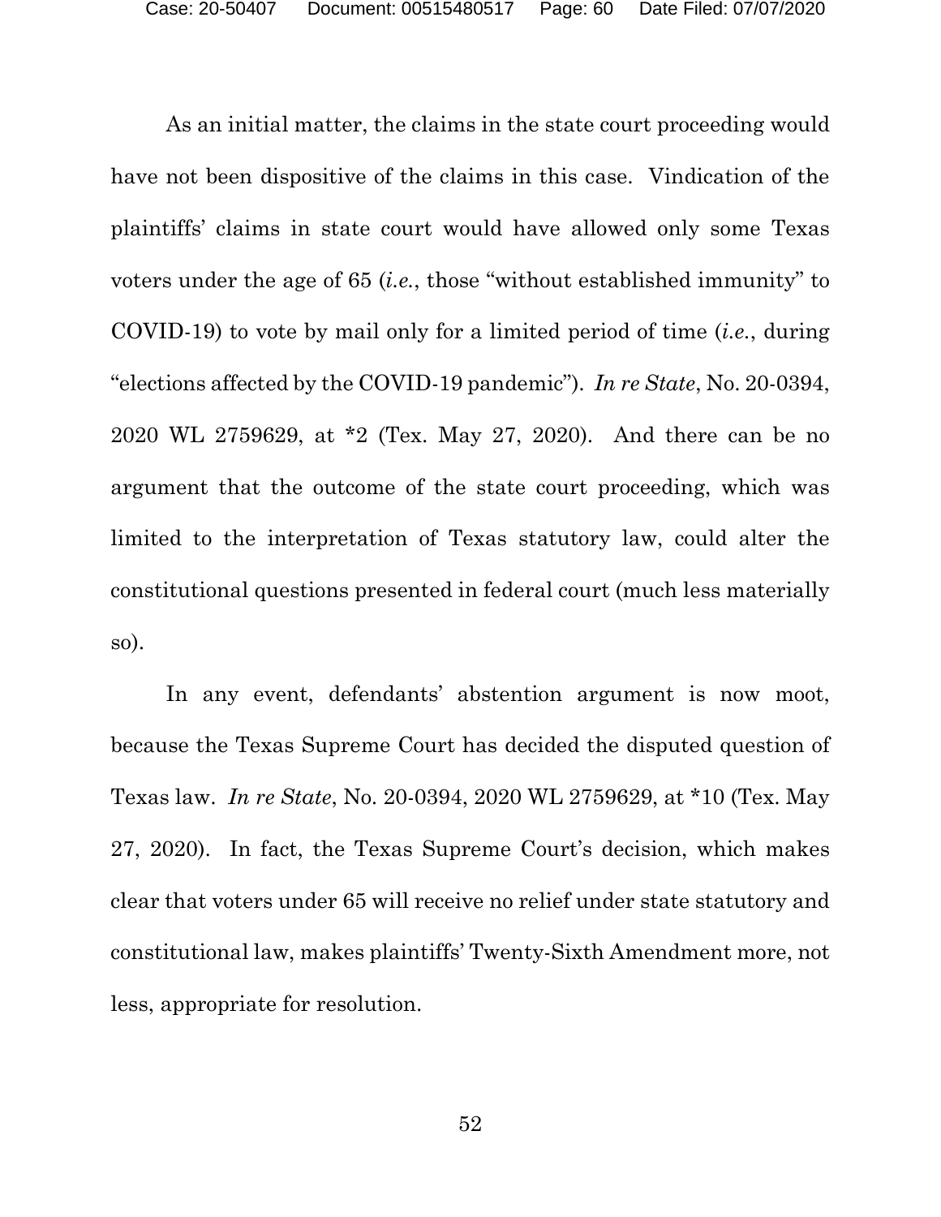As an initial matter, the claims in the state court proceeding would have not been dispositive of the claims in this case. Vindication of the plaintiffs' claims in state court would have allowed only some Texas voters under the age of 65 (*i.e.*, those "without established immunity" to COVID-19) to vote by mail only for a limited period of time (*i.e.*, during "elections affected by the COVID-19 pandemic"). *In re State*, No. 20-0394, 2020 WL 2759629, at *2 (Tex. May 27, 2020). And there can be no argument that the outcome of the state court proceeding, which was limited to the interpretation of Texas statutory law, could alter the constitutional questions presented in federal court (much less materially so).

In any event, defendants' abstention argument is now moot, because the Texas Supreme Court has decided the disputed question of Texas law. *In re State*, No. 20-0394, 2020 WL 2759629, at *10 (Tex. May 27, 2020). In fact, the Texas Supreme Court's decision, which makes clear that voters under 65 will receive no relief under state statutory and constitutional law, makes plaintiffs' Twenty-Sixth Amendment more, not less, appropriate for resolution.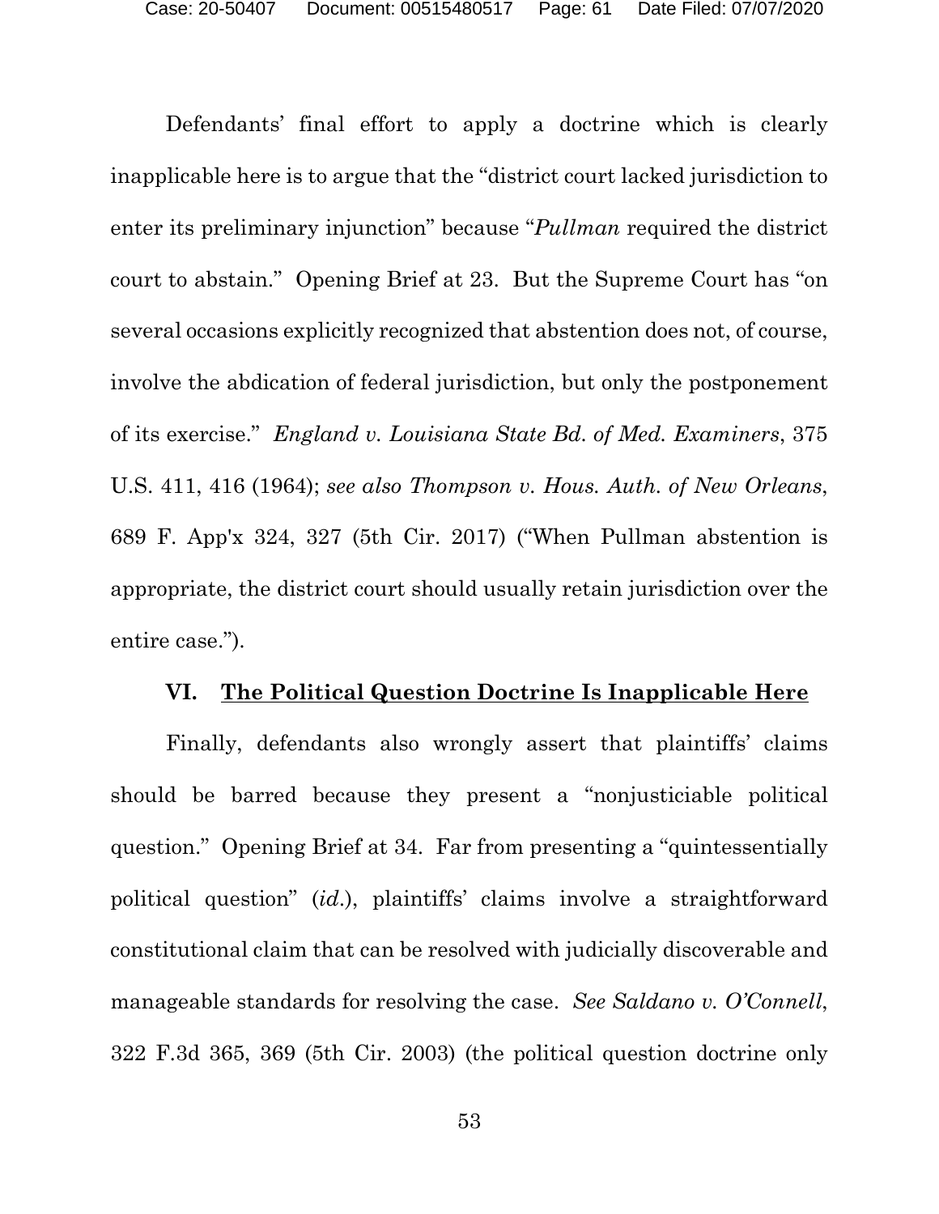Defendants' final effort to apply a doctrine which is clearly inapplicable here is to argue that the "district court lacked jurisdiction to enter its preliminary injunction" because "*Pullman* required the district court to abstain." Opening Brief at 23. But the Supreme Court has "on several occasions explicitly recognized that abstention does not, of course, involve the abdication of federal jurisdiction, but only the postponement of its exercise." *England v. Louisiana State Bd. of Med. Examiners*, 375 U.S. 411, 416 (1964); *see also Thompson v. Hous. Auth. of New Orleans*, 689 F. App'x 324, 327 (5th Cir. 2017) ("When Pullman abstention is appropriate, the district court should usually retain jurisdiction over the entire case.").

## VI. The Political Question Doctrine Is Inapplicable Here

Finally, defendants also wrongly assert that plaintiffs' claims should be barred because they present a "nonjusticiable political question." Opening Brief at 34. Far from presenting a "quintessentially political question" (*id.*), plaintiffs' claims involve a straightforward constitutional claim that can be resolved with judicially discoverable and manageable standards for resolving the case. *See Saldano v. O'Connell*, 322 F.3d 365, 369 (5th Cir. 2003) (the political question doctrine only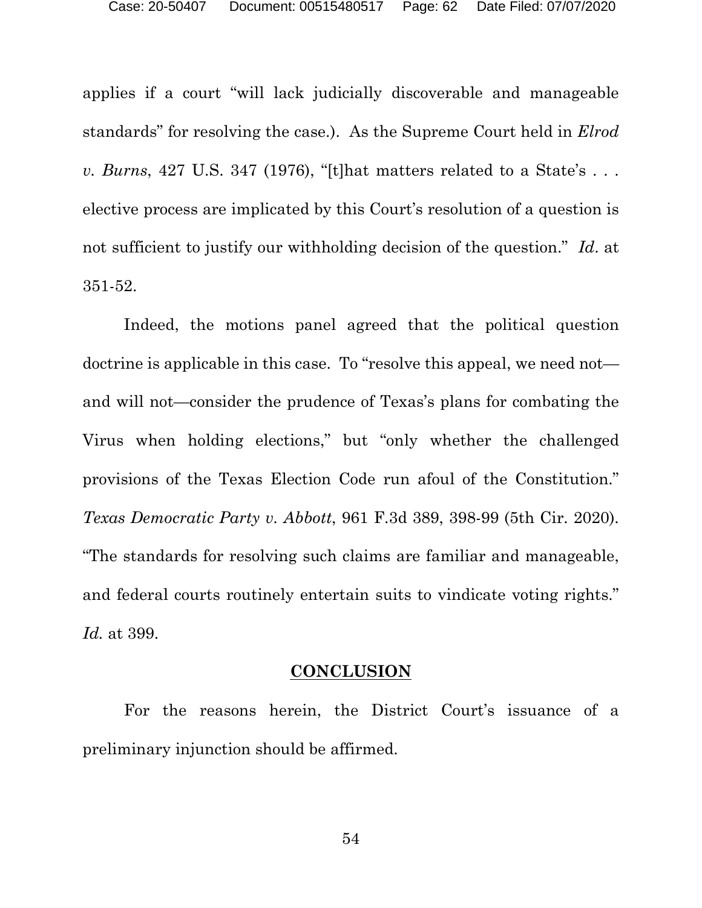applies if a court "will lack judicially discoverable and manageable standards" for resolving the case.). As the Supreme Court held in *Elrod v. Burns*, 427 U.S. 347 (1976), "[t]hat matters related to a State's . . . elective process are implicated by this Court's resolution of a question is not sufficient to justify our withholding decision of the question." *Id*. at 351-52.

Indeed, the motions panel agreed that the political question doctrine is applicable in this case. To "resolve this appeal, we need not—and will not—consider the prudence of Texas's plans for combating the Virus when holding elections," but "only whether the challenged provisions of the Texas Election Code run afoul of the Constitution." *Texas Democratic Party v. Abbott*, 961 F.3d 389, 398-99 (5th Cir. 2020). "The standards for resolving such claims are familiar and manageable, and federal courts routinely entertain suits to vindicate voting rights." *Id.* at 399.

## CONCLUSION

For the reasons herein, the District Court's issuance of a preliminary injunction should be affirmed.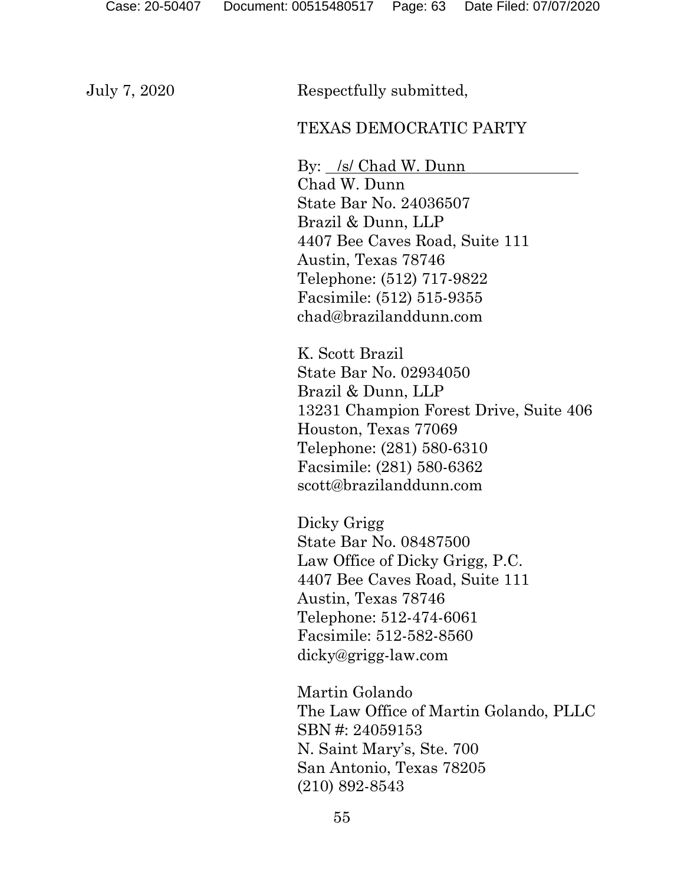July 7, 2020

Respectfully submitted,

TEXAS DEMOCRATIC PARTY

By: /s/ Chad W. Dunn
Chad W. Dunn
State Bar No. 24036507
Brazil & Dunn, LLP
4407 Bee Caves Road, Suite 111
Austin, Texas 78746
Telephone: (512) 717-9822
Facsimile: (512) 515-9355
chad@brazilanddunn.com

K. Scott Brazil
State Bar No. 02934050
Brazil & Dunn, LLP
13231 Champion Forest Drive, Suite 406
Houston, Texas 77069
Telephone: (281) 580-6310
Facsimile: (281) 580-6362
scott@brazilanddunn.com

Dicky Grigg
State Bar No. 08487500
Law Office of Dicky Grigg, P.C.
4407 Bee Caves Road, Suite 111
Austin, Texas 78746
Telephone: 512-474-6061
Facsimile: 512-582-8560
dicky@grigg-law.com

Martin Golando
The Law Office of Martin Golando, PLLC
SBN #: 24059153
N. Saint Mary's, Ste. 700
San Antonio, Texas 78205
(210) 892-8543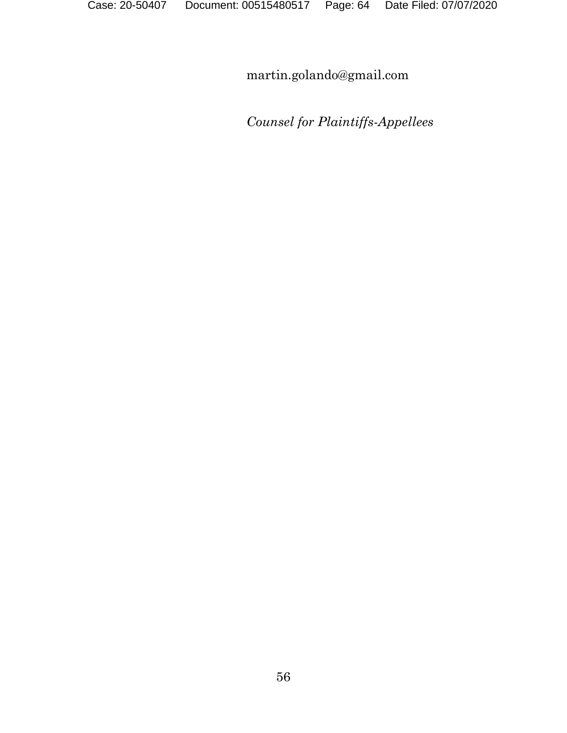martin.golando@gmail.com

*Counsel for Plaintiffs-Appellees*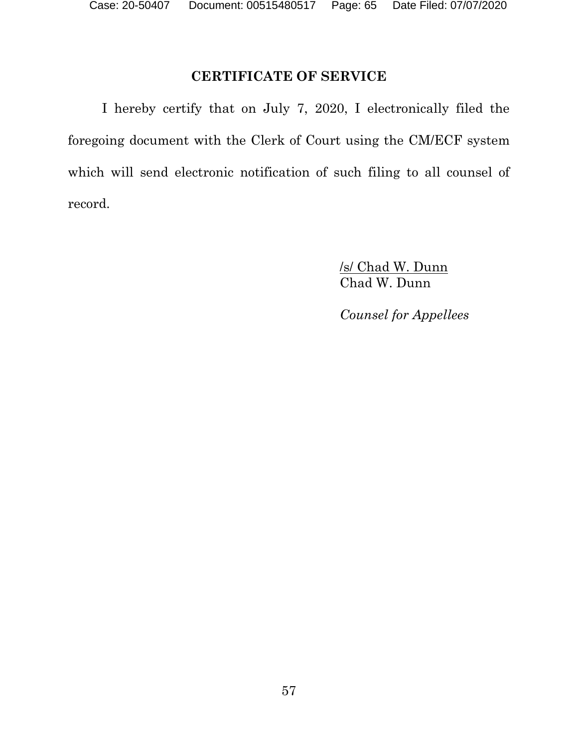## CERTIFICATE OF SERVICE

I hereby certify that on July 7, 2020, I electronically filed the foregoing document with the Clerk of Court using the CM/ECF system which will send electronic notification of such filing to all counsel of record.

/s/ Chad W. Dunn
Chad W. Dunn

*Counsel for Appellees*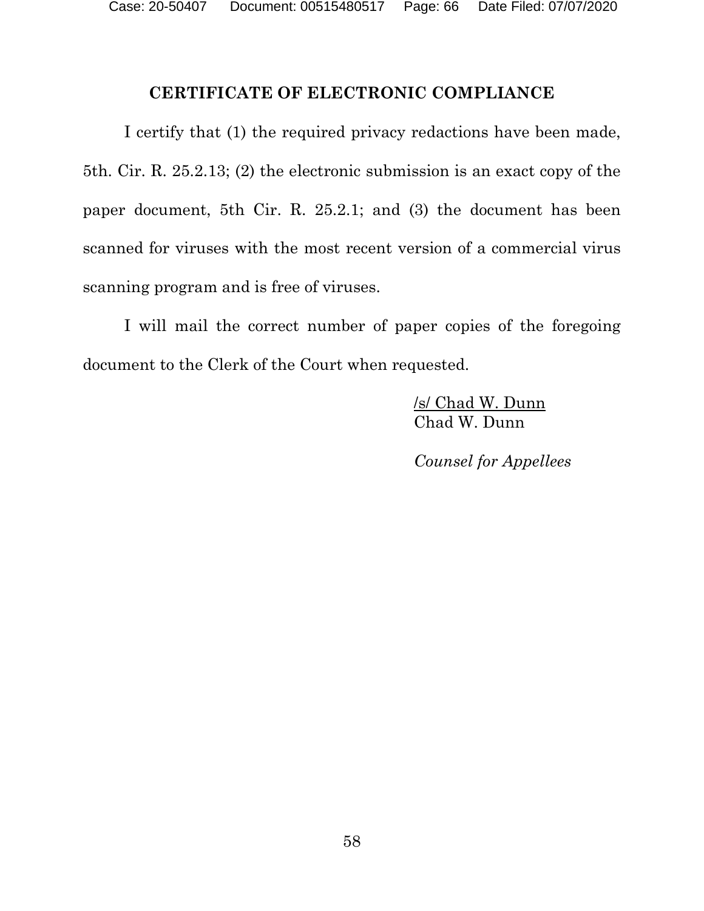## CERTIFICATE OF ELECTRONIC COMPLIANCE

I certify that (1) the required privacy redactions have been made, 5th. Cir. R. 25.2.13; (2) the electronic submission is an exact copy of the paper document, 5th Cir. R. 25.2.1; and (3) the document has been scanned for viruses with the most recent version of a commercial virus scanning program and is free of viruses.

I will mail the correct number of paper copies of the foregoing document to the Clerk of the Court when requested.

/s/ Chad W. Dunn
Chad W. Dunn

*Counsel for Appellees*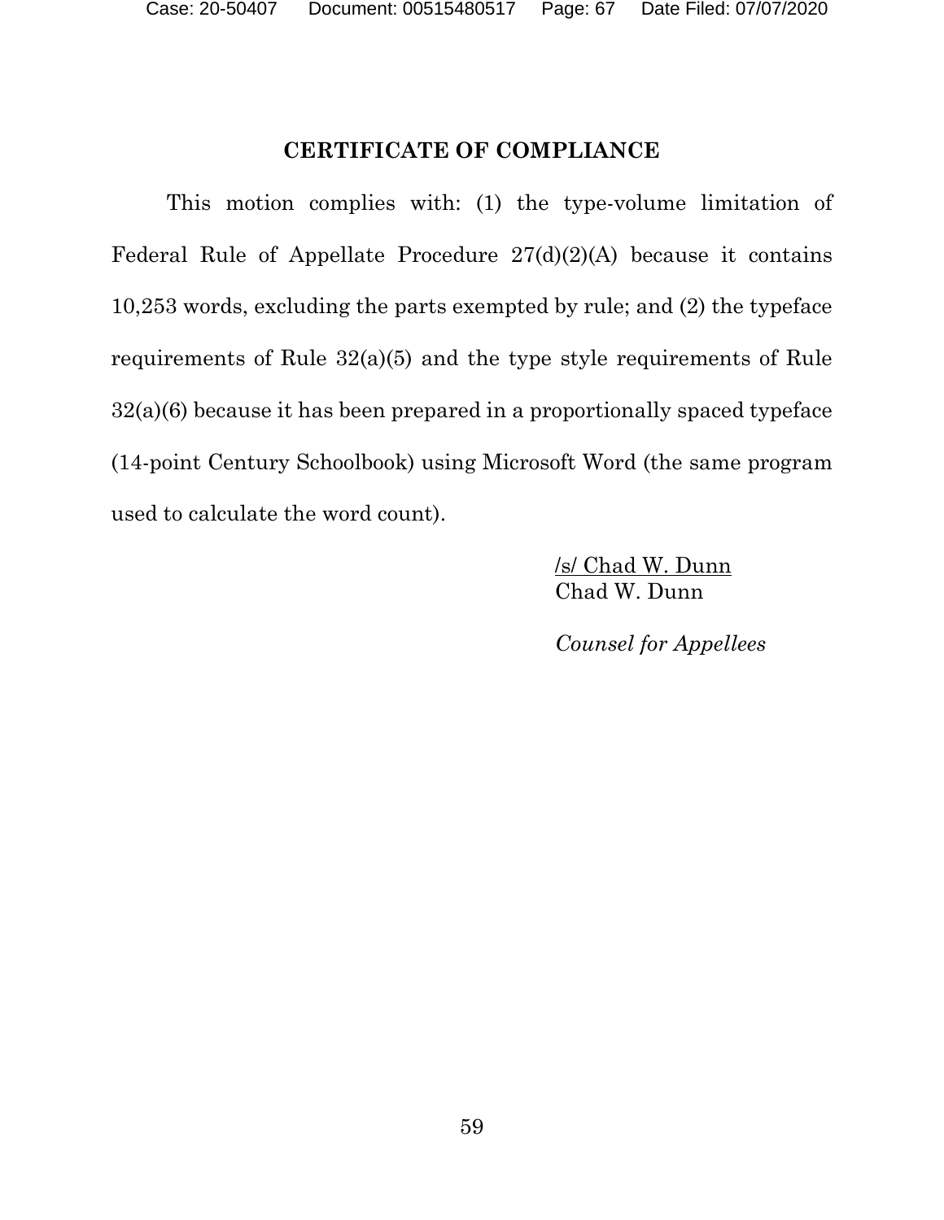## CERTIFICATE OF COMPLIANCE

This motion complies with: (1) the type-volume limitation of Federal Rule of Appellate Procedure 27(d)(2)(A) because it contains 10,253 words, excluding the parts exempted by rule; and (2) the typeface requirements of Rule 32(a)(5) and the type style requirements of Rule 32(a)(6) because it has been prepared in a proportionally spaced typeface (14-point Century Schoolbook) using Microsoft Word (the same program used to calculate the word count).

/s/ Chad W. Dunn
Chad W. Dunn

*Counsel for Appellees*